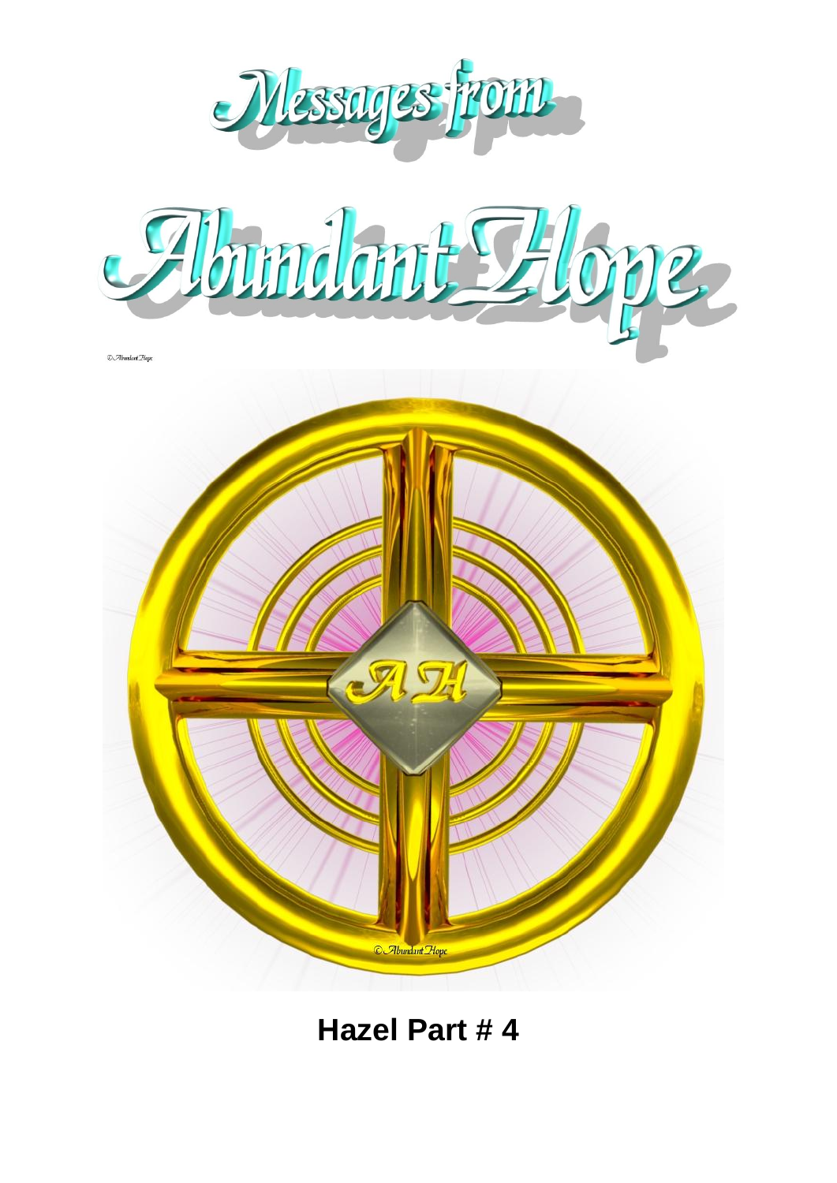# Messages from Abundant Hope

© Abundant Hope

© Abundant Hope

## Hazel Part # 4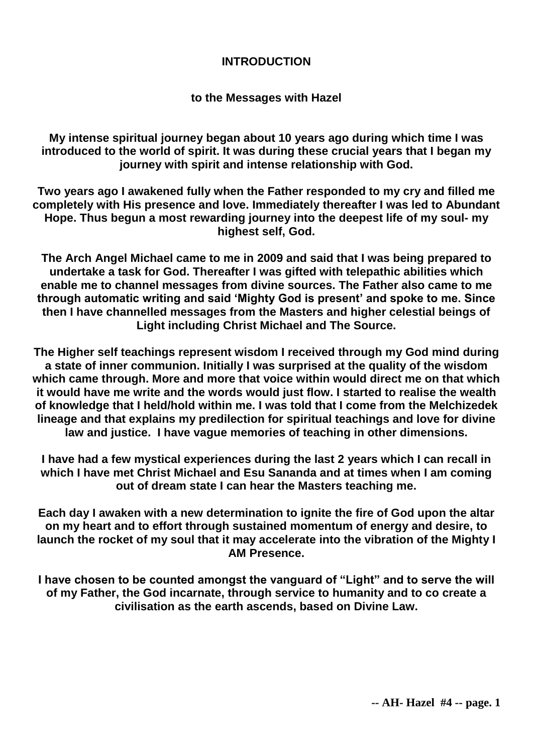# INTRODUCTION

## to the Messages with Hazel

**My intense spiritual journey began about 10 years ago during which time I was introduced to the world of spirit. It was during these crucial years that I began my journey with spirit and intense relationship with God.**

**Two years ago I awakened fully when the Father responded to my cry and filled me completely with His presence and love. Immediately thereafter I was led to Abundant Hope. Thus begun a most rewarding journey into the deepest life of my soul- my highest self, God.**

**The Arch Angel Michael came to me in 2009 and said that I was being prepared to undertake a task for God. Thereafter I was gifted with telepathic abilities which enable me to channel messages from divine sources. The Father also came to me through automatic writing and said 'Mighty God is present' and spoke to me. Since then I have channelled messages from the Masters and higher celestial beings of Light including Christ Michael and The Source.**

**The Higher self teachings represent wisdom I received through my God mind during a state of inner communion. Initially I was surprised at the quality of the wisdom which came through. More and more that voice within would direct me on that which it would have me write and the words would just flow. I started to realise the wealth of knowledge that I held/hold within me. I was told that I come from the Melchizedek lineage and that explains my predilection for spiritual teachings and love for divine law and justice. I have vague memories of teaching in other dimensions.**

**I have had a few mystical experiences during the last 2 years which I can recall in which I have met Christ Michael and Esu Sananda and at times when I am coming out of dream state I can hear the Masters teaching me.**

**Each day I awaken with a new determination to ignite the fire of God upon the altar on my heart and to effort through sustained momentum of energy and desire, to launch the rocket of my soul that it may accelerate into the vibration of the Mighty I AM Presence.**

**I have chosen to be counted amongst the vanguard of "Light" and to serve the will of my Father, the God incarnate, through service to humanity and to co create a civilisation as the earth ascends, based on Divine Law.**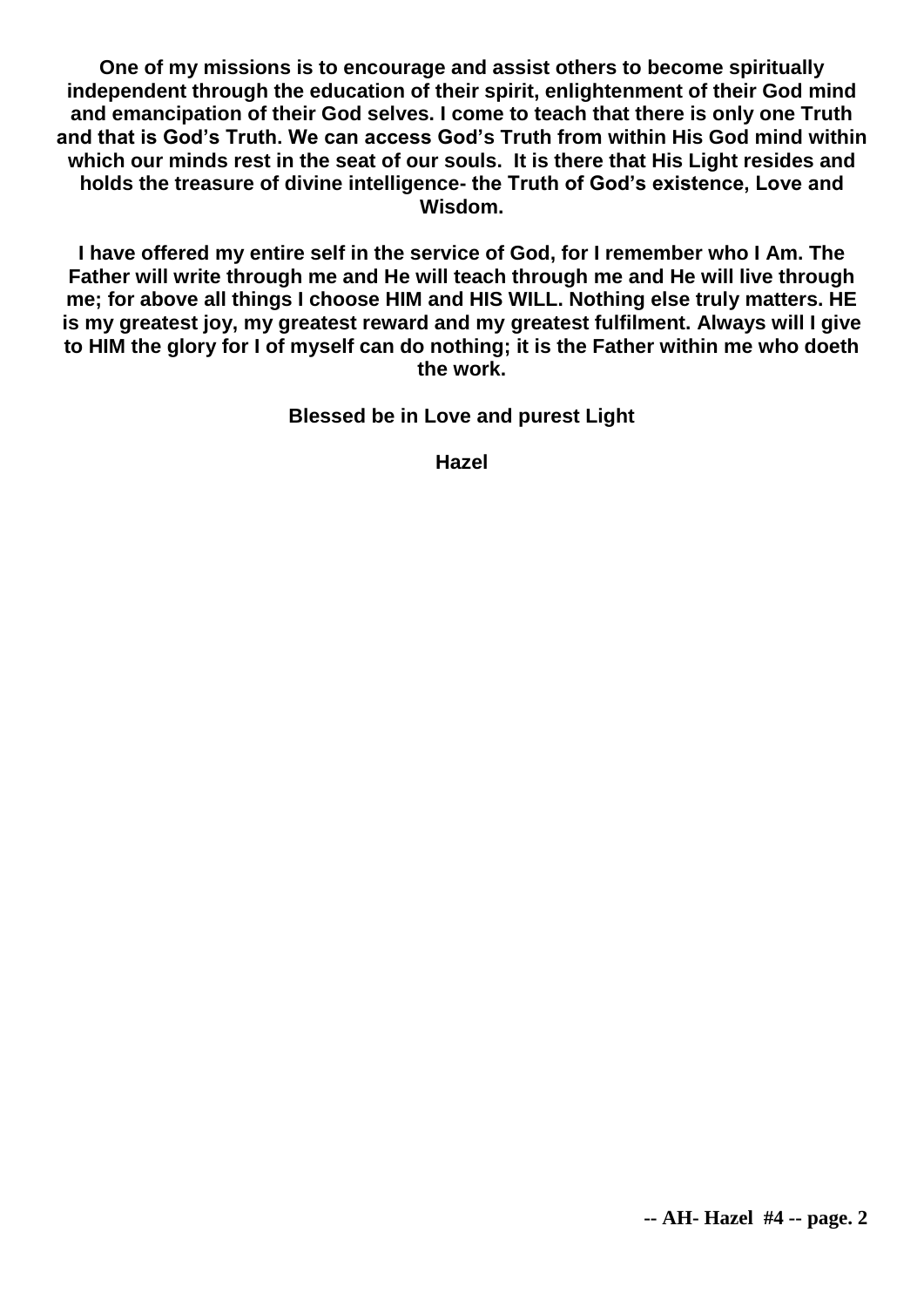**One of my missions is to encourage and assist others to become spiritually independent through the education of their spirit, enlightenment of their God mind and emancipation of their God selves. I come to teach that there is only one Truth and that is God's Truth. We can access God's Truth from within His God mind within which our minds rest in the seat of our souls. It is there that His Light resides and holds the treasure of divine intelligence- the Truth of God's existence, Love and Wisdom.**

**I have offered my entire self in the service of God, for I remember who I Am. The Father will write through me and He will teach through me and He will live through me; for above all things I choose HIM and HIS WILL. Nothing else truly matters. HE is my greatest joy, my greatest reward and my greatest fulfilment. Always will I give to HIM the glory for I of myself can do nothing; it is the Father within me who doeth the work.**

**Blessed be in Love and purest Light**

**Hazel**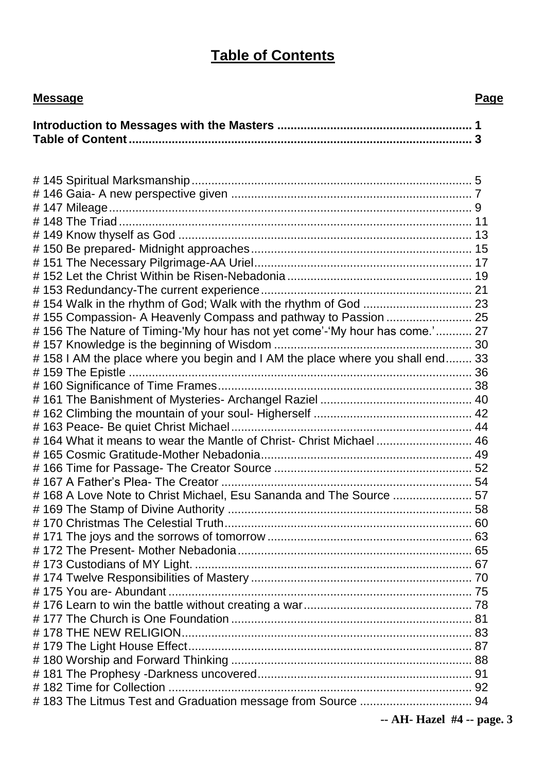# Table of Contents

| Message | Page |
|---|---|
| **Introduction to Messages with the Masters** | **1** |
| **Table of Content** | **3** |
| # 145 Spiritual Marksmanship | 5 |
| # 146 Gaia- A new perspective given | 7 |
| # 147 Mileage | 9 |
| # 148 The Triad | 11 |
| # 149 Know thyself as God | 13 |
| # 150 Be prepared- Midnight approaches | 15 |
| # 151 The Necessary Pilgrimage-AA Uriel | 17 |
| # 152 Let the Christ Within be Risen-Nebadonia | 19 |
| # 153 Redundancy-The current experience | 21 |
| # 154 Walk in the rhythm of God; Walk with the rhythm of God | 23 |
| # 155 Compassion- A Heavenly Compass and pathway to Passion | 25 |
| # 156 The Nature of Timing-'My hour has not yet come'-'My hour has come.' | 27 |
| # 157 Knowledge is the beginning of Wisdom | 30 |
| # 158 I AM the place where you begin and I AM the place where you shall end | 33 |
| # 159 The Epistle | 36 |
| # 160 Significance of Time Frames | 38 |
| # 161 The Banishment of Mysteries- Archangel Raziel | 40 |
| # 162 Climbing the mountain of your soul- Higherself | 42 |
| # 163 Peace- Be quiet Christ Michael | 44 |
| # 164 What it means to wear the Mantle of Christ- Christ Michael | 46 |
| # 165 Cosmic Gratitude-Mother Nebadonia | 49 |
| # 166 Time for Passage- The Creator Source | 52 |
| # 167 A Father's Plea- The Creator | 54 |
| # 168 A Love Note to Christ Michael, Esu Sananda and The Source | 57 |
| # 169 The Stamp of Divine Authority | 58 |
| # 170 Christmas The Celestial Truth | 60 |
| # 171 The joys and the sorrows of tomorrow | 63 |
| # 172 The Present- Mother Nebadonia | 65 |
| # 173 Custodians of MY Light. | 67 |
| # 174 Twelve Responsibilities of Mastery | 70 |
| # 175 You are- Abundant | 75 |
| # 176 Learn to win the battle without creating a war | 78 |
| # 177 The Church is One Foundation | 81 |
| # 178 THE NEW RELIGION | 83 |
| # 179 The Light House Effect | 87 |
| # 180 Worship and Forward Thinking | 88 |
| # 181 The Prophesy -Darkness uncovered | 91 |
| # 182 Time for Collection | 92 |
| # 183 The Litmus Test and Graduation message from Source | 94 |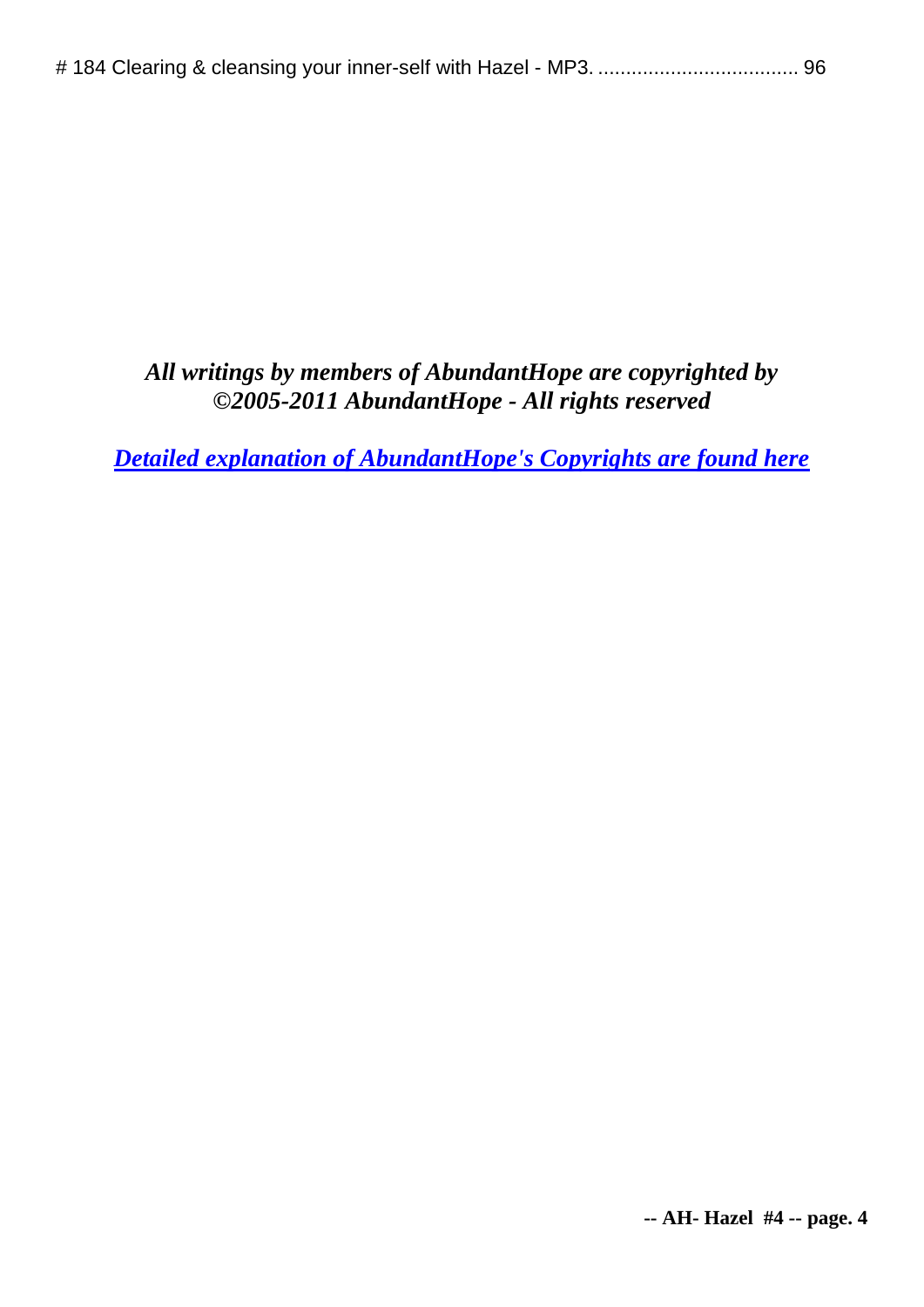# 184 Clearing & cleansing your inner-self with Hazel - MP3. .................................... 96

***All writings by members of AbundantHope are copyrighted by ©2005-2011 AbundantHope - All rights reserved***

***Detailed explanation of AbundantHope's Copyrights are found here***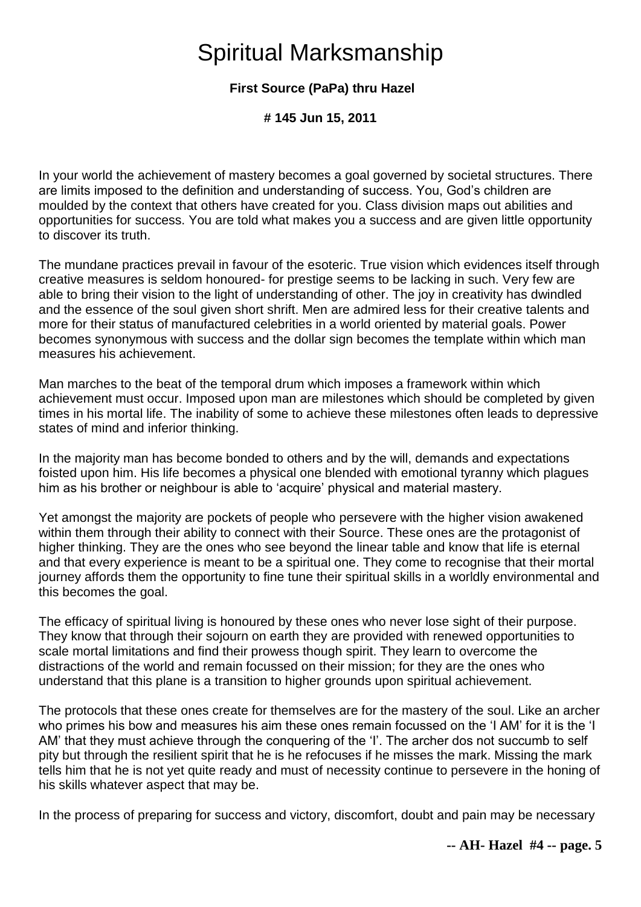# Spiritual Marksmanship

**First Source (PaPa) thru Hazel**

**# 145 Jun 15, 2011**

In your world the achievement of mastery becomes a goal governed by societal structures. There are limits imposed to the definition and understanding of success. You, God's children are moulded by the context that others have created for you. Class division maps out abilities and opportunities for success. You are told what makes you a success and are given little opportunity to discover its truth.

The mundane practices prevail in favour of the esoteric. True vision which evidences itself through creative measures is seldom honoured- for prestige seems to be lacking in such. Very few are able to bring their vision to the light of understanding of other. The joy in creativity has dwindled and the essence of the soul given short shrift. Men are admired less for their creative talents and more for their status of manufactured celebrities in a world oriented by material goals. Power becomes synonymous with success and the dollar sign becomes the template within which man measures his achievement.

Man marches to the beat of the temporal drum which imposes a framework within which achievement must occur. Imposed upon man are milestones which should be completed by given times in his mortal life. The inability of some to achieve these milestones often leads to depressive states of mind and inferior thinking.

In the majority man has become bonded to others and by the will, demands and expectations foisted upon him. His life becomes a physical one blended with emotional tyranny which plagues him as his brother or neighbour is able to 'acquire' physical and material mastery.

Yet amongst the majority are pockets of people who persevere with the higher vision awakened within them through their ability to connect with their Source. These ones are the protagonist of higher thinking. They are the ones who see beyond the linear table and know that life is eternal and that every experience is meant to be a spiritual one. They come to recognise that their mortal journey affords them the opportunity to fine tune their spiritual skills in a worldly environmental and this becomes the goal.

The efficacy of spiritual living is honoured by these ones who never lose sight of their purpose. They know that through their sojourn on earth they are provided with renewed opportunities to scale mortal limitations and find their prowess though spirit. They learn to overcome the distractions of the world and remain focussed on their mission; for they are the ones who understand that this plane is a transition to higher grounds upon spiritual achievement.

The protocols that these ones create for themselves are for the mastery of the soul. Like an archer who primes his bow and measures his aim these ones remain focussed on the 'I AM' for it is the 'I AM' that they must achieve through the conquering of the 'I'. The archer dos not succumb to self pity but through the resilient spirit that he is he refocuses if he misses the mark. Missing the mark tells him that he is not yet quite ready and must of necessity continue to persevere in the honing of his skills whatever aspect that may be.

In the process of preparing for success and victory, discomfort, doubt and pain may be necessary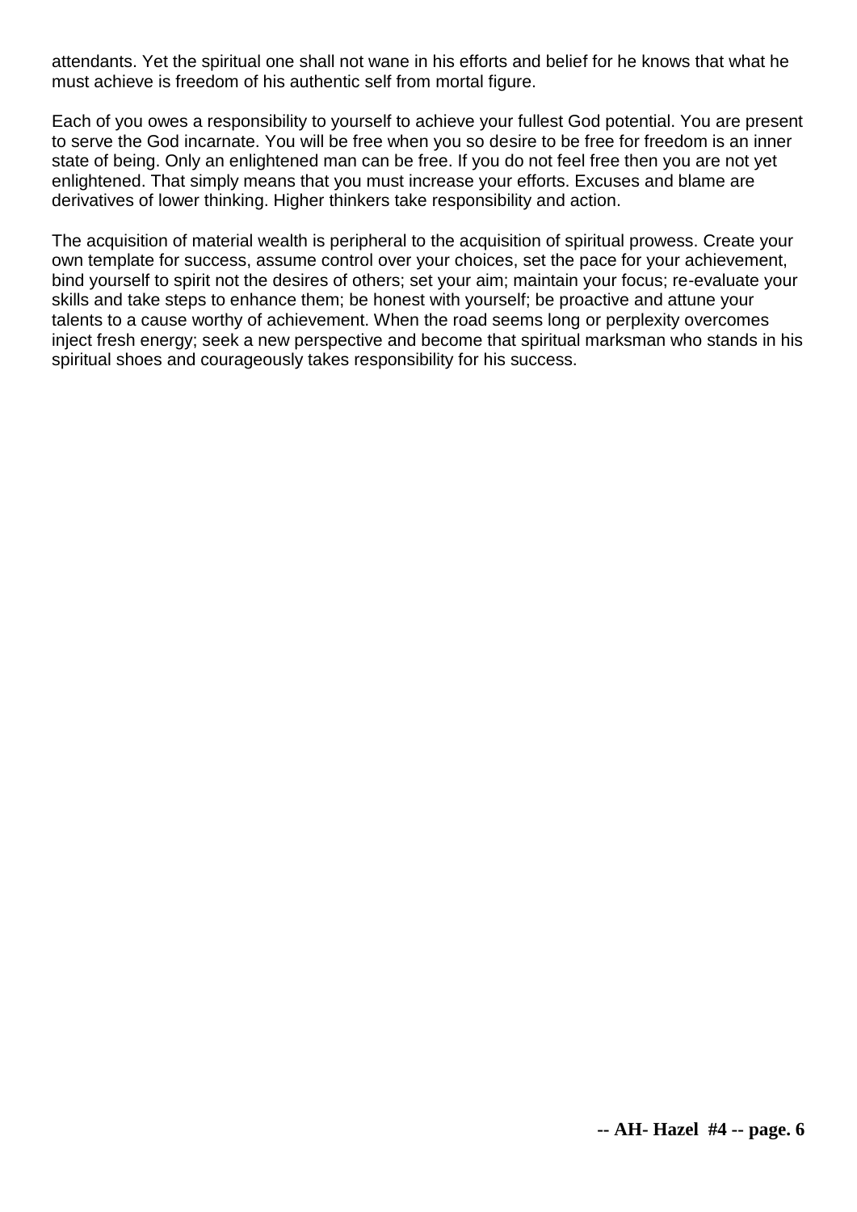attendants. Yet the spiritual one shall not wane in his efforts and belief for he knows that what he must achieve is freedom of his authentic self from mortal figure.

Each of you owes a responsibility to yourself to achieve your fullest God potential. You are present to serve the God incarnate. You will be free when you so desire to be free for freedom is an inner state of being. Only an enlightened man can be free. If you do not feel free then you are not yet enlightened. That simply means that you must increase your efforts. Excuses and blame are derivatives of lower thinking. Higher thinkers take responsibility and action.

The acquisition of material wealth is peripheral to the acquisition of spiritual prowess. Create your own template for success, assume control over your choices, set the pace for your achievement, bind yourself to spirit not the desires of others; set your aim; maintain your focus; re-evaluate your skills and take steps to enhance them; be honest with yourself; be proactive and attune your talents to a cause worthy of achievement. When the road seems long or perplexity overcomes inject fresh energy; seek a new perspective and become that spiritual marksman who stands in his spiritual shoes and courageously takes responsibility for his success.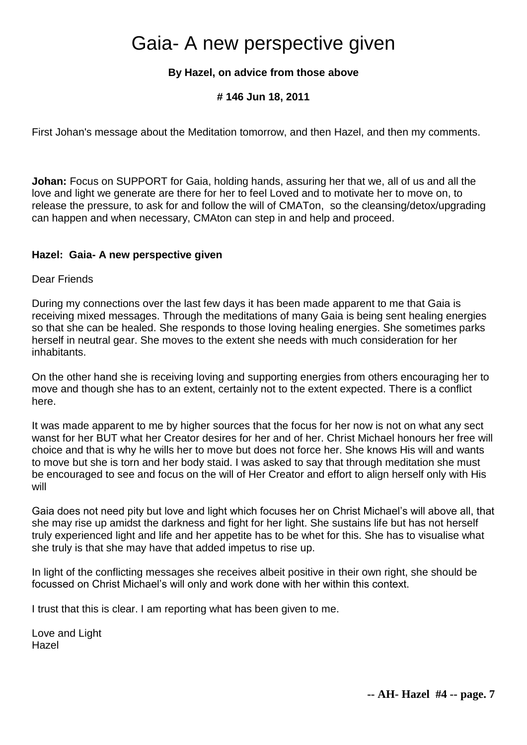# Gaia- A new perspective given

**By Hazel, on advice from those above**

**# 146 Jun 18, 2011**

First Johan's message about the Meditation tomorrow, and then Hazel, and then my comments.

**Johan:** Focus on SUPPORT for Gaia, holding hands, assuring her that we, all of us and all the love and light we generate are there for her to feel Loved and to motivate her to move on, to release the pressure, to ask for and follow the will of CMATon, so the cleansing/detox/upgrading can happen and when necessary, CMAton can step in and help and proceed.

**Hazel: Gaia- A new perspective given**

Dear Friends

During my connections over the last few days it has been made apparent to me that Gaia is receiving mixed messages. Through the meditations of many Gaia is being sent healing energies so that she can be healed. She responds to those loving healing energies. She sometimes parks herself in neutral gear. She moves to the extent she needs with much consideration for her inhabitants.

On the other hand she is receiving loving and supporting energies from others encouraging her to move and though she has to an extent, certainly not to the extent expected. There is a conflict here.

It was made apparent to me by higher sources that the focus for her now is not on what any sect wanst for her BUT what her Creator desires for her and of her. Christ Michael honours her free will choice and that is why he wills her to move but does not force her. She knows His will and wants to move but she is torn and her body staid. I was asked to say that through meditation she must be encouraged to see and focus on the will of Her Creator and effort to align herself only with His will

Gaia does not need pity but love and light which focuses her on Christ Michael's will above all, that she may rise up amidst the darkness and fight for her light. She sustains life but has not herself truly experienced light and life and her appetite has to be whet for this. She has to visualise what she truly is that she may have that added impetus to rise up.

In light of the conflicting messages she receives albeit positive in their own right, she should be focussed on Christ Michael's will only and work done with her within this context.

I trust that this is clear. I am reporting what has been given to me.

Love and Light  
Hazel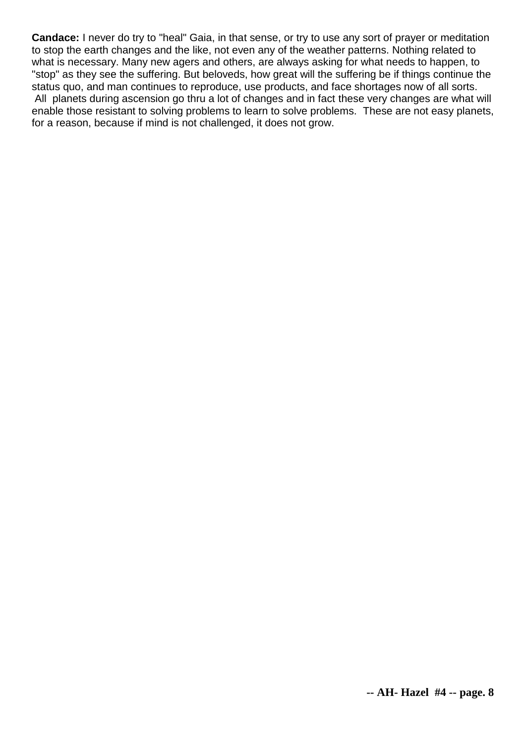**Candace:** I never do try to "heal" Gaia, in that sense, or try to use any sort of prayer or meditation to stop the earth changes and the like, not even any of the weather patterns. Nothing related to what is necessary. Many new agers and others, are always asking for what needs to happen, to "stop" as they see the suffering. But beloveds, how great will the suffering be if things continue the status quo, and man continues to reproduce, use products, and face shortages now of all sorts. All planets during ascension go thru a lot of changes and in fact these very changes are what will enable those resistant to solving problems to learn to solve problems. These are not easy planets, for a reason, because if mind is not challenged, it does not grow.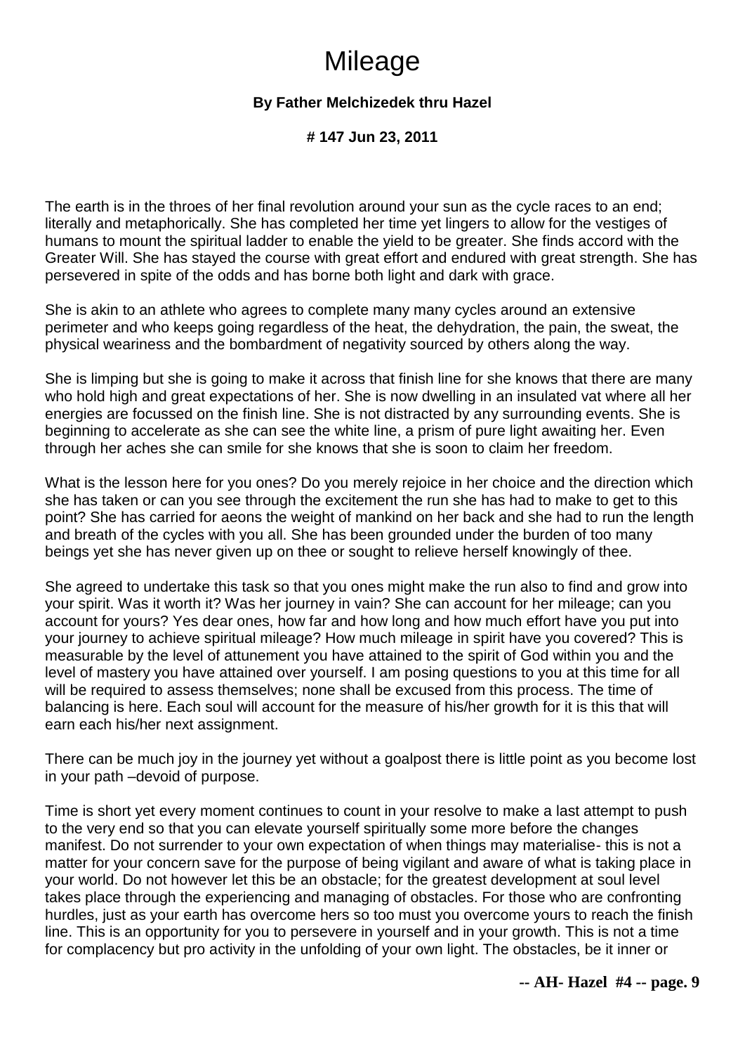# Mileage

**By Father Melchizedek thru Hazel**

**# 147 Jun 23, 2011**

The earth is in the throes of her final revolution around your sun as the cycle races to an end; literally and metaphorically. She has completed her time yet lingers to allow for the vestiges of humans to mount the spiritual ladder to enable the yield to be greater. She finds accord with the Greater Will. She has stayed the course with great effort and endured with great strength. She has persevered in spite of the odds and has borne both light and dark with grace.

She is akin to an athlete who agrees to complete many many cycles around an extensive perimeter and who keeps going regardless of the heat, the dehydration, the pain, the sweat, the physical weariness and the bombardment of negativity sourced by others along the way.

She is limping but she is going to make it across that finish line for she knows that there are many who hold high and great expectations of her. She is now dwelling in an insulated vat where all her energies are focussed on the finish line. She is not distracted by any surrounding events. She is beginning to accelerate as she can see the white line, a prism of pure light awaiting her. Even through her aches she can smile for she knows that she is soon to claim her freedom.

What is the lesson here for you ones? Do you merely rejoice in her choice and the direction which she has taken or can you see through the excitement the run she has had to make to get to this point? She has carried for aeons the weight of mankind on her back and she had to run the length and breath of the cycles with you all. She has been grounded under the burden of too many beings yet she has never given up on thee or sought to relieve herself knowingly of thee.

She agreed to undertake this task so that you ones might make the run also to find and grow into your spirit. Was it worth it? Was her journey in vain? She can account for her mileage; can you account for yours? Yes dear ones, how far and how long and how much effort have you put into your journey to achieve spiritual mileage? How much mileage in spirit have you covered? This is measurable by the level of attunement you have attained to the spirit of God within you and the level of mastery you have attained over yourself. I am posing questions to you at this time for all will be required to assess themselves; none shall be excused from this process. The time of balancing is here. Each soul will account for the measure of his/her growth for it is this that will earn each his/her next assignment.

There can be much joy in the journey yet without a goalpost there is little point as you become lost in your path –devoid of purpose.

Time is short yet every moment continues to count in your resolve to make a last attempt to push to the very end so that you can elevate yourself spiritually some more before the changes manifest. Do not surrender to your own expectation of when things may materialise- this is not a matter for your concern save for the purpose of being vigilant and aware of what is taking place in your world. Do not however let this be an obstacle; for the greatest development at soul level takes place through the experiencing and managing of obstacles. For those who are confronting hurdles, just as your earth has overcome hers so too must you overcome yours to reach the finish line. This is an opportunity for you to persevere in yourself and in your growth. This is not a time for complacency but pro activity in the unfolding of your own light. The obstacles, be it inner or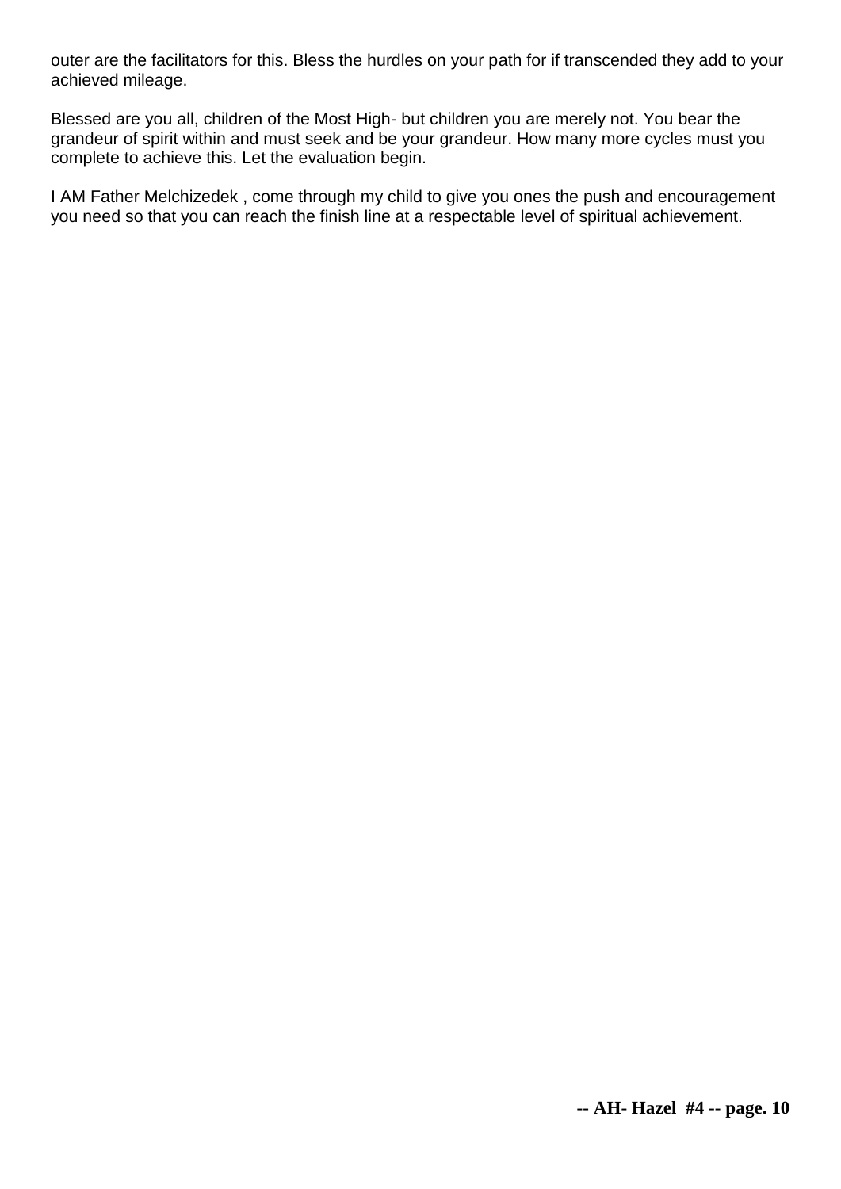outer are the facilitators for this. Bless the hurdles on your path for if transcended they add to your achieved mileage.

Blessed are you all, children of the Most High- but children you are merely not. You bear the grandeur of spirit within and must seek and be your grandeur. How many more cycles must you complete to achieve this. Let the evaluation begin.

I AM Father Melchizedek , come through my child to give you ones the push and encouragement you need so that you can reach the finish line at a respectable level of spiritual achievement.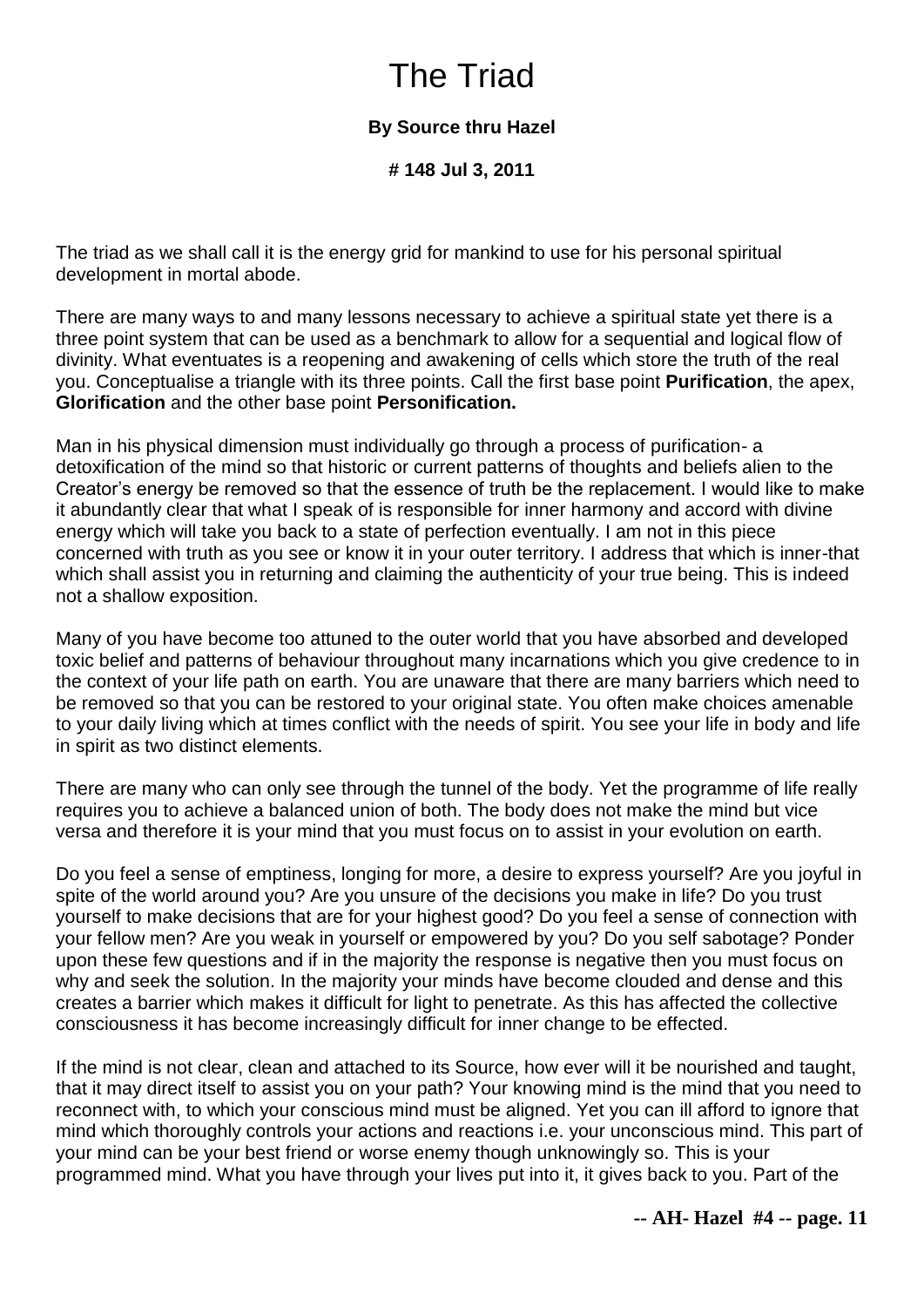# The Triad

**By Source thru Hazel**

**# 148 Jul 3, 2011**

The triad as we shall call it is the energy grid for mankind to use for his personal spiritual development in mortal abode.

There are many ways to and many lessons necessary to achieve a spiritual state yet there is a three point system that can be used as a benchmark to allow for a sequential and logical flow of divinity. What eventuates is a reopening and awakening of cells which store the truth of the real you. Conceptualise a triangle with its three points. Call the first base point **Purification**, the apex, **Glorification** and the other base point **Personification.**

Man in his physical dimension must individually go through a process of purification- a detoxification of the mind so that historic or current patterns of thoughts and beliefs alien to the Creator's energy be removed so that the essence of truth be the replacement. I would like to make it abundantly clear that what I speak of is responsible for inner harmony and accord with divine energy which will take you back to a state of perfection eventually. I am not in this piece concerned with truth as you see or know it in your outer territory. I address that which is inner-that which shall assist you in returning and claiming the authenticity of your true being. This is indeed not a shallow exposition.

Many of you have become too attuned to the outer world that you have absorbed and developed toxic belief and patterns of behaviour throughout many incarnations which you give credence to in the context of your life path on earth. You are unaware that there are many barriers which need to be removed so that you can be restored to your original state. You often make choices amenable to your daily living which at times conflict with the needs of spirit. You see your life in body and life in spirit as two distinct elements.

There are many who can only see through the tunnel of the body. Yet the programme of life really requires you to achieve a balanced union of both. The body does not make the mind but vice versa and therefore it is your mind that you must focus on to assist in your evolution on earth.

Do you feel a sense of emptiness, longing for more, a desire to express yourself? Are you joyful in spite of the world around you? Are you unsure of the decisions you make in life? Do you trust yourself to make decisions that are for your highest good? Do you feel a sense of connection with your fellow men? Are you weak in yourself or empowered by you? Do you self sabotage? Ponder upon these few questions and if in the majority the response is negative then you must focus on why and seek the solution. In the majority your minds have become clouded and dense and this creates a barrier which makes it difficult for light to penetrate. As this has affected the collective consciousness it has become increasingly difficult for inner change to be effected.

If the mind is not clear, clean and attached to its Source, how ever will it be nourished and taught, that it may direct itself to assist you on your path? Your knowing mind is the mind that you need to reconnect with, to which your conscious mind must be aligned. Yet you can ill afford to ignore that mind which thoroughly controls your actions and reactions i.e. your unconscious mind. This part of your mind can be your best friend or worse enemy though unknowingly so. This is your programmed mind. What you have through your lives put into it, it gives back to you. Part of the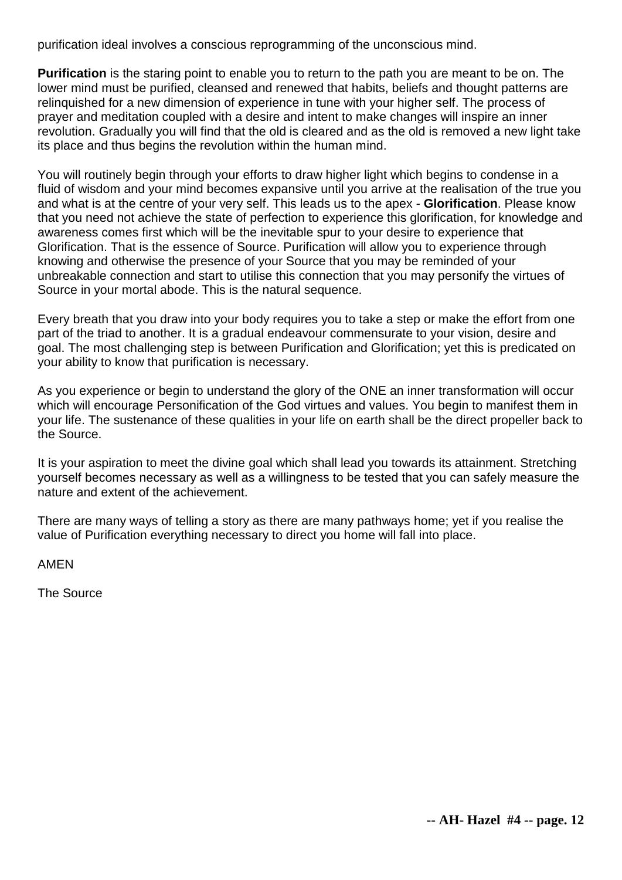purification ideal involves a conscious reprogramming of the unconscious mind.

**Purification** is the staring point to enable you to return to the path you are meant to be on. The lower mind must be purified, cleansed and renewed that habits, beliefs and thought patterns are relinquished for a new dimension of experience in tune with your higher self. The process of prayer and meditation coupled with a desire and intent to make changes will inspire an inner revolution. Gradually you will find that the old is cleared and as the old is removed a new light take its place and thus begins the revolution within the human mind.

You will routinely begin through your efforts to draw higher light which begins to condense in a fluid of wisdom and your mind becomes expansive until you arrive at the realisation of the true you and what is at the centre of your very self. This leads us to the apex - **Glorification**. Please know that you need not achieve the state of perfection to experience this glorification, for knowledge and awareness comes first which will be the inevitable spur to your desire to experience that Glorification. That is the essence of Source. Purification will allow you to experience through knowing and otherwise the presence of your Source that you may be reminded of your unbreakable connection and start to utilise this connection that you may personify the virtues of Source in your mortal abode. This is the natural sequence.

Every breath that you draw into your body requires you to take a step or make the effort from one part of the triad to another. It is a gradual endeavour commensurate to your vision, desire and goal. The most challenging step is between Purification and Glorification; yet this is predicated on your ability to know that purification is necessary.

As you experience or begin to understand the glory of the ONE an inner transformation will occur which will encourage Personification of the God virtues and values. You begin to manifest them in your life. The sustenance of these qualities in your life on earth shall be the direct propeller back to the Source.

It is your aspiration to meet the divine goal which shall lead you towards its attainment. Stretching yourself becomes necessary as well as a willingness to be tested that you can safely measure the nature and extent of the achievement.

There are many ways of telling a story as there are many pathways home; yet if you realise the value of Purification everything necessary to direct you home will fall into place.

AMEN

The Source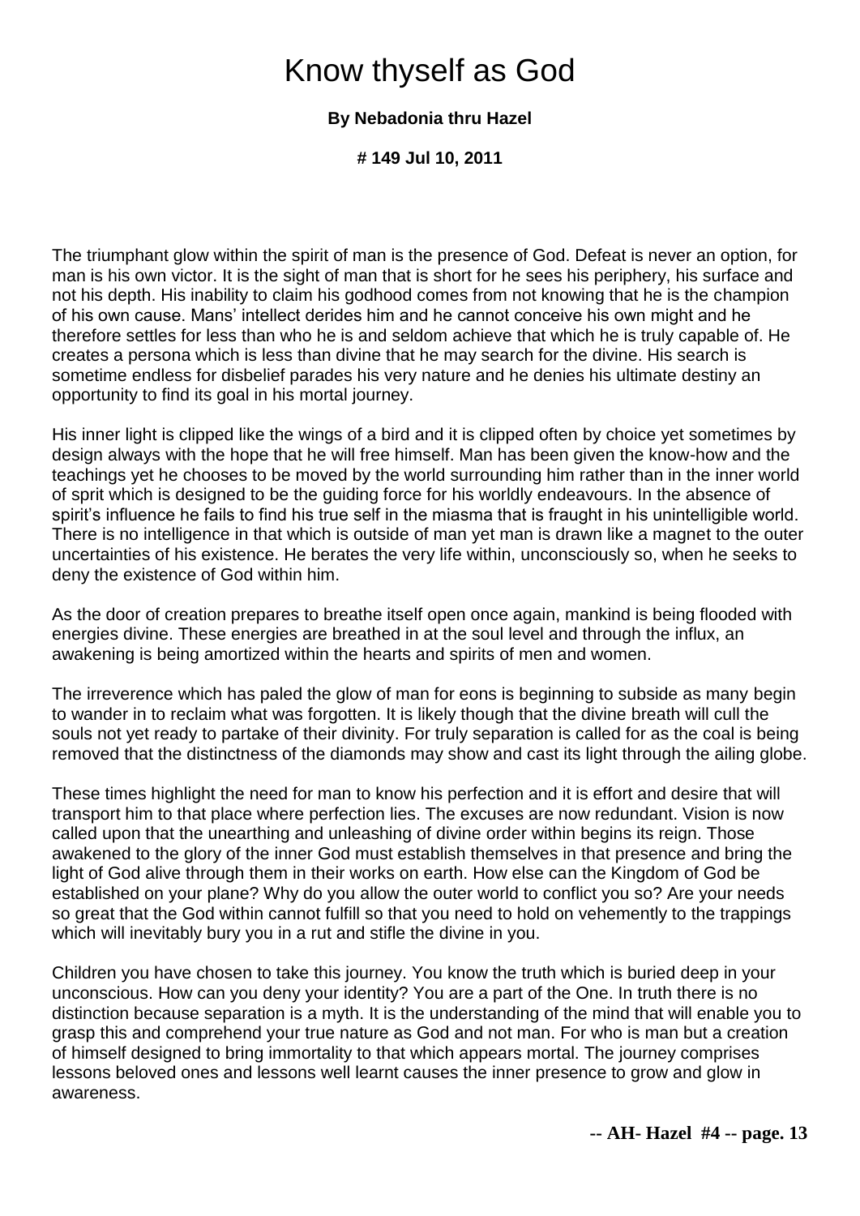# Know thyself as God

**By Nebadonia thru Hazel**

**# 149 Jul 10, 2011**

The triumphant glow within the spirit of man is the presence of God. Defeat is never an option, for man is his own victor. It is the sight of man that is short for he sees his periphery, his surface and not his depth. His inability to claim his godhood comes from not knowing that he is the champion of his own cause. Mans' intellect derides him and he cannot conceive his own might and he therefore settles for less than who he is and seldom achieve that which he is truly capable of. He creates a persona which is less than divine that he may search for the divine. His search is sometime endless for disbelief parades his very nature and he denies his ultimate destiny an opportunity to find its goal in his mortal journey.

His inner light is clipped like the wings of a bird and it is clipped often by choice yet sometimes by design always with the hope that he will free himself. Man has been given the know-how and the teachings yet he chooses to be moved by the world surrounding him rather than in the inner world of sprit which is designed to be the guiding force for his worldly endeavours. In the absence of spirit's influence he fails to find his true self in the miasma that is fraught in his unintelligible world. There is no intelligence in that which is outside of man yet man is drawn like a magnet to the outer uncertainties of his existence. He berates the very life within, unconsciously so, when he seeks to deny the existence of God within him.

As the door of creation prepares to breathe itself open once again, mankind is being flooded with energies divine. These energies are breathed in at the soul level and through the influx, an awakening is being amortized within the hearts and spirits of men and women.

The irreverence which has paled the glow of man for eons is beginning to subside as many begin to wander in to reclaim what was forgotten. It is likely though that the divine breath will cull the souls not yet ready to partake of their divinity. For truly separation is called for as the coal is being removed that the distinctness of the diamonds may show and cast its light through the ailing globe.

These times highlight the need for man to know his perfection and it is effort and desire that will transport him to that place where perfection lies. The excuses are now redundant. Vision is now called upon that the unearthing and unleashing of divine order within begins its reign. Those awakened to the glory of the inner God must establish themselves in that presence and bring the light of God alive through them in their works on earth. How else can the Kingdom of God be established on your plane? Why do you allow the outer world to conflict you so? Are your needs so great that the God within cannot fulfill so that you need to hold on vehemently to the trappings which will inevitably bury you in a rut and stifle the divine in you.

Children you have chosen to take this journey. You know the truth which is buried deep in your unconscious. How can you deny your identity? You are a part of the One. In truth there is no distinction because separation is a myth. It is the understanding of the mind that will enable you to grasp this and comprehend your true nature as God and not man. For who is man but a creation of himself designed to bring immortality to that which appears mortal. The journey comprises lessons beloved ones and lessons well learnt causes the inner presence to grow and glow in awareness.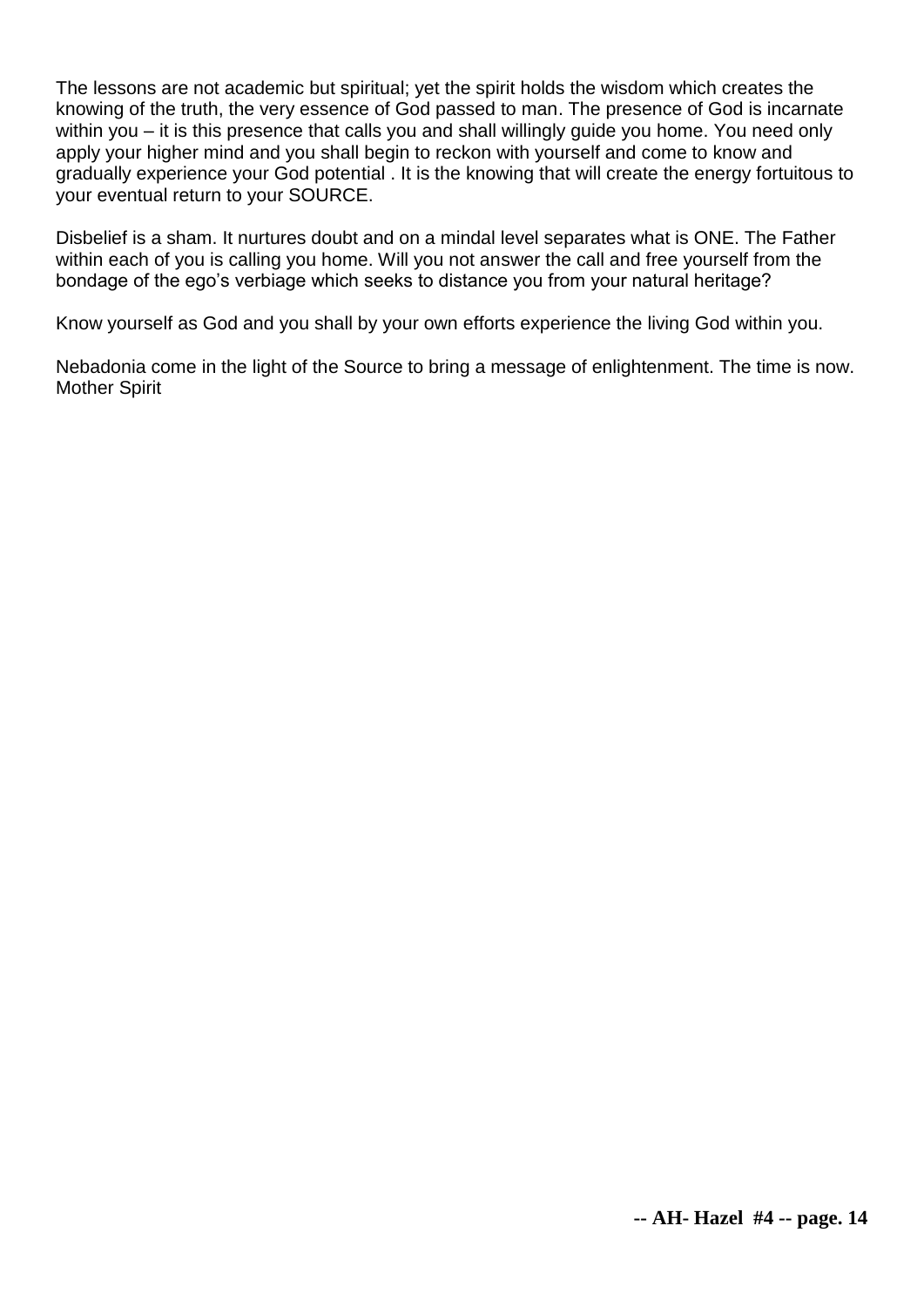The lessons are not academic but spiritual; yet the spirit holds the wisdom which creates the knowing of the truth, the very essence of God passed to man. The presence of God is incarnate within you – it is this presence that calls you and shall willingly guide you home. You need only apply your higher mind and you shall begin to reckon with yourself and come to know and gradually experience your God potential . It is the knowing that will create the energy fortuitous to your eventual return to your SOURCE.

Disbelief is a sham. It nurtures doubt and on a mindal level separates what is ONE. The Father within each of you is calling you home. Will you not answer the call and free yourself from the bondage of the ego's verbiage which seeks to distance you from your natural heritage?

Know yourself as God and you shall by your own efforts experience the living God within you.

Nebadonia come in the light of the Source to bring a message of enlightenment. The time is now.
Mother Spirit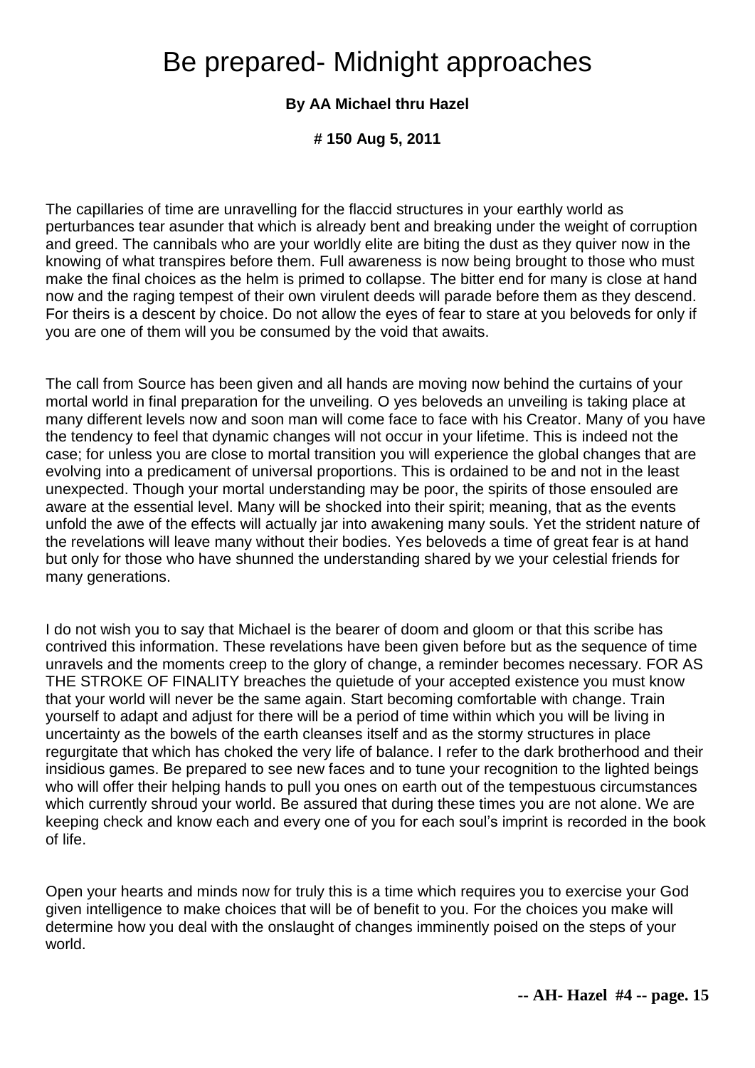# Be prepared- Midnight approaches

**By AA Michael thru Hazel**

**# 150 Aug 5, 2011**

The capillaries of time are unravelling for the flaccid structures in your earthly world as perturbances tear asunder that which is already bent and breaking under the weight of corruption and greed. The cannibals who are your worldly elite are biting the dust as they quiver now in the knowing of what transpires before them. Full awareness is now being brought to those who must make the final choices as the helm is primed to collapse. The bitter end for many is close at hand now and the raging tempest of their own virulent deeds will parade before them as they descend. For theirs is a descent by choice. Do not allow the eyes of fear to stare at you beloveds for only if you are one of them will you be consumed by the void that awaits.

The call from Source has been given and all hands are moving now behind the curtains of your mortal world in final preparation for the unveiling. O yes beloveds an unveiling is taking place at many different levels now and soon man will come face to face with his Creator. Many of you have the tendency to feel that dynamic changes will not occur in your lifetime. This is indeed not the case; for unless you are close to mortal transition you will experience the global changes that are evolving into a predicament of universal proportions. This is ordained to be and not in the least unexpected. Though your mortal understanding may be poor, the spirits of those ensouled are aware at the essential level. Many will be shocked into their spirit; meaning, that as the events unfold the awe of the effects will actually jar into awakening many souls. Yet the strident nature of the revelations will leave many without their bodies. Yes beloveds a time of great fear is at hand but only for those who have shunned the understanding shared by we your celestial friends for many generations.

I do not wish you to say that Michael is the bearer of doom and gloom or that this scribe has contrived this information. These revelations have been given before but as the sequence of time unravels and the moments creep to the glory of change, a reminder becomes necessary. FOR AS THE STROKE OF FINALITY breaches the quietude of your accepted existence you must know that your world will never be the same again. Start becoming comfortable with change. Train yourself to adapt and adjust for there will be a period of time within which you will be living in uncertainty as the bowels of the earth cleanses itself and as the stormy structures in place regurgitate that which has choked the very life of balance. I refer to the dark brotherhood and their insidious games. Be prepared to see new faces and to tune your recognition to the lighted beings who will offer their helping hands to pull you ones on earth out of the tempestuous circumstances which currently shroud your world. Be assured that during these times you are not alone. We are keeping check and know each and every one of you for each soul's imprint is recorded in the book of life.

Open your hearts and minds now for truly this is a time which requires you to exercise your God given intelligence to make choices that will be of benefit to you. For the choices you make will determine how you deal with the onslaught of changes imminently poised on the steps of your world.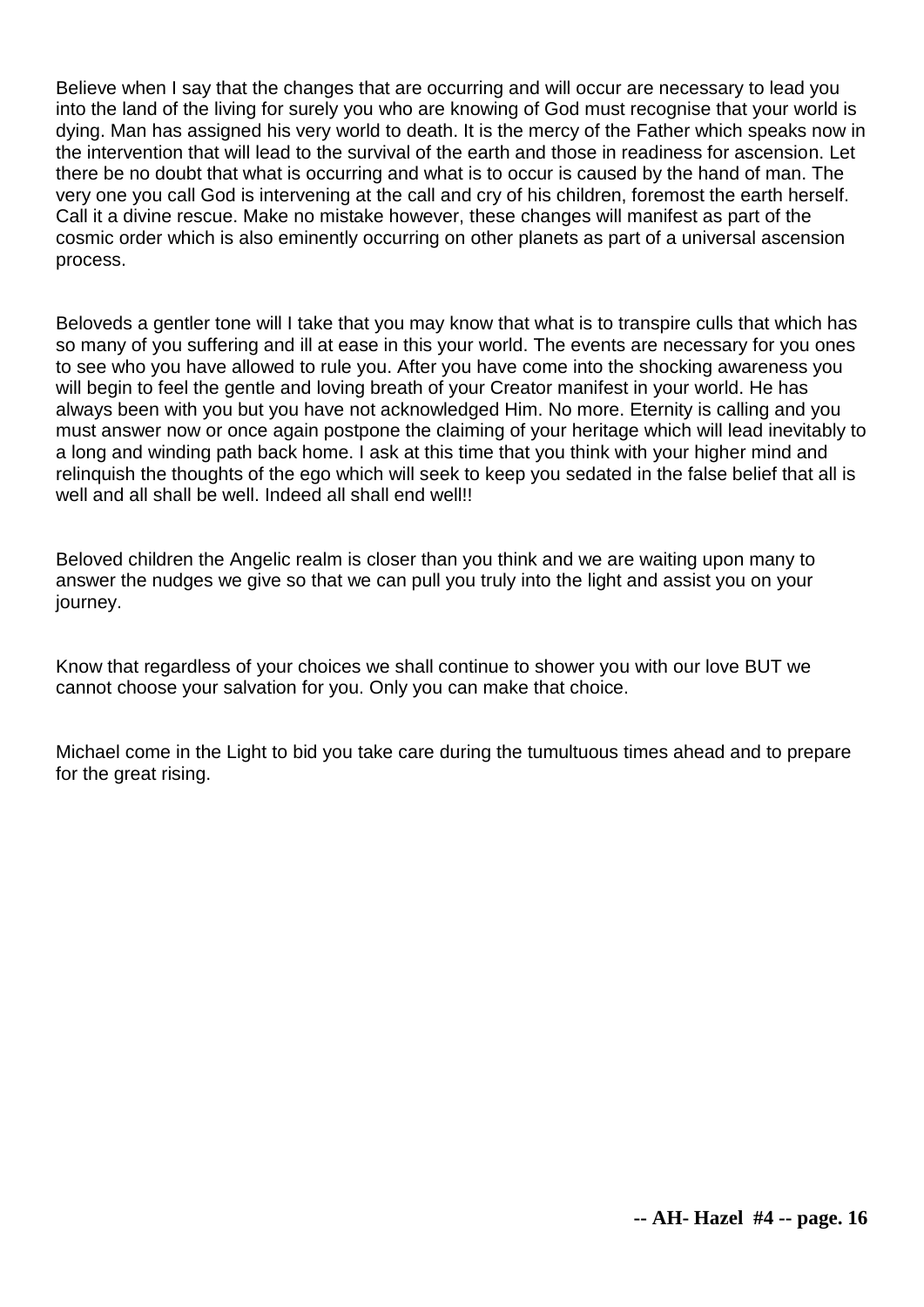Believe when I say that the changes that are occurring and will occur are necessary to lead you into the land of the living for surely you who are knowing of God must recognise that your world is dying. Man has assigned his very world to death. It is the mercy of the Father which speaks now in the intervention that will lead to the survival of the earth and those in readiness for ascension. Let there be no doubt that what is occurring and what is to occur is caused by the hand of man. The very one you call God is intervening at the call and cry of his children, foremost the earth herself. Call it a divine rescue. Make no mistake however, these changes will manifest as part of the cosmic order which is also eminently occurring on other planets as part of a universal ascension process.

Beloveds a gentler tone will I take that you may know that what is to transpire culls that which has so many of you suffering and ill at ease in this your world. The events are necessary for you ones to see who you have allowed to rule you. After you have come into the shocking awareness you will begin to feel the gentle and loving breath of your Creator manifest in your world. He has always been with you but you have not acknowledged Him. No more. Eternity is calling and you must answer now or once again postpone the claiming of your heritage which will lead inevitably to a long and winding path back home. I ask at this time that you think with your higher mind and relinquish the thoughts of the ego which will seek to keep you sedated in the false belief that all is well and all shall be well. Indeed all shall end well!!

Beloved children the Angelic realm is closer than you think and we are waiting upon many to answer the nudges we give so that we can pull you truly into the light and assist you on your journey.

Know that regardless of your choices we shall continue to shower you with our love BUT we cannot choose your salvation for you. Only you can make that choice.

Michael come in the Light to bid you take care during the tumultuous times ahead and to prepare for the great rising.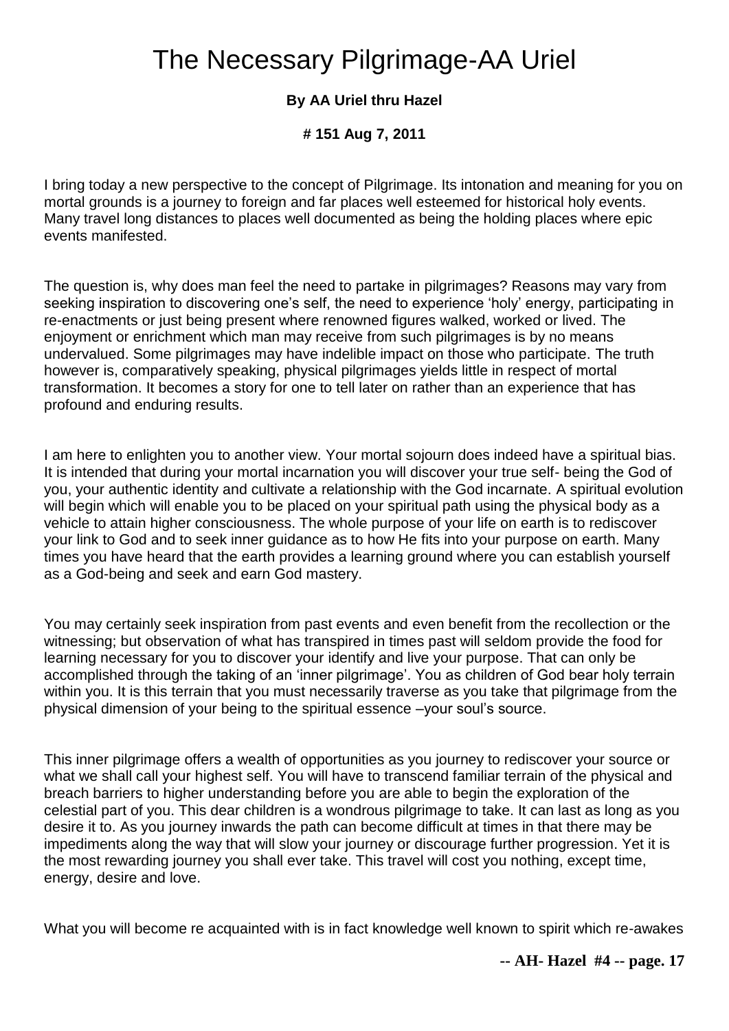# The Necessary Pilgrimage-AA Uriel

**By AA Uriel thru Hazel**

**# 151 Aug 7, 2011**

I bring today a new perspective to the concept of Pilgrimage. Its intonation and meaning for you on mortal grounds is a journey to foreign and far places well esteemed for historical holy events. Many travel long distances to places well documented as being the holding places where epic events manifested.

The question is, why does man feel the need to partake in pilgrimages? Reasons may vary from seeking inspiration to discovering one's self, the need to experience 'holy' energy, participating in re-enactments or just being present where renowned figures walked, worked or lived. The enjoyment or enrichment which man may receive from such pilgrimages is by no means undervalued. Some pilgrimages may have indelible impact on those who participate. The truth however is, comparatively speaking, physical pilgrimages yields little in respect of mortal transformation. It becomes a story for one to tell later on rather than an experience that has profound and enduring results.

I am here to enlighten you to another view. Your mortal sojourn does indeed have a spiritual bias. It is intended that during your mortal incarnation you will discover your true self- being the God of you, your authentic identity and cultivate a relationship with the God incarnate. A spiritual evolution will begin which will enable you to be placed on your spiritual path using the physical body as a vehicle to attain higher consciousness. The whole purpose of your life on earth is to rediscover your link to God and to seek inner guidance as to how He fits into your purpose on earth. Many times you have heard that the earth provides a learning ground where you can establish yourself as a God-being and seek and earn God mastery.

You may certainly seek inspiration from past events and even benefit from the recollection or the witnessing; but observation of what has transpired in times past will seldom provide the food for learning necessary for you to discover your identify and live your purpose. That can only be accomplished through the taking of an 'inner pilgrimage'. You as children of God bear holy terrain within you. It is this terrain that you must necessarily traverse as you take that pilgrimage from the physical dimension of your being to the spiritual essence –your soul's source.

This inner pilgrimage offers a wealth of opportunities as you journey to rediscover your source or what we shall call your highest self. You will have to transcend familiar terrain of the physical and breach barriers to higher understanding before you are able to begin the exploration of the celestial part of you. This dear children is a wondrous pilgrimage to take. It can last as long as you desire it to. As you journey inwards the path can become difficult at times in that there may be impediments along the way that will slow your journey or discourage further progression. Yet it is the most rewarding journey you shall ever take. This travel will cost you nothing, except time, energy, desire and love.

What you will become re acquainted with is in fact knowledge well known to spirit which re-awakes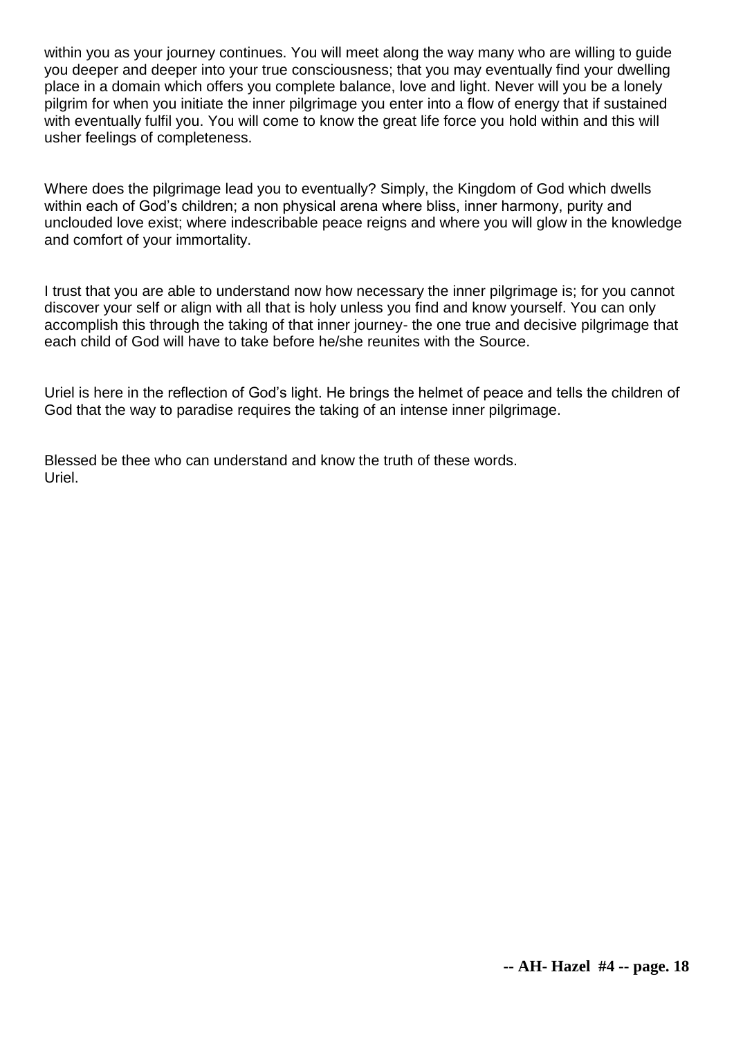within you as your journey continues. You will meet along the way many who are willing to guide you deeper and deeper into your true consciousness; that you may eventually find your dwelling place in a domain which offers you complete balance, love and light. Never will you be a lonely pilgrim for when you initiate the inner pilgrimage you enter into a flow of energy that if sustained with eventually fulfil you. You will come to know the great life force you hold within and this will usher feelings of completeness.

Where does the pilgrimage lead you to eventually? Simply, the Kingdom of God which dwells within each of God's children; a non physical arena where bliss, inner harmony, purity and unclouded love exist; where indescribable peace reigns and where you will glow in the knowledge and comfort of your immortality.

I trust that you are able to understand now how necessary the inner pilgrimage is; for you cannot discover your self or align with all that is holy unless you find and know yourself. You can only accomplish this through the taking of that inner journey- the one true and decisive pilgrimage that each child of God will have to take before he/she reunites with the Source.

Uriel is here in the reflection of God's light. He brings the helmet of peace and tells the children of God that the way to paradise requires the taking of an intense inner pilgrimage.

Blessed be thee who can understand and know the truth of these words.
Uriel.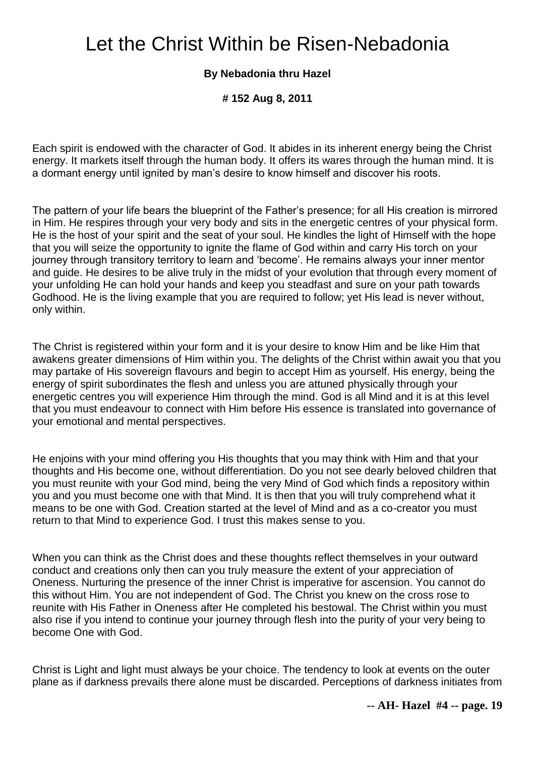# Let the Christ Within be Risen-Nebadonia

**By Nebadonia thru Hazel**

**# 152 Aug 8, 2011**

Each spirit is endowed with the character of God. It abides in its inherent energy being the Christ energy. It markets itself through the human body. It offers its wares through the human mind. It is a dormant energy until ignited by man's desire to know himself and discover his roots.

The pattern of your life bears the blueprint of the Father's presence; for all His creation is mirrored in Him. He respires through your very body and sits in the energetic centres of your physical form. He is the host of your spirit and the seat of your soul. He kindles the light of Himself with the hope that you will seize the opportunity to ignite the flame of God within and carry His torch on your journey through transitory territory to learn and 'become'. He remains always your inner mentor and guide. He desires to be alive truly in the midst of your evolution that through every moment of your unfolding He can hold your hands and keep you steadfast and sure on your path towards Godhood. He is the living example that you are required to follow; yet His lead is never without, only within.

The Christ is registered within your form and it is your desire to know Him and be like Him that awakens greater dimensions of Him within you. The delights of the Christ within await you that you may partake of His sovereign flavours and begin to accept Him as yourself. His energy, being the energy of spirit subordinates the flesh and unless you are attuned physically through your energetic centres you will experience Him through the mind. God is all Mind and it is at this level that you must endeavour to connect with Him before His essence is translated into governance of your emotional and mental perspectives.

He enjoins with your mind offering you His thoughts that you may think with Him and that your thoughts and His become one, without differentiation. Do you not see dearly beloved children that you must reunite with your God mind, being the very Mind of God which finds a repository within you and you must become one with that Mind. It is then that you will truly comprehend what it means to be one with God. Creation started at the level of Mind and as a co-creator you must return to that Mind to experience God. I trust this makes sense to you.

When you can think as the Christ does and these thoughts reflect themselves in your outward conduct and creations only then can you truly measure the extent of your appreciation of Oneness. Nurturing the presence of the inner Christ is imperative for ascension. You cannot do this without Him. You are not independent of God. The Christ you knew on the cross rose to reunite with His Father in Oneness after He completed his bestowal. The Christ within you must also rise if you intend to continue your journey through flesh into the purity of your very being to become One with God.

Christ is Light and light must always be your choice. The tendency to look at events on the outer plane as if darkness prevails there alone must be discarded. Perceptions of darkness initiates from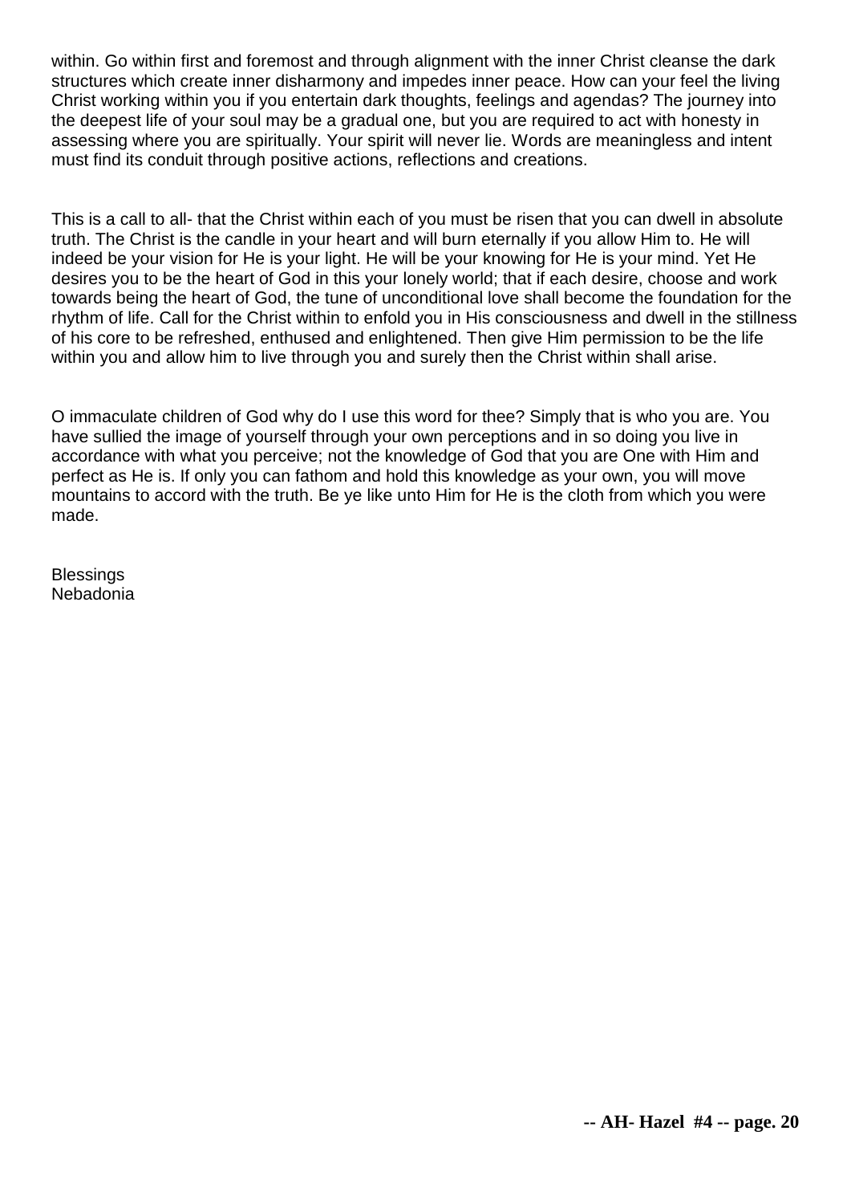within. Go within first and foremost and through alignment with the inner Christ cleanse the dark structures which create inner disharmony and impedes inner peace. How can your feel the living Christ working within you if you entertain dark thoughts, feelings and agendas? The journey into the deepest life of your soul may be a gradual one, but you are required to act with honesty in assessing where you are spiritually. Your spirit will never lie. Words are meaningless and intent must find its conduit through positive actions, reflections and creations.

This is a call to all- that the Christ within each of you must be risen that you can dwell in absolute truth. The Christ is the candle in your heart and will burn eternally if you allow Him to. He will indeed be your vision for He is your light. He will be your knowing for He is your mind. Yet He desires you to be the heart of God in this your lonely world; that if each desire, choose and work towards being the heart of God, the tune of unconditional love shall become the foundation for the rhythm of life. Call for the Christ within to enfold you in His consciousness and dwell in the stillness of his core to be refreshed, enthused and enlightened. Then give Him permission to be the life within you and allow him to live through you and surely then the Christ within shall arise.

O immaculate children of God why do I use this word for thee? Simply that is who you are. You have sullied the image of yourself through your own perceptions and in so doing you live in accordance with what you perceive; not the knowledge of God that you are One with Him and perfect as He is. If only you can fathom and hold this knowledge as your own, you will move mountains to accord with the truth. Be ye like unto Him for He is the cloth from which you were made.

Blessings
Nebadonia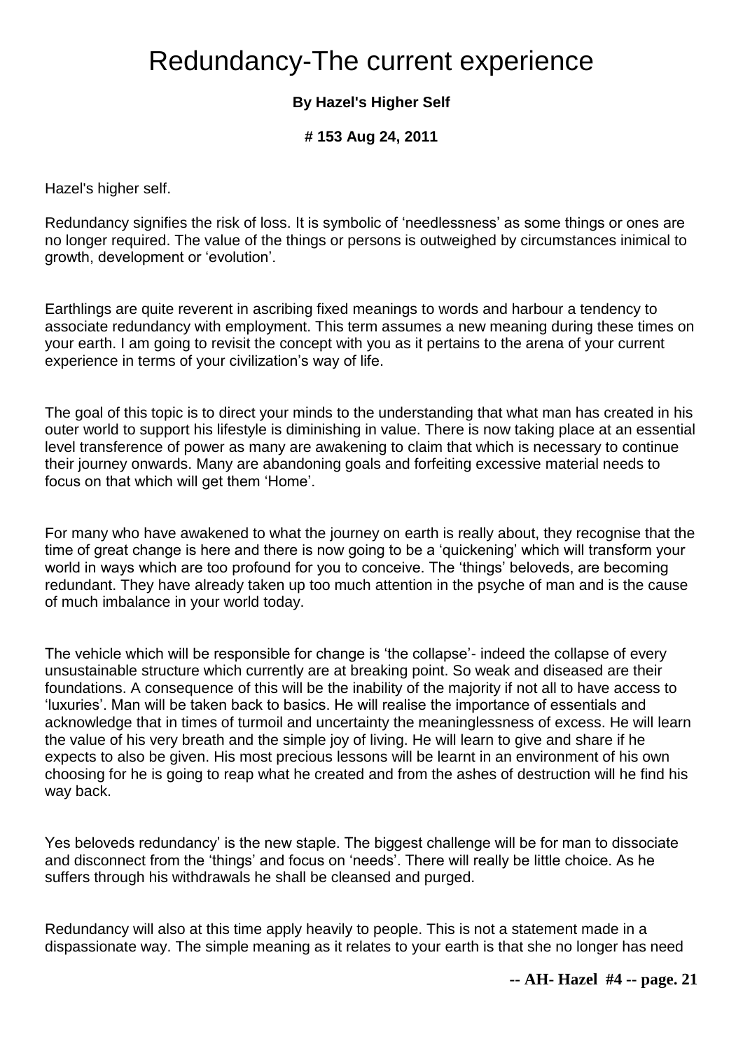# Redundancy-The current experience

**By Hazel's Higher Self**

**# 153 Aug 24, 2011**

Hazel's higher self.

Redundancy signifies the risk of loss. It is symbolic of 'needlessness' as some things or ones are no longer required. The value of the things or persons is outweighed by circumstances inimical to growth, development or 'evolution'.

Earthlings are quite reverent in ascribing fixed meanings to words and harbour a tendency to associate redundancy with employment. This term assumes a new meaning during these times on your earth. I am going to revisit the concept with you as it pertains to the arena of your current experience in terms of your civilization's way of life.

The goal of this topic is to direct your minds to the understanding that what man has created in his outer world to support his lifestyle is diminishing in value. There is now taking place at an essential level transference of power as many are awakening to claim that which is necessary to continue their journey onwards. Many are abandoning goals and forfeiting excessive material needs to focus on that which will get them 'Home'.

For many who have awakened to what the journey on earth is really about, they recognise that the time of great change is here and there is now going to be a 'quickening' which will transform your world in ways which are too profound for you to conceive. The 'things' beloveds, are becoming redundant. They have already taken up too much attention in the psyche of man and is the cause of much imbalance in your world today.

The vehicle which will be responsible for change is 'the collapse'- indeed the collapse of every unsustainable structure which currently are at breaking point. So weak and diseased are their foundations. A consequence of this will be the inability of the majority if not all to have access to 'luxuries'. Man will be taken back to basics. He will realise the importance of essentials and acknowledge that in times of turmoil and uncertainty the meaninglessness of excess. He will learn the value of his very breath and the simple joy of living. He will learn to give and share if he expects to also be given. His most precious lessons will be learnt in an environment of his own choosing for he is going to reap what he created and from the ashes of destruction will he find his way back.

Yes beloveds redundancy' is the new staple. The biggest challenge will be for man to dissociate and disconnect from the 'things' and focus on 'needs'. There will really be little choice. As he suffers through his withdrawals he shall be cleansed and purged.

Redundancy will also at this time apply heavily to people. This is not a statement made in a dispassionate way. The simple meaning as it relates to your earth is that she no longer has need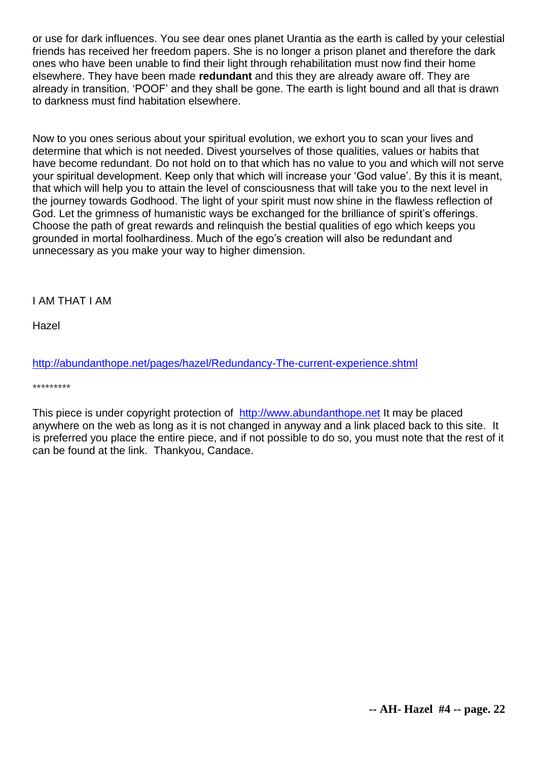or use for dark influences. You see dear ones planet Urantia as the earth is called by your celestial friends has received her freedom papers. She is no longer a prison planet and therefore the dark ones who have been unable to find their light through rehabilitation must now find their home elsewhere. They have been made **redundant** and this they are already aware off. They are already in transition. 'POOF' and they shall be gone. The earth is light bound and all that is drawn to darkness must find habitation elsewhere.

Now to you ones serious about your spiritual evolution, we exhort you to scan your lives and determine that which is not needed. Divest yourselves of those qualities, values or habits that have become redundant. Do not hold on to that which has no value to you and which will not serve your spiritual development. Keep only that which will increase your 'God value'. By this it is meant, that which will help you to attain the level of consciousness that will take you to the next level in the journey towards Godhood. The light of your spirit must now shine in the flawless reflection of God. Let the grimness of humanistic ways be exchanged for the brilliance of spirit's offerings. Choose the path of great rewards and relinquish the bestial qualities of ego which keeps you grounded in mortal foolhardiness. Much of the ego's creation will also be redundant and unnecessary as you make your way to higher dimension.

I AM THAT I AM

Hazel

http://abundanthope.net/pages/hazel/Redundancy-The-current-experience.shtml

*********

This piece is under copyright protection of http://www.abundanthope.net It may be placed anywhere on the web as long as it is not changed in anyway and a link placed back to this site. It is preferred you place the entire piece, and if not possible to do so, you must note that the rest of it can be found at the link. Thankyou, Candace.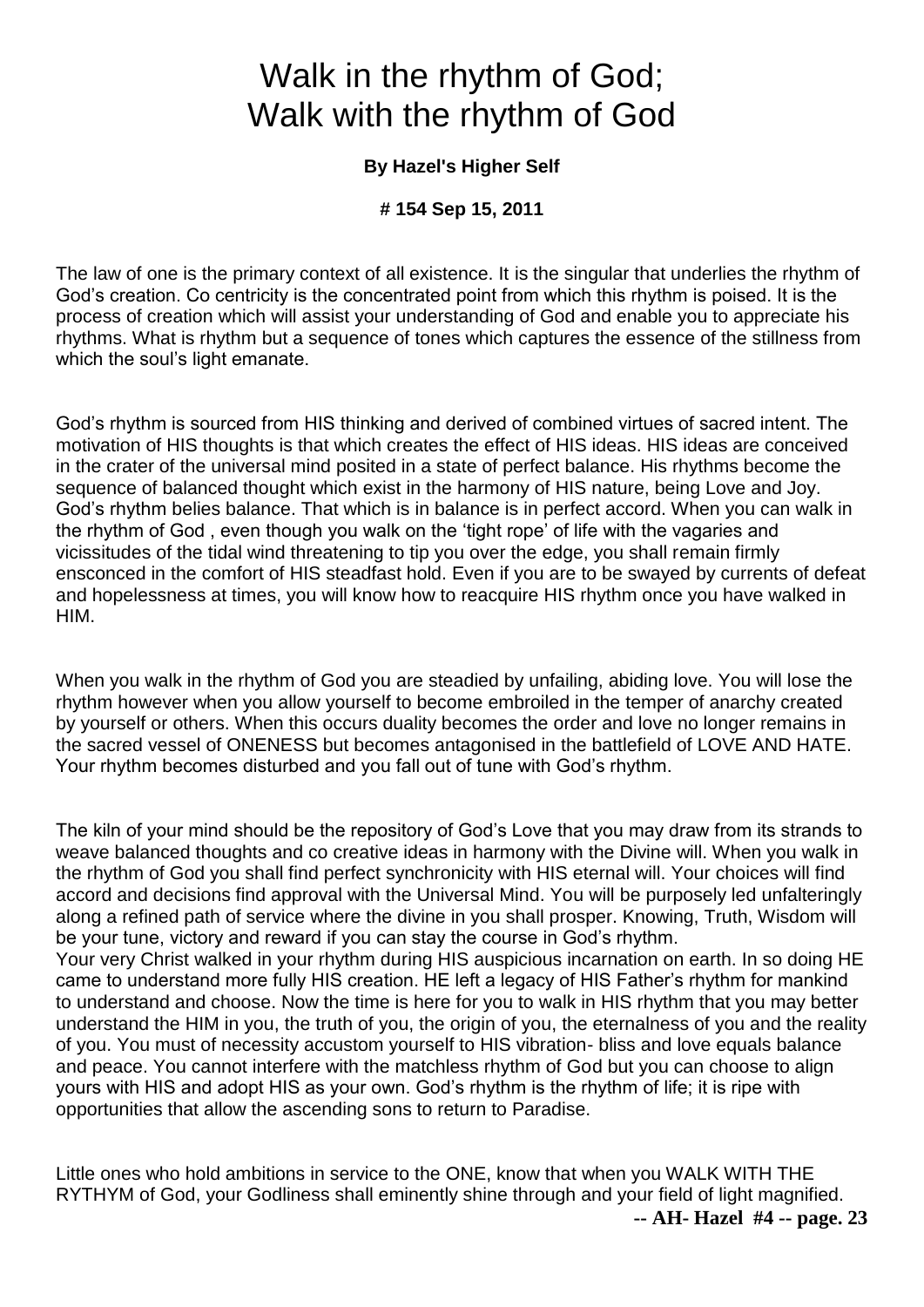# Walk in the rhythm of God; Walk with the rhythm of God

**By Hazel's Higher Self**

**# 154 Sep 15, 2011**

The law of one is the primary context of all existence. It is the singular that underlies the rhythm of God's creation. Co centricity is the concentrated point from which this rhythm is poised. It is the process of creation which will assist your understanding of God and enable you to appreciate his rhythms. What is rhythm but a sequence of tones which captures the essence of the stillness from which the soul's light emanate.

God's rhythm is sourced from HIS thinking and derived of combined virtues of sacred intent. The motivation of HIS thoughts is that which creates the effect of HIS ideas. HIS ideas are conceived in the crater of the universal mind posited in a state of perfect balance. His rhythms become the sequence of balanced thought which exist in the harmony of HIS nature, being Love and Joy. God's rhythm belies balance. That which is in balance is in perfect accord. When you can walk in the rhythm of God , even though you walk on the 'tight rope' of life with the vagaries and vicissitudes of the tidal wind threatening to tip you over the edge, you shall remain firmly ensconced in the comfort of HIS steadfast hold. Even if you are to be swayed by currents of defeat and hopelessness at times, you will know how to reacquire HIS rhythm once you have walked in HIM.

When you walk in the rhythm of God you are steadied by unfailing, abiding love. You will lose the rhythm however when you allow yourself to become embroiled in the temper of anarchy created by yourself or others. When this occurs duality becomes the order and love no longer remains in the sacred vessel of ONENESS but becomes antagonised in the battlefield of LOVE AND HATE. Your rhythm becomes disturbed and you fall out of tune with God's rhythm.

The kiln of your mind should be the repository of God's Love that you may draw from its strands to weave balanced thoughts and co creative ideas in harmony with the Divine will. When you walk in the rhythm of God you shall find perfect synchronicity with HIS eternal will. Your choices will find accord and decisions find approval with the Universal Mind. You will be purposely led unfalteringly along a refined path of service where the divine in you shall prosper. Knowing, Truth, Wisdom will be your tune, victory and reward if you can stay the course in God's rhythm.
Your very Christ walked in your rhythm during HIS auspicious incarnation on earth. In so doing HE came to understand more fully HIS creation. HE left a legacy of HIS Father's rhythm for mankind to understand and choose. Now the time is here for you to walk in HIS rhythm that you may better understand the HIM in you, the truth of you, the origin of you, the eternalness of you and the reality of you. You must of necessity accustom yourself to HIS vibration- bliss and love equals balance and peace. You cannot interfere with the matchless rhythm of God but you can choose to align yours with HIS and adopt HIS as your own. God's rhythm is the rhythm of life; it is ripe with opportunities that allow the ascending sons to return to Paradise.

Little ones who hold ambitions in service to the ONE, know that when you WALK WITH THE RYTHYM of God, your Godliness shall eminently shine through and your field of light magnified.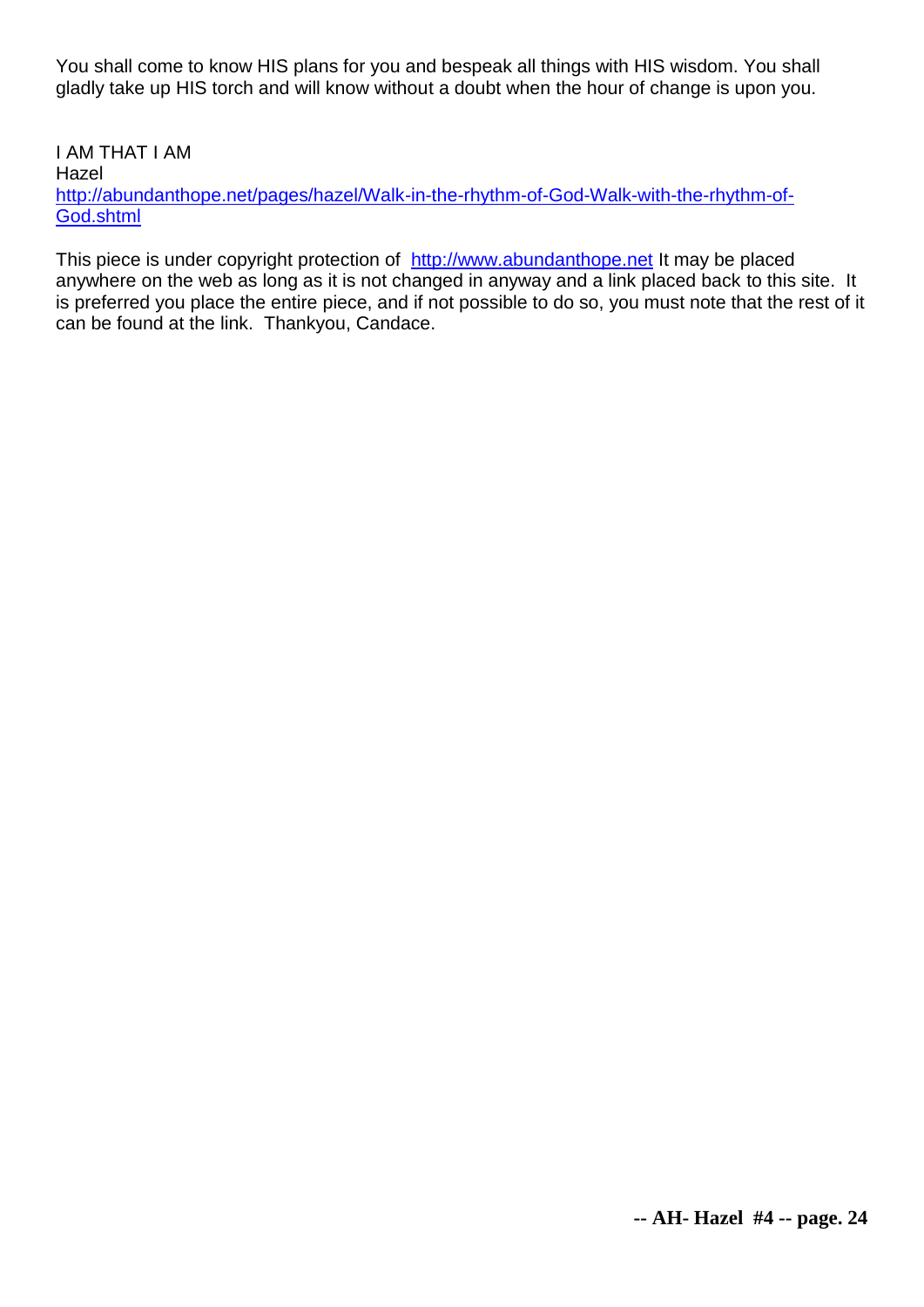You shall come to know HIS plans for you and bespeak all things with HIS wisdom. You shall gladly take up HIS torch and will know without a doubt when the hour of change is upon you.

I AM THAT I AM
Hazel
http://abundanthope.net/pages/hazel/Walk-in-the-rhythm-of-God-Walk-with-the-rhythm-of-God.shtml

This piece is under copyright protection of http://www.abundanthope.net It may be placed anywhere on the web as long as it is not changed in anyway and a link placed back to this site. It is preferred you place the entire piece, and if not possible to do so, you must note that the rest of it can be found at the link. Thankyou, Candace.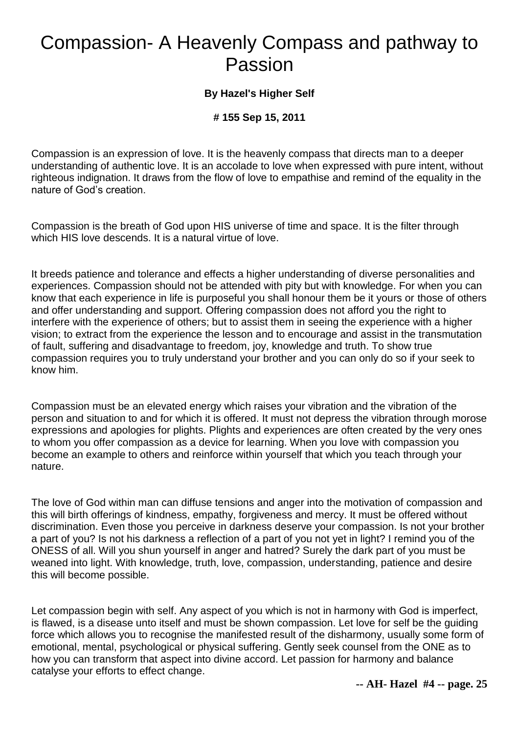# Compassion- A Heavenly Compass and pathway to Passion

**By Hazel's Higher Self**

**# 155 Sep 15, 2011**

Compassion is an expression of love. It is the heavenly compass that directs man to a deeper understanding of authentic love. It is an accolade to love when expressed with pure intent, without righteous indignation. It draws from the flow of love to empathise and remind of the equality in the nature of God's creation.

Compassion is the breath of God upon HIS universe of time and space. It is the filter through which HIS love descends. It is a natural virtue of love.

It breeds patience and tolerance and effects a higher understanding of diverse personalities and experiences. Compassion should not be attended with pity but with knowledge. For when you can know that each experience in life is purposeful you shall honour them be it yours or those of others and offer understanding and support. Offering compassion does not afford you the right to interfere with the experience of others; but to assist them in seeing the experience with a higher vision; to extract from the experience the lesson and to encourage and assist in the transmutation of fault, suffering and disadvantage to freedom, joy, knowledge and truth. To show true compassion requires you to truly understand your brother and you can only do so if your seek to know him.

Compassion must be an elevated energy which raises your vibration and the vibration of the person and situation to and for which it is offered. It must not depress the vibration through morose expressions and apologies for plights. Plights and experiences are often created by the very ones to whom you offer compassion as a device for learning. When you love with compassion you become an example to others and reinforce within yourself that which you teach through your nature.

The love of God within man can diffuse tensions and anger into the motivation of compassion and this will birth offerings of kindness, empathy, forgiveness and mercy. It must be offered without discrimination. Even those you perceive in darkness deserve your compassion. Is not your brother a part of you? Is not his darkness a reflection of a part of you not yet in light? I remind you of the ONESS of all. Will you shun yourself in anger and hatred? Surely the dark part of you must be weaned into light. With knowledge, truth, love, compassion, understanding, patience and desire this will become possible.

Let compassion begin with self. Any aspect of you which is not in harmony with God is imperfect, is flawed, is a disease unto itself and must be shown compassion. Let love for self be the guiding force which allows you to recognise the manifested result of the disharmony, usually some form of emotional, mental, psychological or physical suffering. Gently seek counsel from the ONE as to how you can transform that aspect into divine accord. Let passion for harmony and balance catalyse your efforts to effect change.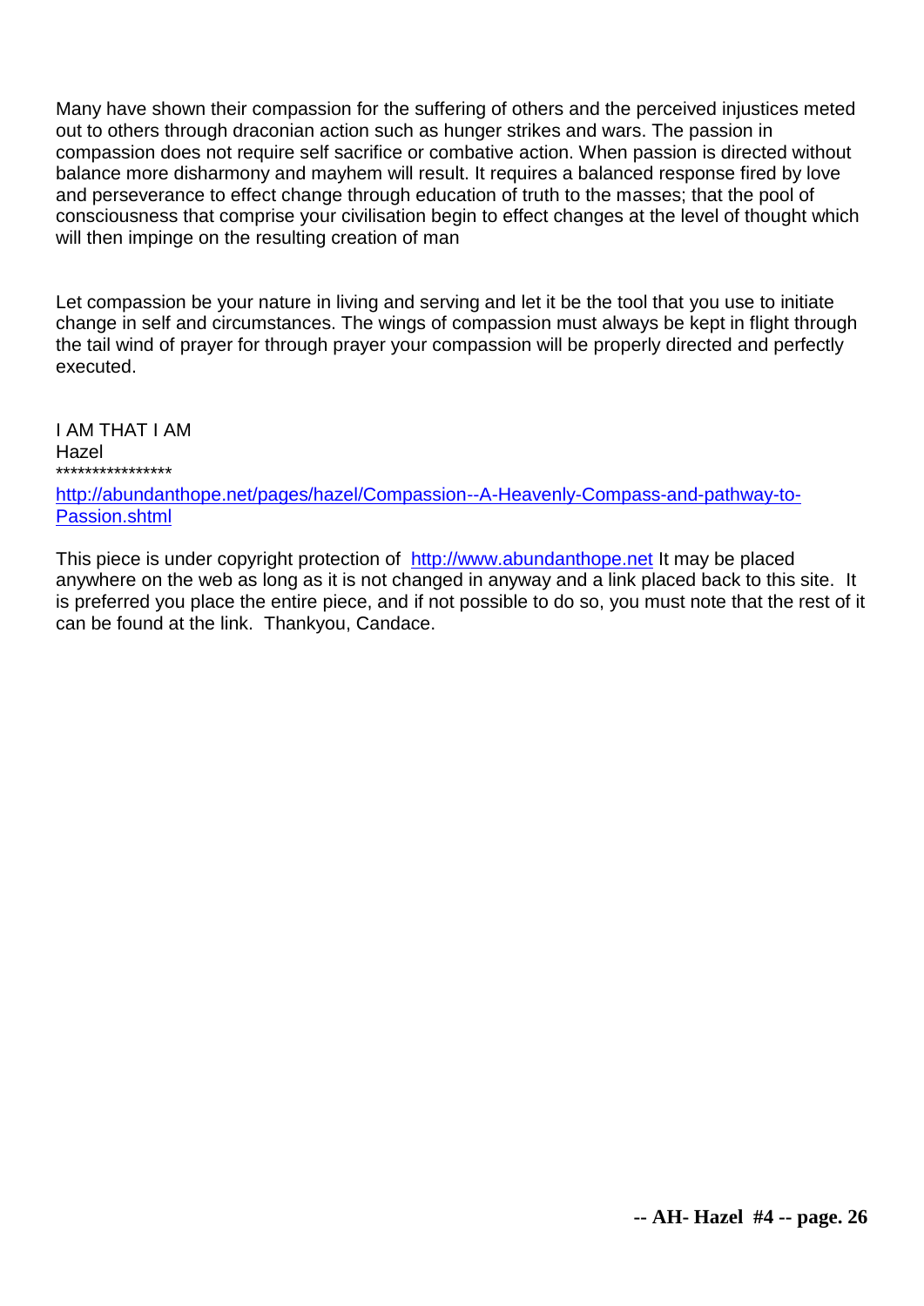Many have shown their compassion for the suffering of others and the perceived injustices meted out to others through draconian action such as hunger strikes and wars. The passion in compassion does not require self sacrifice or combative action. When passion is directed without balance more disharmony and mayhem will result. It requires a balanced response fired by love and perseverance to effect change through education of truth to the masses; that the pool of consciousness that comprise your civilisation begin to effect changes at the level of thought which will then impinge on the resulting creation of man

Let compassion be your nature in living and serving and let it be the tool that you use to initiate change in self and circumstances. The wings of compassion must always be kept in flight through the tail wind of prayer for through prayer your compassion will be properly directed and perfectly executed.

I AM THAT I AM
Hazel
****************
[http://abundanthope.net/pages/hazel/Compassion--A-Heavenly-Compass-and-pathway-to-Passion.shtml](http://abundanthope.net/pages/hazel/Compassion--A-Heavenly-Compass-and-pathway-to-Passion.shtml)

This piece is under copyright protection of [http://www.abundanthope.net](http://www.abundanthope.net) It may be placed anywhere on the web as long as it is not changed in anyway and a link placed back to this site. It is preferred you place the entire piece, and if not possible to do so, you must note that the rest of it can be found at the link. Thankyou, Candace.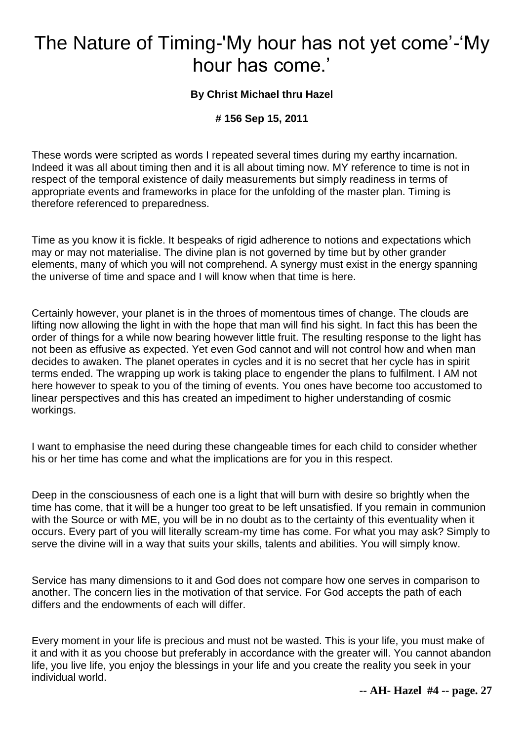# The Nature of Timing-'My hour has not yet come'-'My hour has come.'

**By Christ Michael thru Hazel**

**# 156 Sep 15, 2011**

These words were scripted as words I repeated several times during my earthy incarnation. Indeed it was all about timing then and it is all about timing now. MY reference to time is not in respect of the temporal existence of daily measurements but simply readiness in terms of appropriate events and frameworks in place for the unfolding of the master plan. Timing is therefore referenced to preparedness.

Time as you know it is fickle. It bespeaks of rigid adherence to notions and expectations which may or may not materialise. The divine plan is not governed by time but by other grander elements, many of which you will not comprehend. A synergy must exist in the energy spanning the universe of time and space and I will know when that time is here.

Certainly however, your planet is in the throes of momentous times of change. The clouds are lifting now allowing the light in with the hope that man will find his sight. In fact this has been the order of things for a while now bearing however little fruit. The resulting response to the light has not been as effusive as expected. Yet even God cannot and will not control how and when man decides to awaken. The planet operates in cycles and it is no secret that her cycle has in spirit terms ended. The wrapping up work is taking place to engender the plans to fulfilment. I AM not here however to speak to you of the timing of events. You ones have become too accustomed to linear perspectives and this has created an impediment to higher understanding of cosmic workings.

I want to emphasise the need during these changeable times for each child to consider whether his or her time has come and what the implications are for you in this respect.

Deep in the consciousness of each one is a light that will burn with desire so brightly when the time has come, that it will be a hunger too great to be left unsatisfied. If you remain in communion with the Source or with ME, you will be in no doubt as to the certainty of this eventuality when it occurs. Every part of you will literally scream-my time has come. For what you may ask? Simply to serve the divine will in a way that suits your skills, talents and abilities. You will simply know.

Service has many dimensions to it and God does not compare how one serves in comparison to another. The concern lies in the motivation of that service. For God accepts the path of each differs and the endowments of each will differ.

Every moment in your life is precious and must not be wasted. This is your life, you must make of it and with it as you choose but preferably in accordance with the greater will. You cannot abandon life, you live life, you enjoy the blessings in your life and you create the reality you seek in your individual world.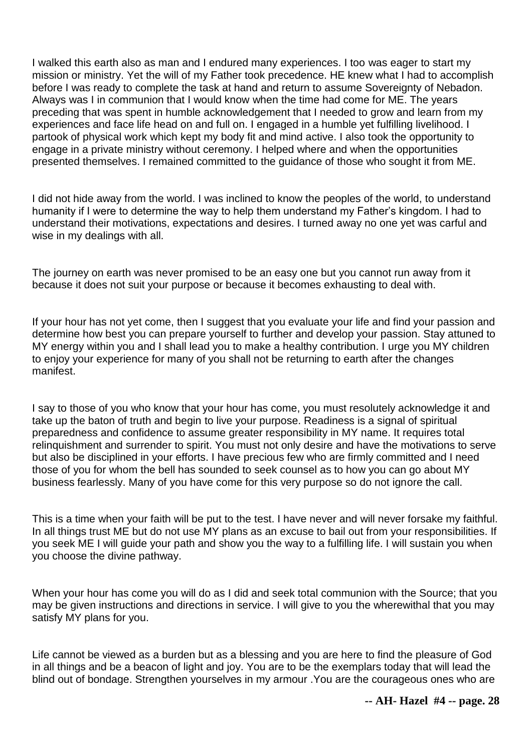I walked this earth also as man and I endured many experiences. I too was eager to start my mission or ministry. Yet the will of my Father took precedence. HE knew what I had to accomplish before I was ready to complete the task at hand and return to assume Sovereignty of Nebadon. Always was I in communion that I would know when the time had come for ME. The years preceding that was spent in humble acknowledgement that I needed to grow and learn from my experiences and face life head on and full on. I engaged in a humble yet fulfilling livelihood. I partook of physical work which kept my body fit and mind active. I also took the opportunity to engage in a private ministry without ceremony. I helped where and when the opportunities presented themselves. I remained committed to the guidance of those who sought it from ME.

I did not hide away from the world. I was inclined to know the peoples of the world, to understand humanity if I were to determine the way to help them understand my Father's kingdom. I had to understand their motivations, expectations and desires. I turned away no one yet was carful and wise in my dealings with all.

The journey on earth was never promised to be an easy one but you cannot run away from it because it does not suit your purpose or because it becomes exhausting to deal with.

If your hour has not yet come, then I suggest that you evaluate your life and find your passion and determine how best you can prepare yourself to further and develop your passion. Stay attuned to MY energy within you and I shall lead you to make a healthy contribution. I urge you MY children to enjoy your experience for many of you shall not be returning to earth after the changes manifest.

I say to those of you who know that your hour has come, you must resolutely acknowledge it and take up the baton of truth and begin to live your purpose. Readiness is a signal of spiritual preparedness and confidence to assume greater responsibility in MY name. It requires total relinquishment and surrender to spirit. You must not only desire and have the motivations to serve but also be disciplined in your efforts. I have precious few who are firmly committed and I need those of you for whom the bell has sounded to seek counsel as to how you can go about MY business fearlessly. Many of you have come for this very purpose so do not ignore the call.

This is a time when your faith will be put to the test. I have never and will never forsake my faithful. In all things trust ME but do not use MY plans as an excuse to bail out from your responsibilities. If you seek ME I will guide your path and show you the way to a fulfilling life. I will sustain you when you choose the divine pathway.

When your hour has come you will do as I did and seek total communion with the Source; that you may be given instructions and directions in service. I will give to you the wherewithal that you may satisfy MY plans for you.

Life cannot be viewed as a burden but as a blessing and you are here to find the pleasure of God in all things and be a beacon of light and joy. You are to be the exemplars today that will lead the blind out of bondage. Strengthen yourselves in my armour .You are the courageous ones who are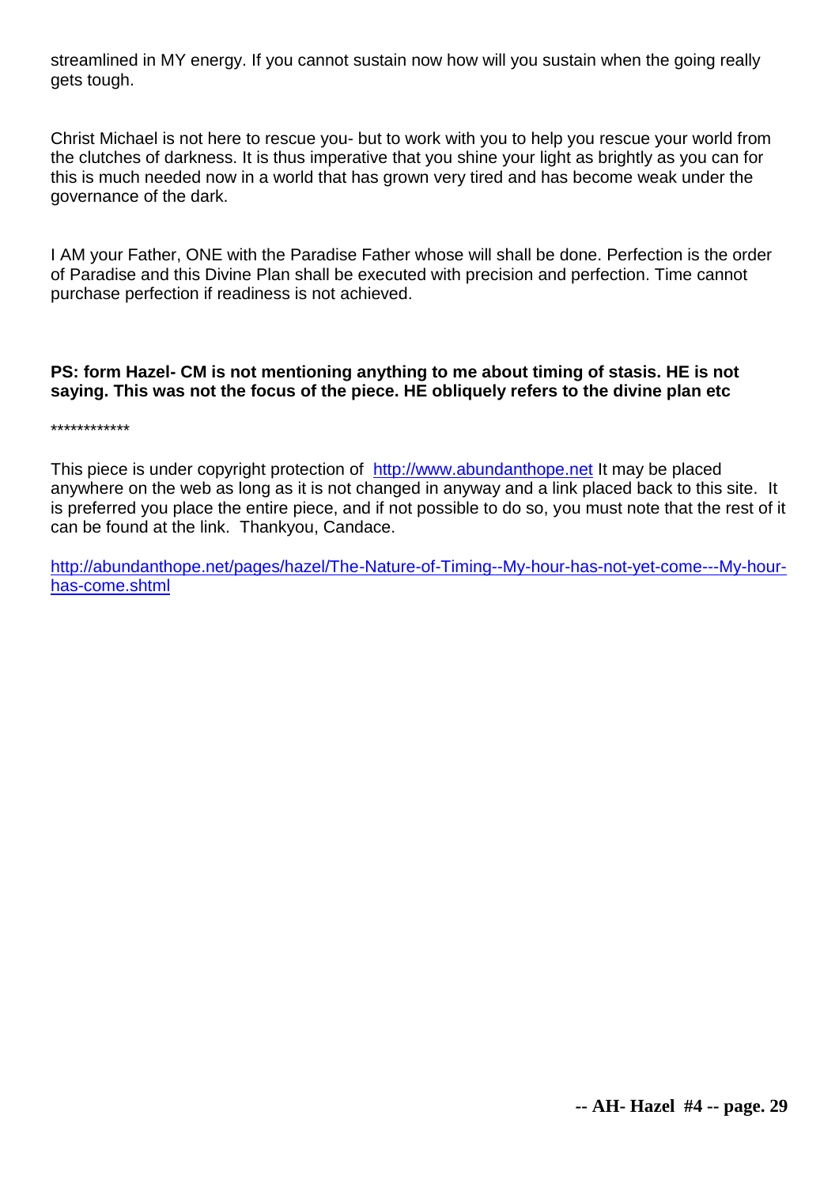streamlined in MY energy. If you cannot sustain now how will you sustain when the going really gets tough.

Christ Michael is not here to rescue you- but to work with you to help you rescue your world from the clutches of darkness. It is thus imperative that you shine your light as brightly as you can for this is much needed now in a world that has grown very tired and has become weak under the governance of the dark.

I AM your Father, ONE with the Paradise Father whose will shall be done. Perfection is the order of Paradise and this Divine Plan shall be executed with precision and perfection. Time cannot purchase perfection if readiness is not achieved.

**PS: form Hazel- CM is not mentioning anything to me about timing of stasis. HE is not saying. This was not the focus of the piece. HE obliquely refers to the divine plan etc**

************

This piece is under copyright protection of http://www.abundanthope.net It may be placed anywhere on the web as long as it is not changed in anyway and a link placed back to this site. It is preferred you place the entire piece, and if not possible to do so, you must note that the rest of it can be found at the link. Thankyou, Candace.

http://abundanthope.net/pages/hazel/The-Nature-of-Timing--My-hour-has-not-yet-come---My-hour-has-come.shtml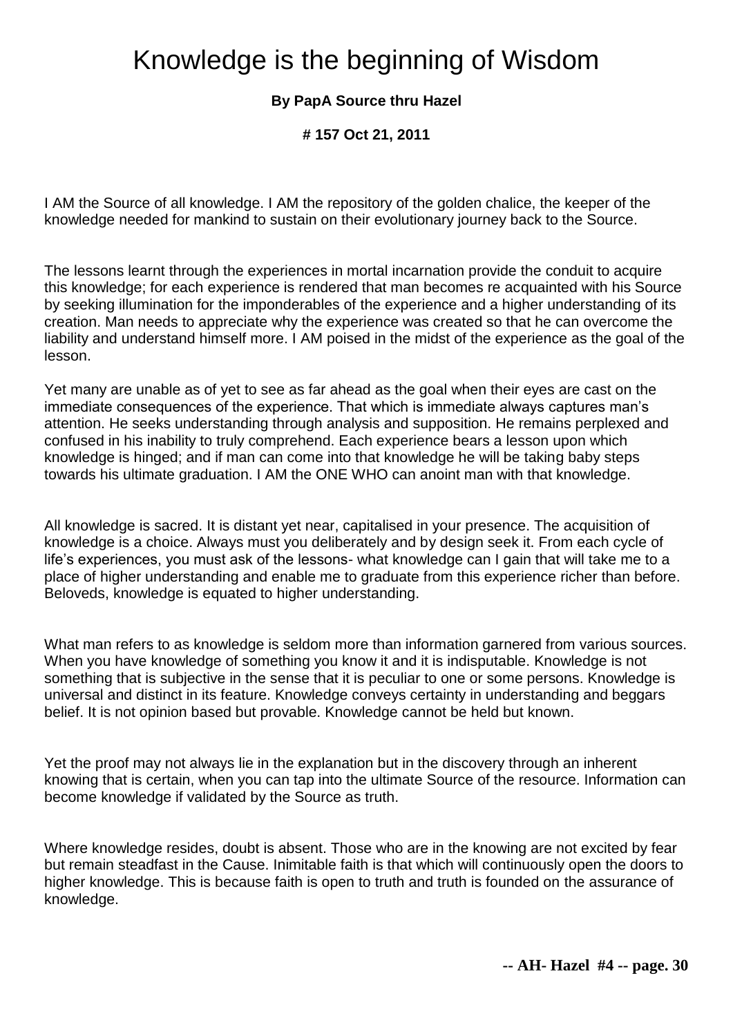# Knowledge is the beginning of Wisdom

**By PapA Source thru Hazel**

**# 157 Oct 21, 2011**

I AM the Source of all knowledge. I AM the repository of the golden chalice, the keeper of the knowledge needed for mankind to sustain on their evolutionary journey back to the Source.

The lessons learnt through the experiences in mortal incarnation provide the conduit to acquire this knowledge; for each experience is rendered that man becomes re acquainted with his Source by seeking illumination for the imponderables of the experience and a higher understanding of its creation. Man needs to appreciate why the experience was created so that he can overcome the liability and understand himself more. I AM poised in the midst of the experience as the goal of the lesson.

Yet many are unable as of yet to see as far ahead as the goal when their eyes are cast on the immediate consequences of the experience. That which is immediate always captures man's attention. He seeks understanding through analysis and supposition. He remains perplexed and confused in his inability to truly comprehend. Each experience bears a lesson upon which knowledge is hinged; and if man can come into that knowledge he will be taking baby steps towards his ultimate graduation. I AM the ONE WHO can anoint man with that knowledge.

All knowledge is sacred. It is distant yet near, capitalised in your presence. The acquisition of knowledge is a choice. Always must you deliberately and by design seek it. From each cycle of life's experiences, you must ask of the lessons- what knowledge can I gain that will take me to a place of higher understanding and enable me to graduate from this experience richer than before. Beloveds, knowledge is equated to higher understanding.

What man refers to as knowledge is seldom more than information garnered from various sources. When you have knowledge of something you know it and it is indisputable. Knowledge is not something that is subjective in the sense that it is peculiar to one or some persons. Knowledge is universal and distinct in its feature. Knowledge conveys certainty in understanding and beggars belief. It is not opinion based but provable. Knowledge cannot be held but known.

Yet the proof may not always lie in the explanation but in the discovery through an inherent knowing that is certain, when you can tap into the ultimate Source of the resource. Information can become knowledge if validated by the Source as truth.

Where knowledge resides, doubt is absent. Those who are in the knowing are not excited by fear but remain steadfast in the Cause. Inimitable faith is that which will continuously open the doors to higher knowledge. This is because faith is open to truth and truth is founded on the assurance of knowledge.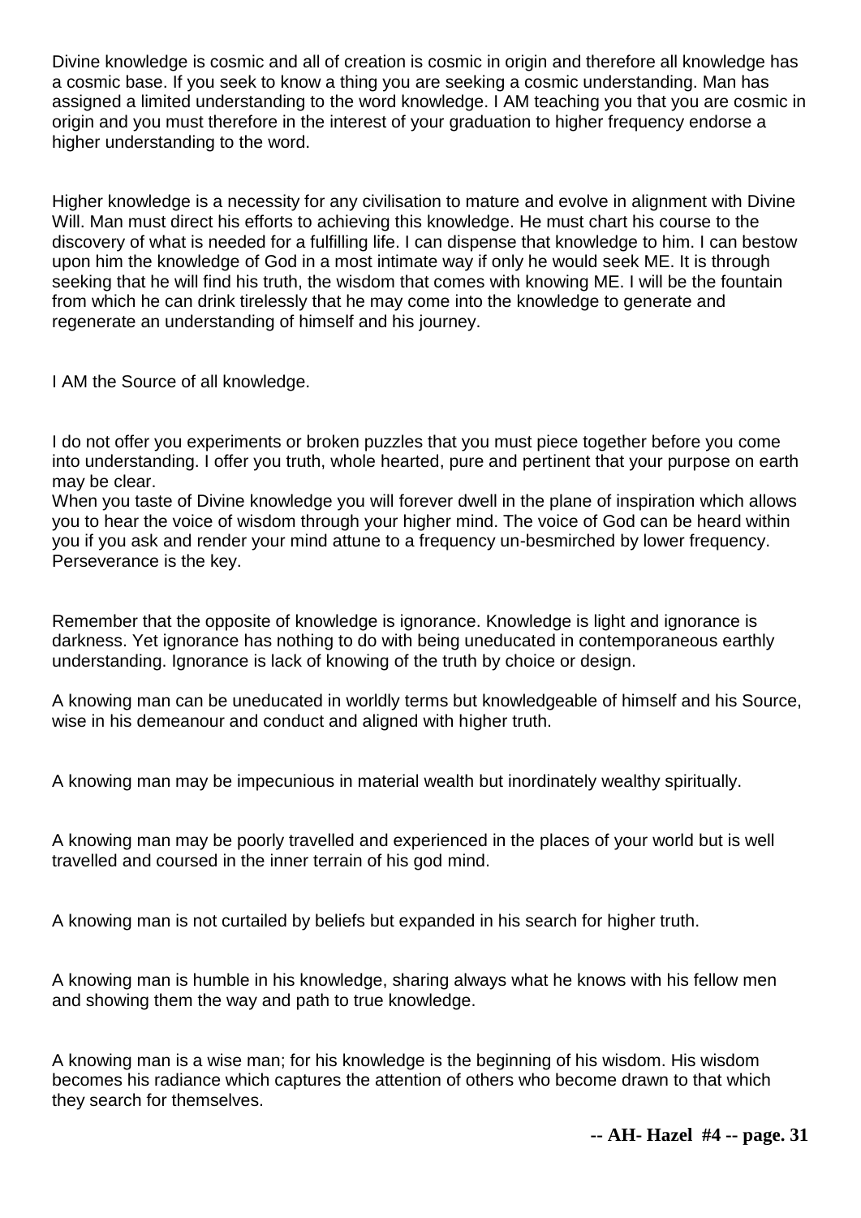Divine knowledge is cosmic and all of creation is cosmic in origin and therefore all knowledge has a cosmic base. If you seek to know a thing you are seeking a cosmic understanding. Man has assigned a limited understanding to the word knowledge. I AM teaching you that you are cosmic in origin and you must therefore in the interest of your graduation to higher frequency endorse a higher understanding to the word.

Higher knowledge is a necessity for any civilisation to mature and evolve in alignment with Divine Will. Man must direct his efforts to achieving this knowledge. He must chart his course to the discovery of what is needed for a fulfilling life. I can dispense that knowledge to him. I can bestow upon him the knowledge of God in a most intimate way if only he would seek ME. It is through seeking that he will find his truth, the wisdom that comes with knowing ME. I will be the fountain from which he can drink tirelessly that he may come into the knowledge to generate and regenerate an understanding of himself and his journey.

I AM the Source of all knowledge.

I do not offer you experiments or broken puzzles that you must piece together before you come into understanding. I offer you truth, whole hearted, pure and pertinent that your purpose on earth may be clear.
When you taste of Divine knowledge you will forever dwell in the plane of inspiration which allows you to hear the voice of wisdom through your higher mind. The voice of God can be heard within you if you ask and render your mind attune to a frequency un-besmirched by lower frequency. Perseverance is the key.

Remember that the opposite of knowledge is ignorance. Knowledge is light and ignorance is darkness. Yet ignorance has nothing to do with being uneducated in contemporaneous earthly understanding. Ignorance is lack of knowing of the truth by choice or design.

A knowing man can be uneducated in worldly terms but knowledgeable of himself and his Source, wise in his demeanour and conduct and aligned with higher truth.

A knowing man may be impecunious in material wealth but inordinately wealthy spiritually.

A knowing man may be poorly travelled and experienced in the places of your world but is well travelled and coursed in the inner terrain of his god mind.

A knowing man is not curtailed by beliefs but expanded in his search for higher truth.

A knowing man is humble in his knowledge, sharing always what he knows with his fellow men and showing them the way and path to true knowledge.

A knowing man is a wise man; for his knowledge is the beginning of his wisdom. His wisdom becomes his radiance which captures the attention of others who become drawn to that which they search for themselves.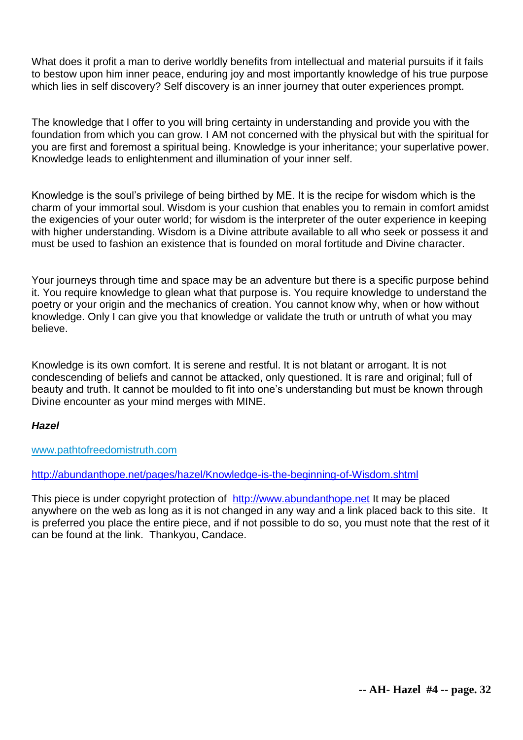What does it profit a man to derive worldly benefits from intellectual and material pursuits if it fails to bestow upon him inner peace, enduring joy and most importantly knowledge of his true purpose which lies in self discovery? Self discovery is an inner journey that outer experiences prompt.

The knowledge that I offer to you will bring certainty in understanding and provide you with the foundation from which you can grow. I AM not concerned with the physical but with the spiritual for you are first and foremost a spiritual being. Knowledge is your inheritance; your superlative power. Knowledge leads to enlightenment and illumination of your inner self.

Knowledge is the soul's privilege of being birthed by ME. It is the recipe for wisdom which is the charm of your immortal soul. Wisdom is your cushion that enables you to remain in comfort amidst the exigencies of your outer world; for wisdom is the interpreter of the outer experience in keeping with higher understanding. Wisdom is a Divine attribute available to all who seek or possess it and must be used to fashion an existence that is founded on moral fortitude and Divine character.

Your journeys through time and space may be an adventure but there is a specific purpose behind it. You require knowledge to glean what that purpose is. You require knowledge to understand the poetry or your origin and the mechanics of creation. You cannot know why, when or how without knowledge. Only I can give you that knowledge or validate the truth or untruth of what you may believe.

Knowledge is its own comfort. It is serene and restful. It is not blatant or arrogant. It is not condescending of beliefs and cannot be attacked, only questioned. It is rare and original; full of beauty and truth. It cannot be moulded to fit into one's understanding but must be known through Divine encounter as your mind merges with MINE.

***Hazel***

www.pathtofreedomistruth.com

http://abundanthope.net/pages/hazel/Knowledge-is-the-beginning-of-Wisdom.shtml

This piece is under copyright protection of http://www.abundanthope.net It may be placed anywhere on the web as long as it is not changed in any way and a link placed back to this site. It is preferred you place the entire piece, and if not possible to do so, you must note that the rest of it can be found at the link. Thankyou, Candace.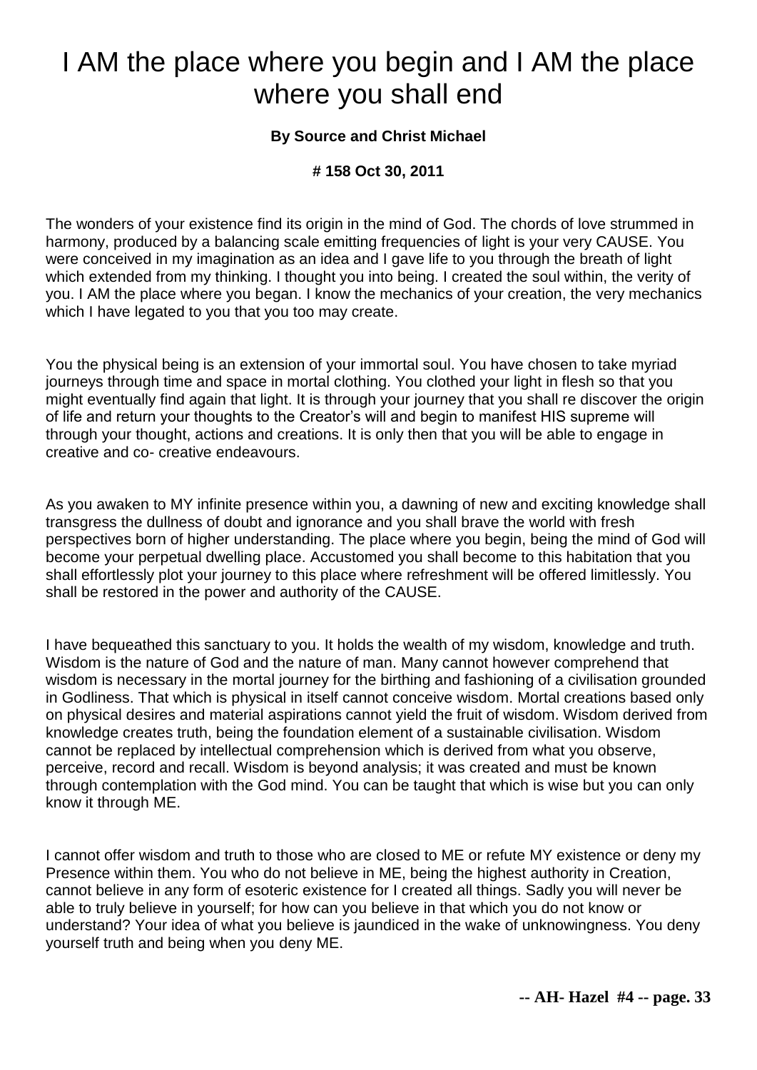# I AM the place where you begin and I AM the place where you shall end

**By Source and Christ Michael**

**# 158 Oct 30, 2011**

The wonders of your existence find its origin in the mind of God. The chords of love strummed in harmony, produced by a balancing scale emitting frequencies of light is your very CAUSE. You were conceived in my imagination as an idea and I gave life to you through the breath of light which extended from my thinking. I thought you into being. I created the soul within, the verity of you. I AM the place where you began. I know the mechanics of your creation, the very mechanics which I have legated to you that you too may create.

You the physical being is an extension of your immortal soul. You have chosen to take myriad journeys through time and space in mortal clothing. You clothed your light in flesh so that you might eventually find again that light. It is through your journey that you shall re discover the origin of life and return your thoughts to the Creator's will and begin to manifest HIS supreme will through your thought, actions and creations. It is only then that you will be able to engage in creative and co- creative endeavours.

As you awaken to MY infinite presence within you, a dawning of new and exciting knowledge shall transgress the dullness of doubt and ignorance and you shall brave the world with fresh perspectives born of higher understanding. The place where you begin, being the mind of God will become your perpetual dwelling place. Accustomed you shall become to this habitation that you shall effortlessly plot your journey to this place where refreshment will be offered limitlessly. You shall be restored in the power and authority of the CAUSE.

I have bequeathed this sanctuary to you. It holds the wealth of my wisdom, knowledge and truth. Wisdom is the nature of God and the nature of man. Many cannot however comprehend that wisdom is necessary in the mortal journey for the birthing and fashioning of a civilisation grounded in Godliness. That which is physical in itself cannot conceive wisdom. Mortal creations based only on physical desires and material aspirations cannot yield the fruit of wisdom. Wisdom derived from knowledge creates truth, being the foundation element of a sustainable civilisation. Wisdom cannot be replaced by intellectual comprehension which is derived from what you observe, perceive, record and recall. Wisdom is beyond analysis; it was created and must be known through contemplation with the God mind. You can be taught that which is wise but you can only know it through ME.

I cannot offer wisdom and truth to those who are closed to ME or refute MY existence or deny my Presence within them. You who do not believe in ME, being the highest authority in Creation, cannot believe in any form of esoteric existence for I created all things. Sadly you will never be able to truly believe in yourself; for how can you believe in that which you do not know or understand? Your idea of what you believe is jaundiced in the wake of unknowingness. You deny yourself truth and being when you deny ME.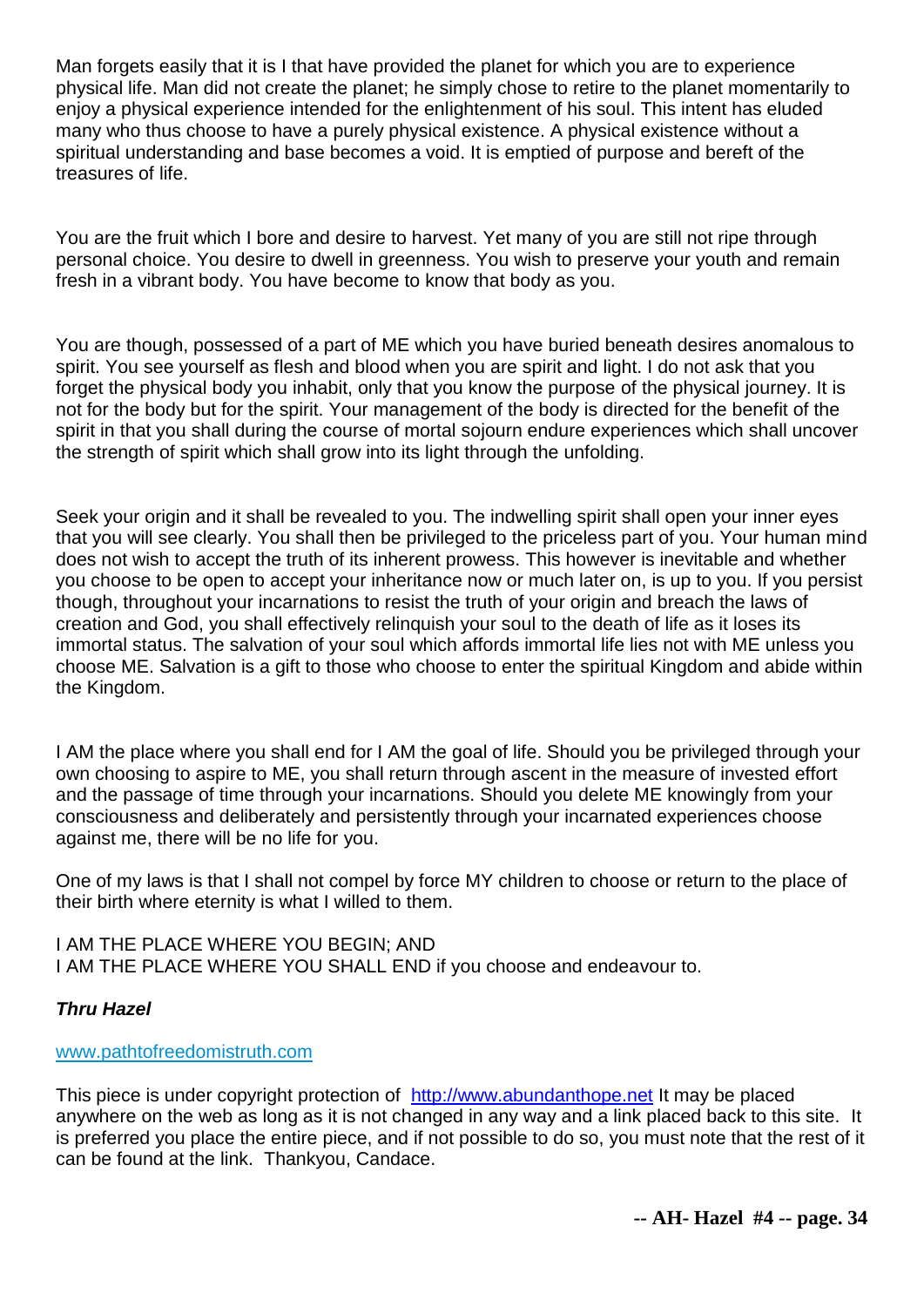Man forgets easily that it is I that have provided the planet for which you are to experience physical life. Man did not create the planet; he simply chose to retire to the planet momentarily to enjoy a physical experience intended for the enlightenment of his soul. This intent has eluded many who thus choose to have a purely physical existence. A physical existence without a spiritual understanding and base becomes a void. It is emptied of purpose and bereft of the treasures of life.

You are the fruit which I bore and desire to harvest. Yet many of you are still not ripe through personal choice. You desire to dwell in greenness. You wish to preserve your youth and remain fresh in a vibrant body. You have become to know that body as you.

You are though, possessed of a part of ME which you have buried beneath desires anomalous to spirit. You see yourself as flesh and blood when you are spirit and light. I do not ask that you forget the physical body you inhabit, only that you know the purpose of the physical journey. It is not for the body but for the spirit. Your management of the body is directed for the benefit of the spirit in that you shall during the course of mortal sojourn endure experiences which shall uncover the strength of spirit which shall grow into its light through the unfolding.

Seek your origin and it shall be revealed to you. The indwelling spirit shall open your inner eyes that you will see clearly. You shall then be privileged to the priceless part of you. Your human mind does not wish to accept the truth of its inherent prowess. This however is inevitable and whether you choose to be open to accept your inheritance now or much later on, is up to you. If you persist though, throughout your incarnations to resist the truth of your origin and breach the laws of creation and God, you shall effectively relinquish your soul to the death of life as it loses its immortal status. The salvation of your soul which affords immortal life lies not with ME unless you choose ME. Salvation is a gift to those who choose to enter the spiritual Kingdom and abide within the Kingdom.

I AM the place where you shall end for I AM the goal of life. Should you be privileged through your own choosing to aspire to ME, you shall return through ascent in the measure of invested effort and the passage of time through your incarnations. Should you delete ME knowingly from your consciousness and deliberately and persistently through your incarnated experiences choose against me, there will be no life for you.

One of my laws is that I shall not compel by force MY children to choose or return to the place of their birth where eternity is what I willed to them.

I AM THE PLACE WHERE YOU BEGIN; AND
I AM THE PLACE WHERE YOU SHALL END if you choose and endeavour to.

***Thru Hazel***

www.pathtofreedomistruth.com

This piece is under copyright protection of http://www.abundanthope.net It may be placed anywhere on the web as long as it is not changed in any way and a link placed back to this site. It is preferred you place the entire piece, and if not possible to do so, you must note that the rest of it can be found at the link. Thankyou, Candace.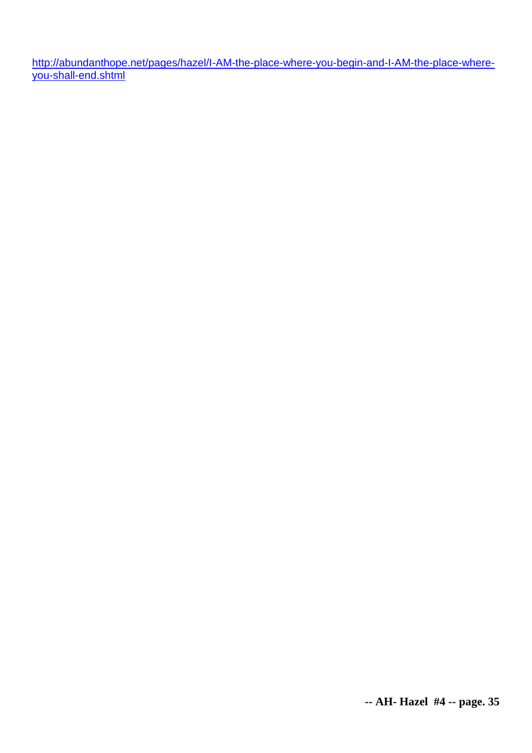http://abundanthope.net/pages/hazel/I-AM-the-place-where-you-begin-and-I-AM-the-place-where-you-shall-end.shtml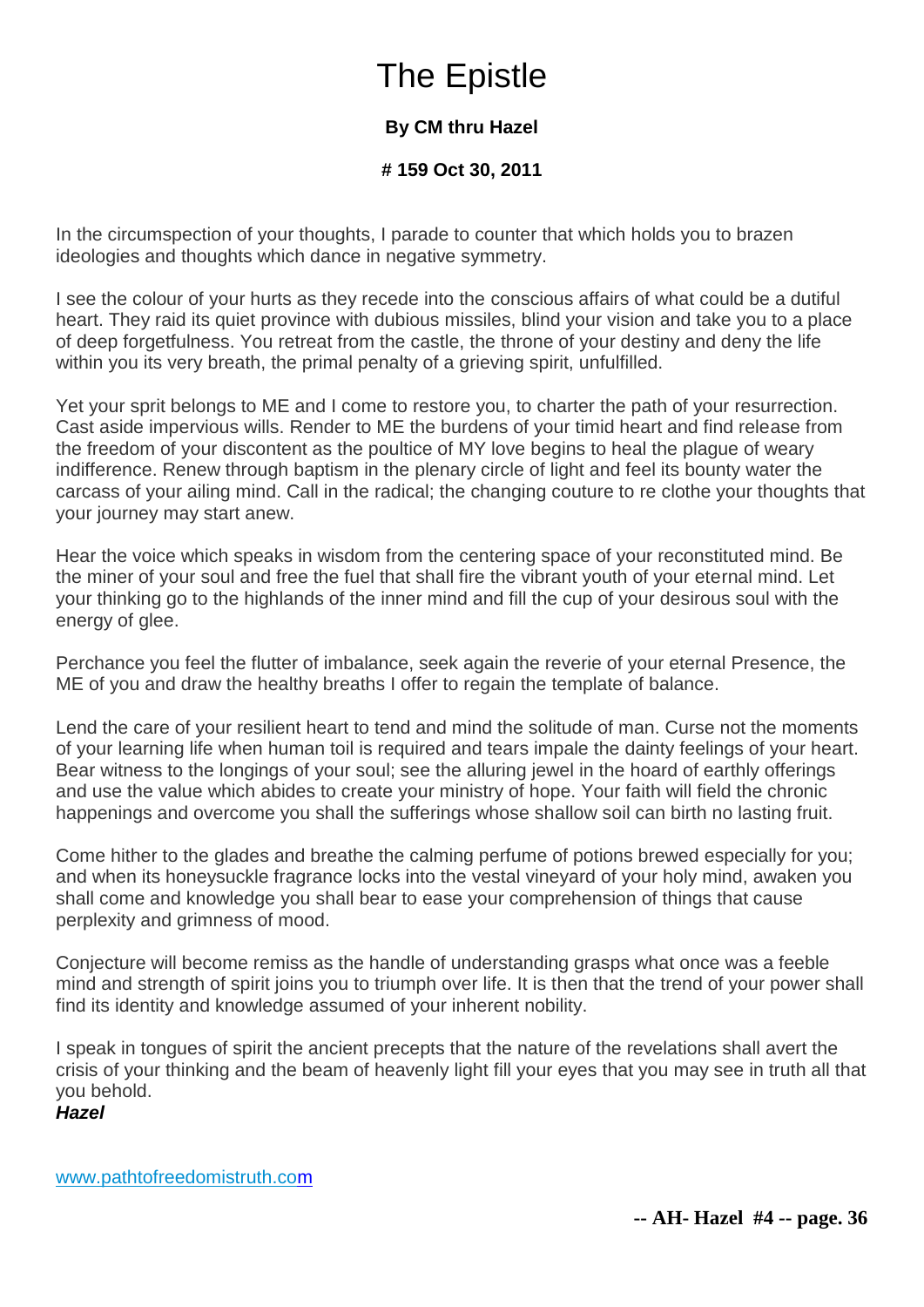# The Epistle

**By CM thru Hazel**

**# 159 Oct 30, 2011**

In the circumspection of your thoughts, I parade to counter that which holds you to brazen ideologies and thoughts which dance in negative symmetry.

I see the colour of your hurts as they recede into the conscious affairs of what could be a dutiful heart. They raid its quiet province with dubious missiles, blind your vision and take you to a place of deep forgetfulness. You retreat from the castle, the throne of your destiny and deny the life within you its very breath, the primal penalty of a grieving spirit, unfulfilled.

Yet your sprit belongs to ME and I come to restore you, to charter the path of your resurrection. Cast aside impervious wills. Render to ME the burdens of your timid heart and find release from the freedom of your discontent as the poultice of MY love begins to heal the plague of weary indifference. Renew through baptism in the plenary circle of light and feel its bounty water the carcass of your ailing mind. Call in the radical; the changing couture to re clothe your thoughts that your journey may start anew.

Hear the voice which speaks in wisdom from the centering space of your reconstituted mind. Be the miner of your soul and free the fuel that shall fire the vibrant youth of your eternal mind. Let your thinking go to the highlands of the inner mind and fill the cup of your desirous soul with the energy of glee.

Perchance you feel the flutter of imbalance, seek again the reverie of your eternal Presence, the ME of you and draw the healthy breaths I offer to regain the template of balance.

Lend the care of your resilient heart to tend and mind the solitude of man. Curse not the moments of your learning life when human toil is required and tears impale the dainty feelings of your heart. Bear witness to the longings of your soul; see the alluring jewel in the hoard of earthly offerings and use the value which abides to create your ministry of hope. Your faith will field the chronic happenings and overcome you shall the sufferings whose shallow soil can birth no lasting fruit.

Come hither to the glades and breathe the calming perfume of potions brewed especially for you; and when its honeysuckle fragrance locks into the vestal vineyard of your holy mind, awaken you shall come and knowledge you shall bear to ease your comprehension of things that cause perplexity and grimness of mood.

Conjecture will become remiss as the handle of understanding grasps what once was a feeble mind and strength of spirit joins you to triumph over life. It is then that the trend of your power shall find its identity and knowledge assumed of your inherent nobility.

I speak in tongues of spirit the ancient precepts that the nature of the revelations shall avert the crisis of your thinking and the beam of heavenly light fill your eyes that you may see in truth all that you behold.

***Hazel***

www.pathtofreedomistruth.com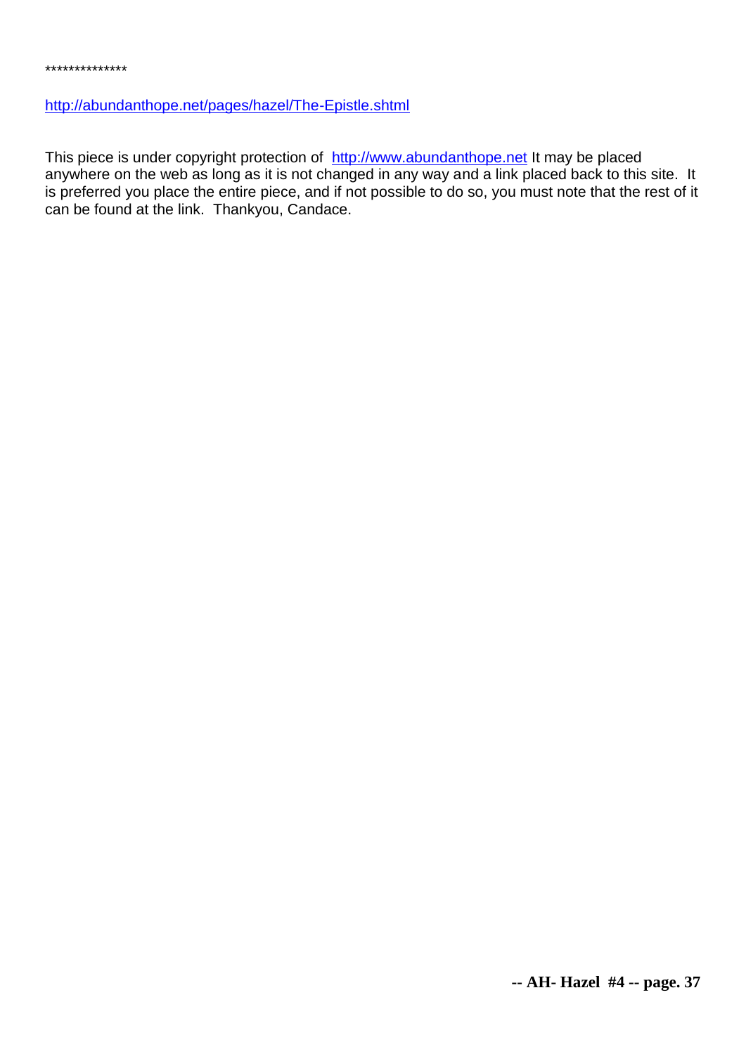**************

http://abundanthope.net/pages/hazel/The-Epistle.shtml

This piece is under copyright protection of http://www.abundanthope.net It may be placed anywhere on the web as long as it is not changed in any way and a link placed back to this site. It is preferred you place the entire piece, and if not possible to do so, you must note that the rest of it can be found at the link. Thankyou, Candace.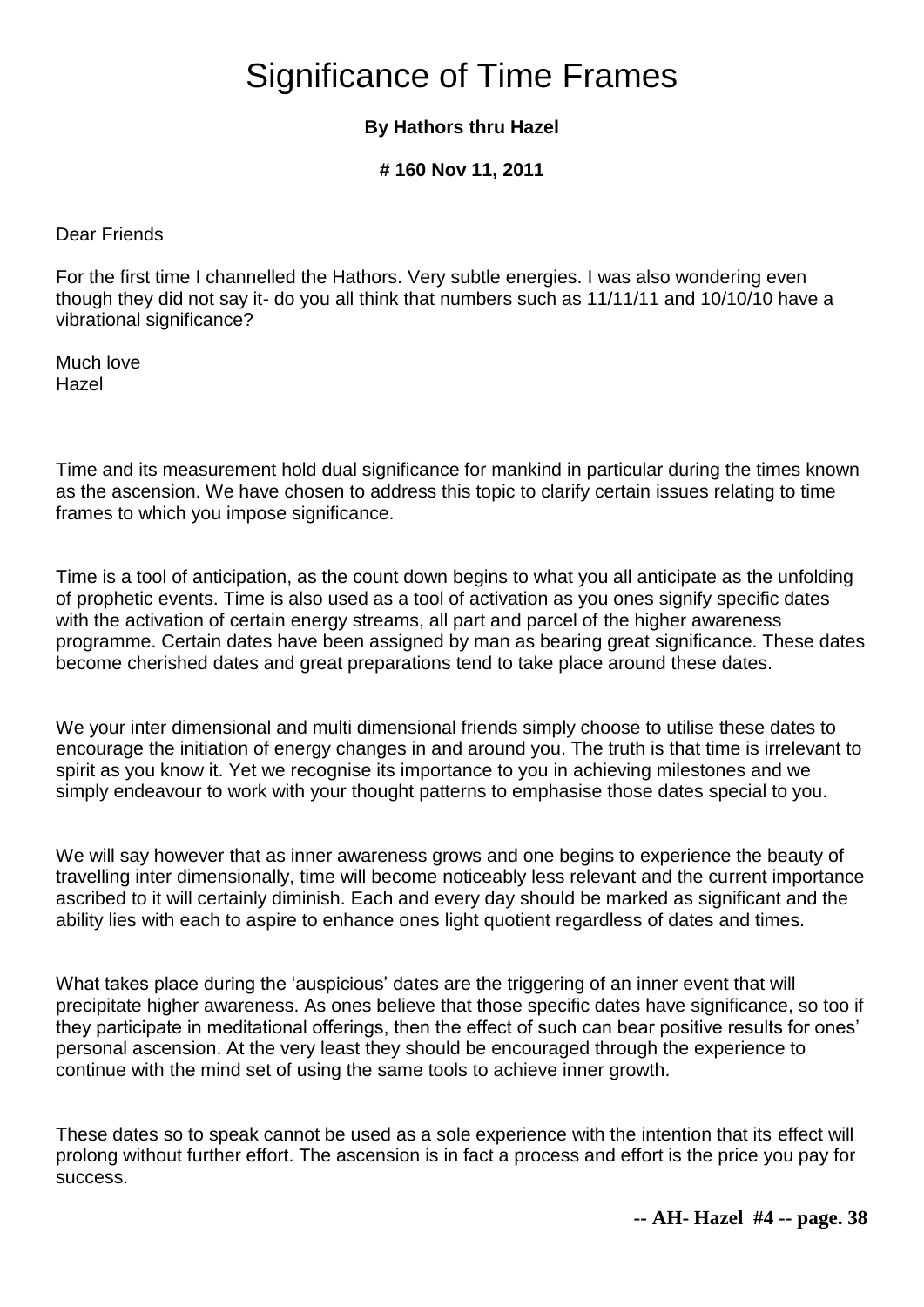# Significance of Time Frames

**By Hathors thru Hazel**

**# 160 Nov 11, 2011**

Dear Friends

For the first time I channelled the Hathors. Very subtle energies. I was also wondering even though they did not say it- do you all think that numbers such as 11/11/11 and 10/10/10 have a vibrational significance?

Much love
Hazel

Time and its measurement hold dual significance for mankind in particular during the times known as the ascension. We have chosen to address this topic to clarify certain issues relating to time frames to which you impose significance.

Time is a tool of anticipation, as the count down begins to what you all anticipate as the unfolding of prophetic events. Time is also used as a tool of activation as you ones signify specific dates with the activation of certain energy streams, all part and parcel of the higher awareness programme. Certain dates have been assigned by man as bearing great significance. These dates become cherished dates and great preparations tend to take place around these dates.

We your inter dimensional and multi dimensional friends simply choose to utilise these dates to encourage the initiation of energy changes in and around you. The truth is that time is irrelevant to spirit as you know it. Yet we recognise its importance to you in achieving milestones and we simply endeavour to work with your thought patterns to emphasise those dates special to you.

We will say however that as inner awareness grows and one begins to experience the beauty of travelling inter dimensionally, time will become noticeably less relevant and the current importance ascribed to it will certainly diminish. Each and every day should be marked as significant and the ability lies with each to aspire to enhance ones light quotient regardless of dates and times.

What takes place during the 'auspicious' dates are the triggering of an inner event that will precipitate higher awareness. As ones believe that those specific dates have significance, so too if they participate in meditational offerings, then the effect of such can bear positive results for ones' personal ascension. At the very least they should be encouraged through the experience to continue with the mind set of using the same tools to achieve inner growth.

These dates so to speak cannot be used as a sole experience with the intention that its effect will prolong without further effort. The ascension is in fact a process and effort is the price you pay for success.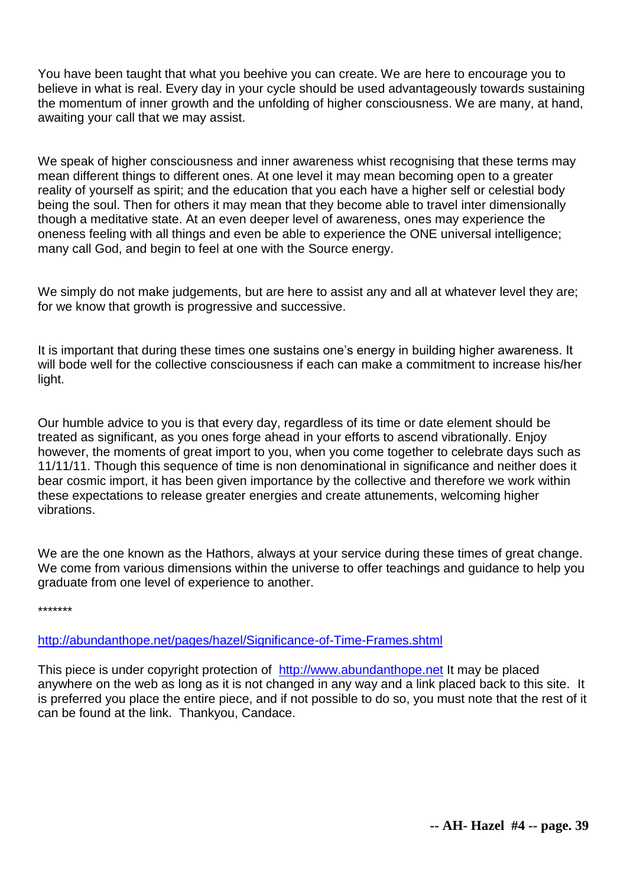You have been taught that what you beehive you can create. We are here to encourage you to believe in what is real. Every day in your cycle should be used advantageously towards sustaining the momentum of inner growth and the unfolding of higher consciousness. We are many, at hand, awaiting your call that we may assist.

We speak of higher consciousness and inner awareness whist recognising that these terms may mean different things to different ones. At one level it may mean becoming open to a greater reality of yourself as spirit; and the education that you each have a higher self or celestial body being the soul. Then for others it may mean that they become able to travel inter dimensionally though a meditative state. At an even deeper level of awareness, ones may experience the oneness feeling with all things and even be able to experience the ONE universal intelligence; many call God, and begin to feel at one with the Source energy.

We simply do not make judgements, but are here to assist any and all at whatever level they are; for we know that growth is progressive and successive.

It is important that during these times one sustains one's energy in building higher awareness. It will bode well for the collective consciousness if each can make a commitment to increase his/her light.

Our humble advice to you is that every day, regardless of its time or date element should be treated as significant, as you ones forge ahead in your efforts to ascend vibrationally. Enjoy however, the moments of great import to you, when you come together to celebrate days such as 11/11/11. Though this sequence of time is non denominational in significance and neither does it bear cosmic import, it has been given importance by the collective and therefore we work within these expectations to release greater energies and create attunements, welcoming higher vibrations.

We are the one known as the Hathors, always at your service during these times of great change. We come from various dimensions within the universe to offer teachings and guidance to help you graduate from one level of experience to another.

*******

http://abundanthope.net/pages/hazel/Significance-of-Time-Frames.shtml

This piece is under copyright protection of http://www.abundanthope.net It may be placed anywhere on the web as long as it is not changed in any way and a link placed back to this site. It is preferred you place the entire piece, and if not possible to do so, you must note that the rest of it can be found at the link. Thankyou, Candace.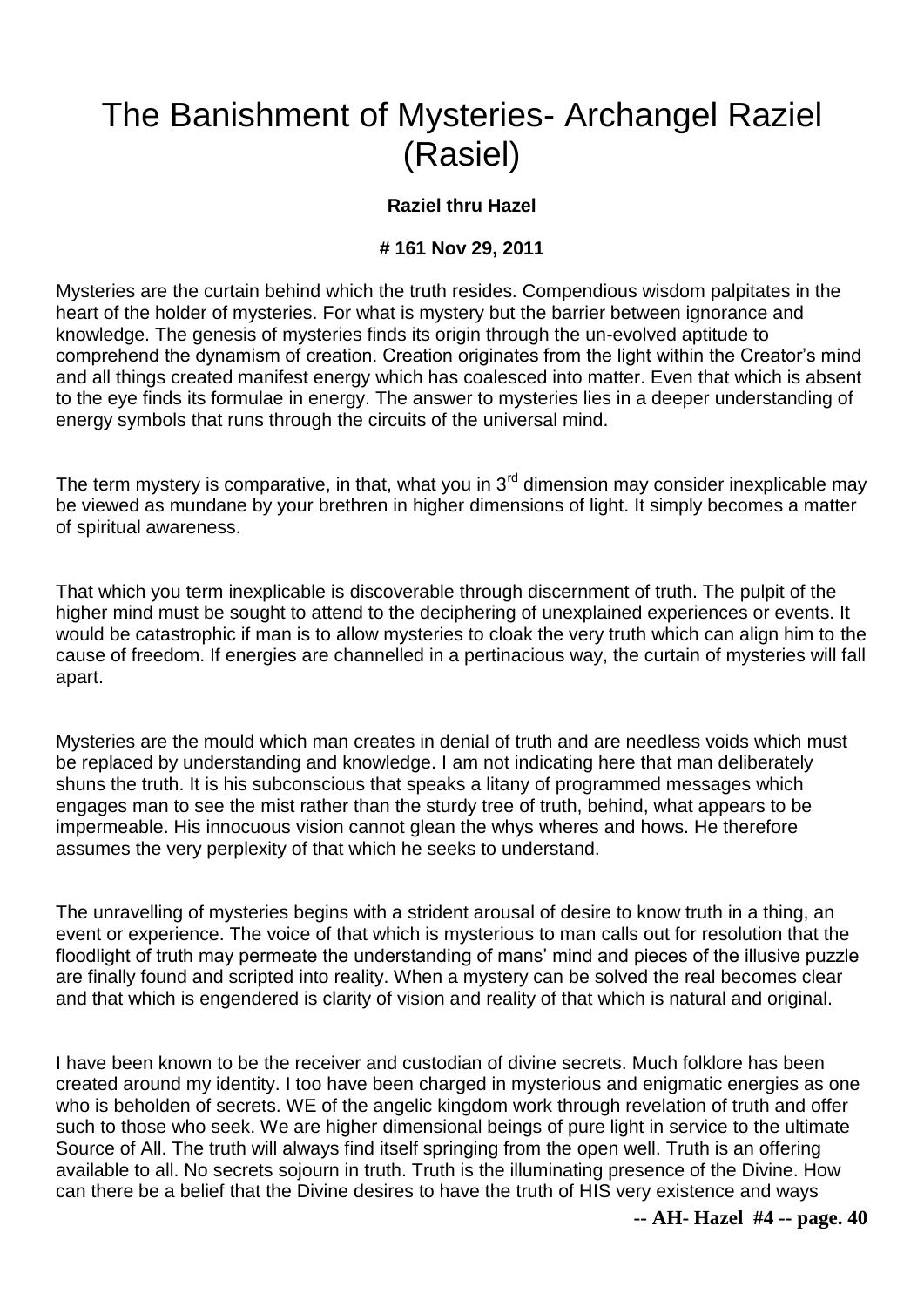# The Banishment of Mysteries- Archangel Raziel (Rasiel)

**Raziel thru Hazel**

**# 161 Nov 29, 2011**

Mysteries are the curtain behind which the truth resides. Compendious wisdom palpitates in the heart of the holder of mysteries. For what is mystery but the barrier between ignorance and knowledge. The genesis of mysteries finds its origin through the un-evolved aptitude to comprehend the dynamism of creation. Creation originates from the light within the Creator's mind and all things created manifest energy which has coalesced into matter. Even that which is absent to the eye finds its formulae in energy. The answer to mysteries lies in a deeper understanding of energy symbols that runs through the circuits of the universal mind.

The term mystery is comparative, in that, what you in 3rd dimension may consider inexplicable may be viewed as mundane by your brethren in higher dimensions of light. It simply becomes a matter of spiritual awareness.

That which you term inexplicable is discoverable through discernment of truth. The pulpit of the higher mind must be sought to attend to the deciphering of unexplained experiences or events. It would be catastrophic if man is to allow mysteries to cloak the very truth which can align him to the cause of freedom. If energies are channelled in a pertinacious way, the curtain of mysteries will fall apart.

Mysteries are the mould which man creates in denial of truth and are needless voids which must be replaced by understanding and knowledge. I am not indicating here that man deliberately shuns the truth. It is his subconscious that speaks a litany of programmed messages which engages man to see the mist rather than the sturdy tree of truth, behind, what appears to be impermeable. His innocuous vision cannot glean the whys wheres and hows. He therefore assumes the very perplexity of that which he seeks to understand.

The unravelling of mysteries begins with a strident arousal of desire to know truth in a thing, an event or experience. The voice of that which is mysterious to man calls out for resolution that the floodlight of truth may permeate the understanding of mans' mind and pieces of the illusive puzzle are finally found and scripted into reality. When a mystery can be solved the real becomes clear and that which is engendered is clarity of vision and reality of that which is natural and original.

I have been known to be the receiver and custodian of divine secrets. Much folklore has been created around my identity. I too have been charged in mysterious and enigmatic energies as one who is beholden of secrets. WE of the angelic kingdom work through revelation of truth and offer such to those who seek. We are higher dimensional beings of pure light in service to the ultimate Source of All. The truth will always find itself springing from the open well. Truth is an offering available to all. No secrets sojourn in truth. Truth is the illuminating presence of the Divine. How can there be a belief that the Divine desires to have the truth of HIS very existence and ways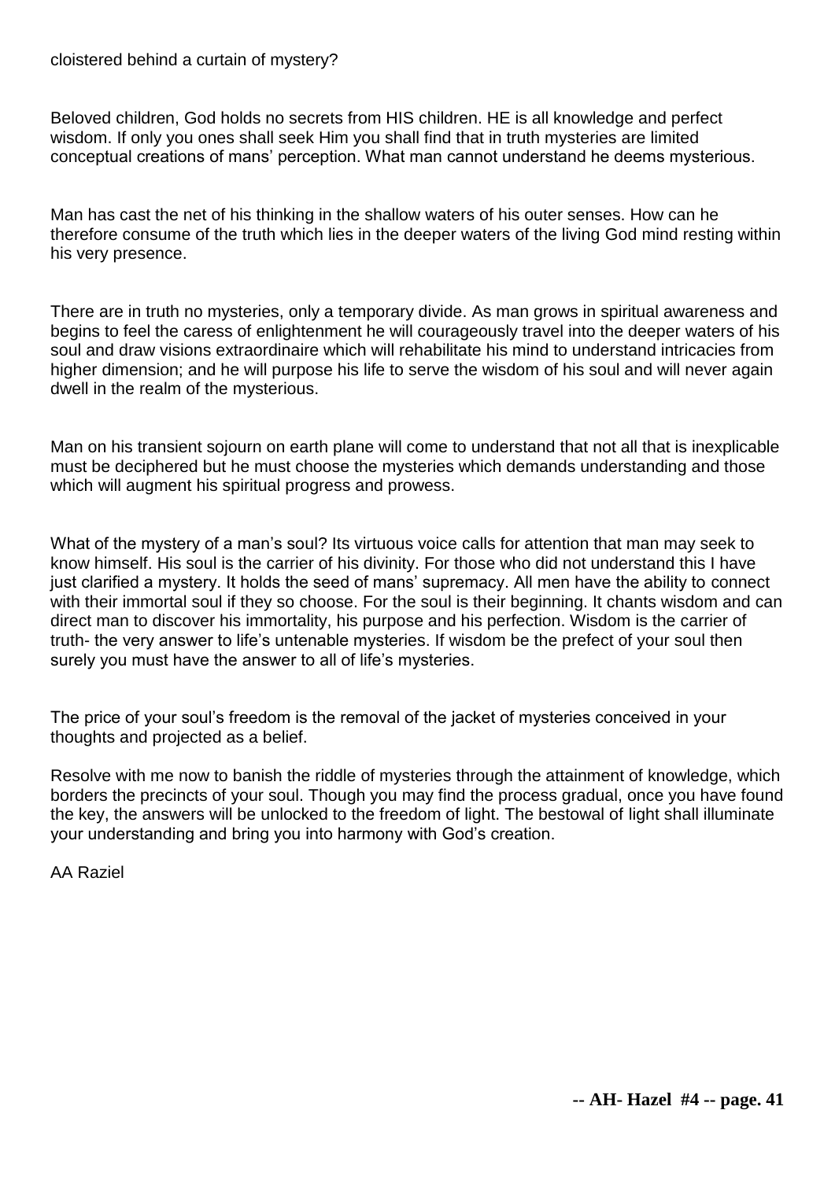cloistered behind a curtain of mystery?

Beloved children, God holds no secrets from HIS children. HE is all knowledge and perfect wisdom. If only you ones shall seek Him you shall find that in truth mysteries are limited conceptual creations of mans' perception. What man cannot understand he deems mysterious.

Man has cast the net of his thinking in the shallow waters of his outer senses. How can he therefore consume of the truth which lies in the deeper waters of the living God mind resting within his very presence.

There are in truth no mysteries, only a temporary divide. As man grows in spiritual awareness and begins to feel the caress of enlightenment he will courageously travel into the deeper waters of his soul and draw visions extraordinaire which will rehabilitate his mind to understand intricacies from higher dimension; and he will purpose his life to serve the wisdom of his soul and will never again dwell in the realm of the mysterious.

Man on his transient sojourn on earth plane will come to understand that not all that is inexplicable must be deciphered but he must choose the mysteries which demands understanding and those which will augment his spiritual progress and prowess.

What of the mystery of a man's soul? Its virtuous voice calls for attention that man may seek to know himself. His soul is the carrier of his divinity. For those who did not understand this I have just clarified a mystery. It holds the seed of mans' supremacy. All men have the ability to connect with their immortal soul if they so choose. For the soul is their beginning. It chants wisdom and can direct man to discover his immortality, his purpose and his perfection. Wisdom is the carrier of truth- the very answer to life's untenable mysteries. If wisdom be the prefect of your soul then surely you must have the answer to all of life's mysteries.

The price of your soul's freedom is the removal of the jacket of mysteries conceived in your thoughts and projected as a belief.

Resolve with me now to banish the riddle of mysteries through the attainment of knowledge, which borders the precincts of your soul. Though you may find the process gradual, once you have found the key, the answers will be unlocked to the freedom of light. The bestowal of light shall illuminate your understanding and bring you into harmony with God's creation.

AA Raziel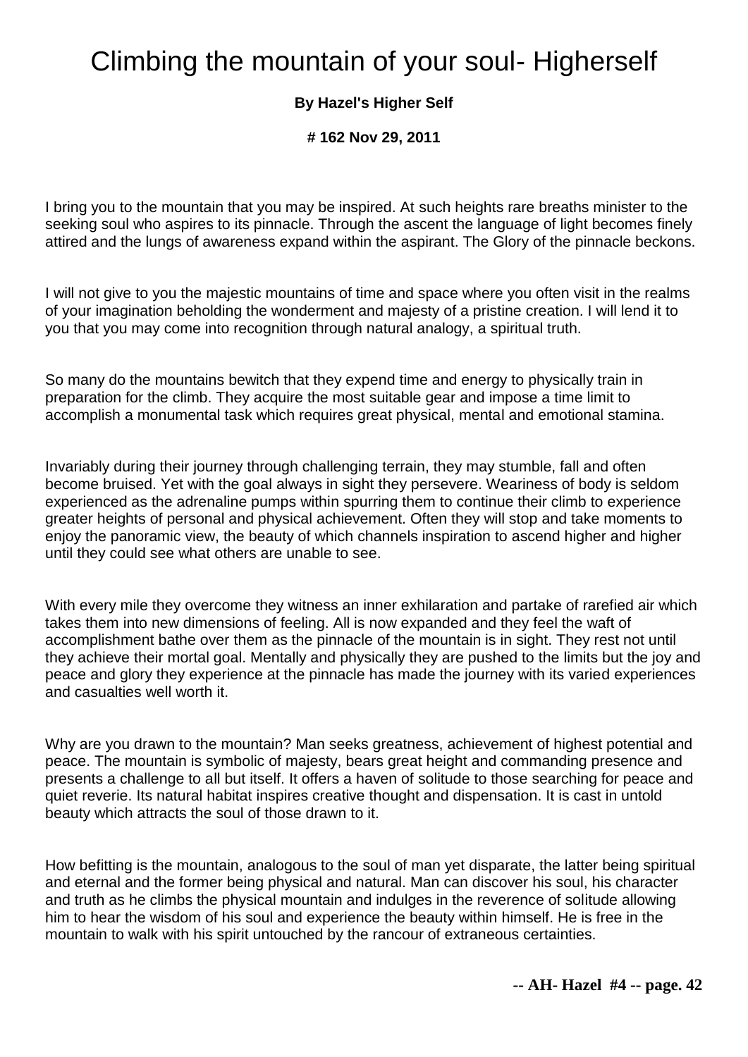# Climbing the mountain of your soul- Higherself

**By Hazel's Higher Self**

**# 162 Nov 29, 2011**

I bring you to the mountain that you may be inspired. At such heights rare breaths minister to the seeking soul who aspires to its pinnacle. Through the ascent the language of light becomes finely attired and the lungs of awareness expand within the aspirant. The Glory of the pinnacle beckons.

I will not give to you the majestic mountains of time and space where you often visit in the realms of your imagination beholding the wonderment and majesty of a pristine creation. I will lend it to you that you may come into recognition through natural analogy, a spiritual truth.

So many do the mountains bewitch that they expend time and energy to physically train in preparation for the climb. They acquire the most suitable gear and impose a time limit to accomplish a monumental task which requires great physical, mental and emotional stamina.

Invariably during their journey through challenging terrain, they may stumble, fall and often become bruised. Yet with the goal always in sight they persevere. Weariness of body is seldom experienced as the adrenaline pumps within spurring them to continue their climb to experience greater heights of personal and physical achievement. Often they will stop and take moments to enjoy the panoramic view, the beauty of which channels inspiration to ascend higher and higher until they could see what others are unable to see.

With every mile they overcome they witness an inner exhilaration and partake of rarefied air which takes them into new dimensions of feeling. All is now expanded and they feel the waft of accomplishment bathe over them as the pinnacle of the mountain is in sight. They rest not until they achieve their mortal goal. Mentally and physically they are pushed to the limits but the joy and peace and glory they experience at the pinnacle has made the journey with its varied experiences and casualties well worth it.

Why are you drawn to the mountain? Man seeks greatness, achievement of highest potential and peace. The mountain is symbolic of majesty, bears great height and commanding presence and presents a challenge to all but itself. It offers a haven of solitude to those searching for peace and quiet reverie. Its natural habitat inspires creative thought and dispensation. It is cast in untold beauty which attracts the soul of those drawn to it.

How befitting is the mountain, analogous to the soul of man yet disparate, the latter being spiritual and eternal and the former being physical and natural. Man can discover his soul, his character and truth as he climbs the physical mountain and indulges in the reverence of solitude allowing him to hear the wisdom of his soul and experience the beauty within himself. He is free in the mountain to walk with his spirit untouched by the rancour of extraneous certainties.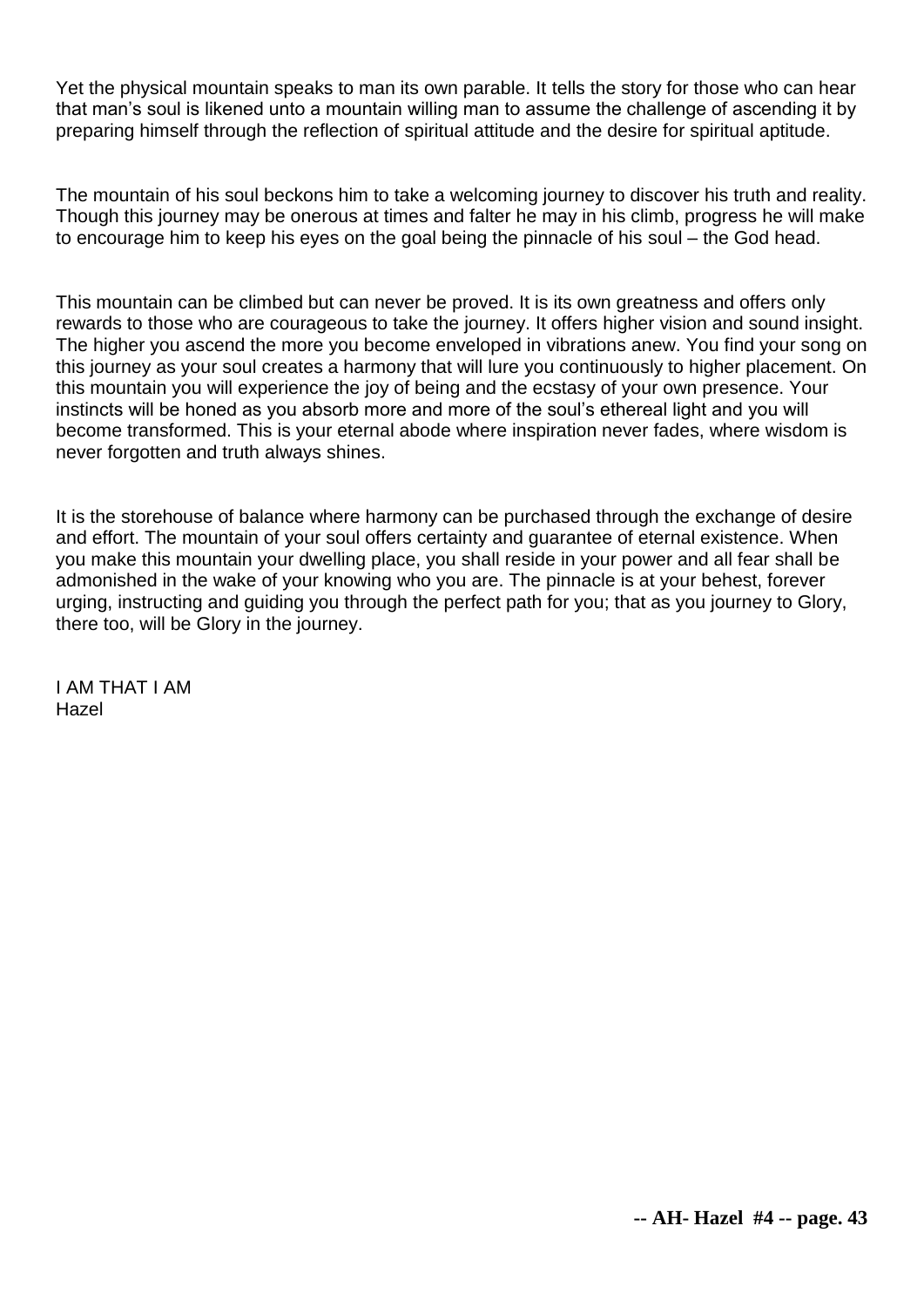Yet the physical mountain speaks to man its own parable. It tells the story for those who can hear that man's soul is likened unto a mountain willing man to assume the challenge of ascending it by preparing himself through the reflection of spiritual attitude and the desire for spiritual aptitude.

The mountain of his soul beckons him to take a welcoming journey to discover his truth and reality. Though this journey may be onerous at times and falter he may in his climb, progress he will make to encourage him to keep his eyes on the goal being the pinnacle of his soul – the God head.

This mountain can be climbed but can never be proved. It is its own greatness and offers only rewards to those who are courageous to take the journey. It offers higher vision and sound insight. The higher you ascend the more you become enveloped in vibrations anew. You find your song on this journey as your soul creates a harmony that will lure you continuously to higher placement. On this mountain you will experience the joy of being and the ecstasy of your own presence. Your instincts will be honed as you absorb more and more of the soul's ethereal light and you will become transformed. This is your eternal abode where inspiration never fades, where wisdom is never forgotten and truth always shines.

It is the storehouse of balance where harmony can be purchased through the exchange of desire and effort. The mountain of your soul offers certainty and guarantee of eternal existence. When you make this mountain your dwelling place, you shall reside in your power and all fear shall be admonished in the wake of your knowing who you are. The pinnacle is at your behest, forever urging, instructing and guiding you through the perfect path for you; that as you journey to Glory, there too, will be Glory in the journey.

I AM THAT I AM
Hazel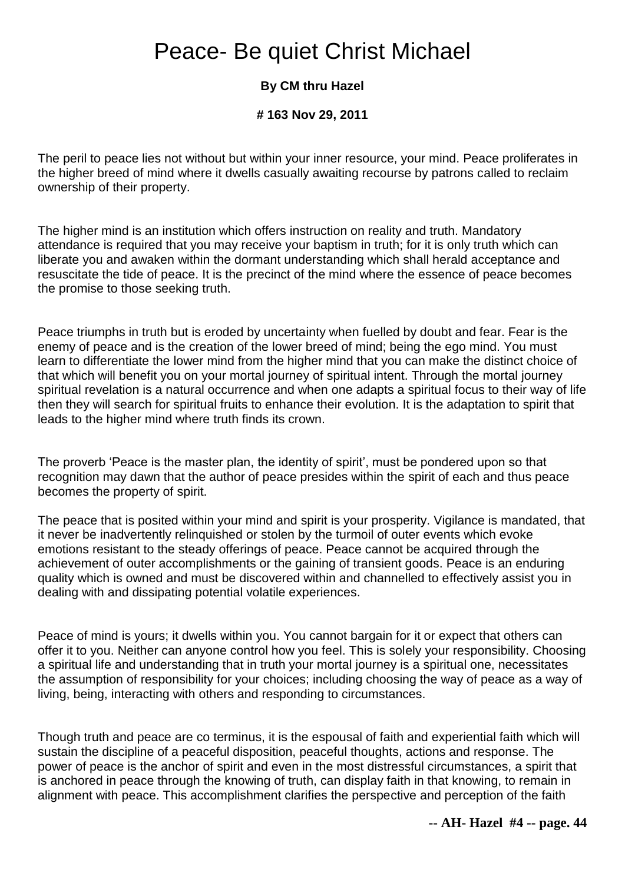# Peace- Be quiet Christ Michael

**By CM thru Hazel**

**# 163 Nov 29, 2011**

The peril to peace lies not without but within your inner resource, your mind. Peace proliferates in the higher breed of mind where it dwells casually awaiting recourse by patrons called to reclaim ownership of their property.

The higher mind is an institution which offers instruction on reality and truth. Mandatory attendance is required that you may receive your baptism in truth; for it is only truth which can liberate you and awaken within the dormant understanding which shall herald acceptance and resuscitate the tide of peace. It is the precinct of the mind where the essence of peace becomes the promise to those seeking truth.

Peace triumphs in truth but is eroded by uncertainty when fuelled by doubt and fear. Fear is the enemy of peace and is the creation of the lower breed of mind; being the ego mind. You must learn to differentiate the lower mind from the higher mind that you can make the distinct choice of that which will benefit you on your mortal journey of spiritual intent. Through the mortal journey spiritual revelation is a natural occurrence and when one adapts a spiritual focus to their way of life then they will search for spiritual fruits to enhance their evolution. It is the adaptation to spirit that leads to the higher mind where truth finds its crown.

The proverb 'Peace is the master plan, the identity of spirit', must be pondered upon so that recognition may dawn that the author of peace presides within the spirit of each and thus peace becomes the property of spirit.

The peace that is posited within your mind and spirit is your prosperity. Vigilance is mandated, that it never be inadvertently relinquished or stolen by the turmoil of outer events which evoke emotions resistant to the steady offerings of peace. Peace cannot be acquired through the achievement of outer accomplishments or the gaining of transient goods. Peace is an enduring quality which is owned and must be discovered within and channelled to effectively assist you in dealing with and dissipating potential volatile experiences.

Peace of mind is yours; it dwells within you. You cannot bargain for it or expect that others can offer it to you. Neither can anyone control how you feel. This is solely your responsibility. Choosing a spiritual life and understanding that in truth your mortal journey is a spiritual one, necessitates the assumption of responsibility for your choices; including choosing the way of peace as a way of living, being, interacting with others and responding to circumstances.

Though truth and peace are co terminus, it is the espousal of faith and experiential faith which will sustain the discipline of a peaceful disposition, peaceful thoughts, actions and response. The power of peace is the anchor of spirit and even in the most distressful circumstances, a spirit that is anchored in peace through the knowing of truth, can display faith in that knowing, to remain in alignment with peace. This accomplishment clarifies the perspective and perception of the faith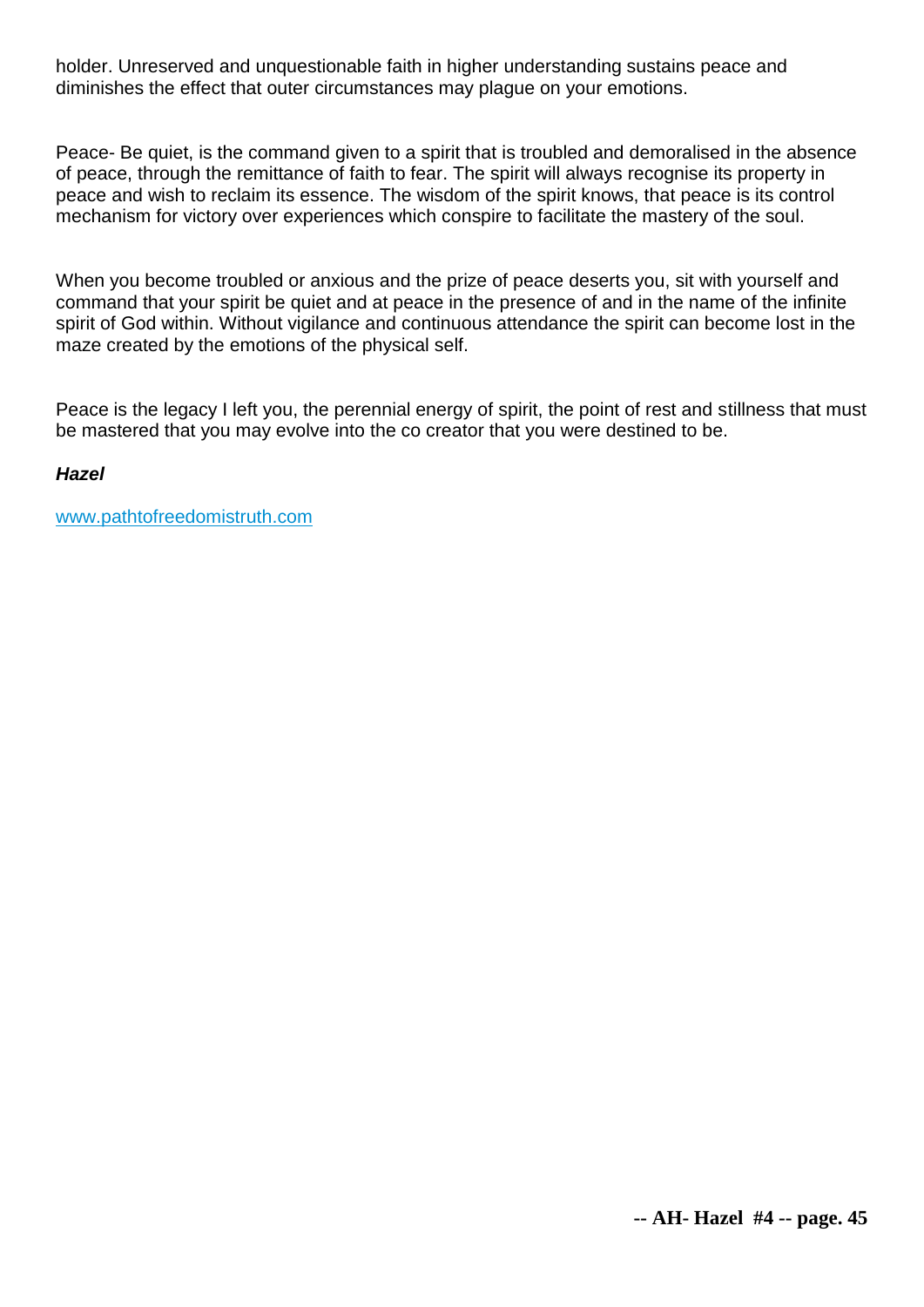holder. Unreserved and unquestionable faith in higher understanding sustains peace and diminishes the effect that outer circumstances may plague on your emotions.

Peace- Be quiet, is the command given to a spirit that is troubled and demoralised in the absence of peace, through the remittance of faith to fear. The spirit will always recognise its property in peace and wish to reclaim its essence. The wisdom of the spirit knows, that peace is its control mechanism for victory over experiences which conspire to facilitate the mastery of the soul.

When you become troubled or anxious and the prize of peace deserts you, sit with yourself and command that your spirit be quiet and at peace in the presence of and in the name of the infinite spirit of God within. Without vigilance and continuous attendance the spirit can become lost in the maze created by the emotions of the physical self.

Peace is the legacy I left you, the perennial energy of spirit, the point of rest and stillness that must be mastered that you may evolve into the co creator that you were destined to be.

***Hazel***

[www.pathtofreedomistruth.com](http://www.pathtofreedomistruth.com)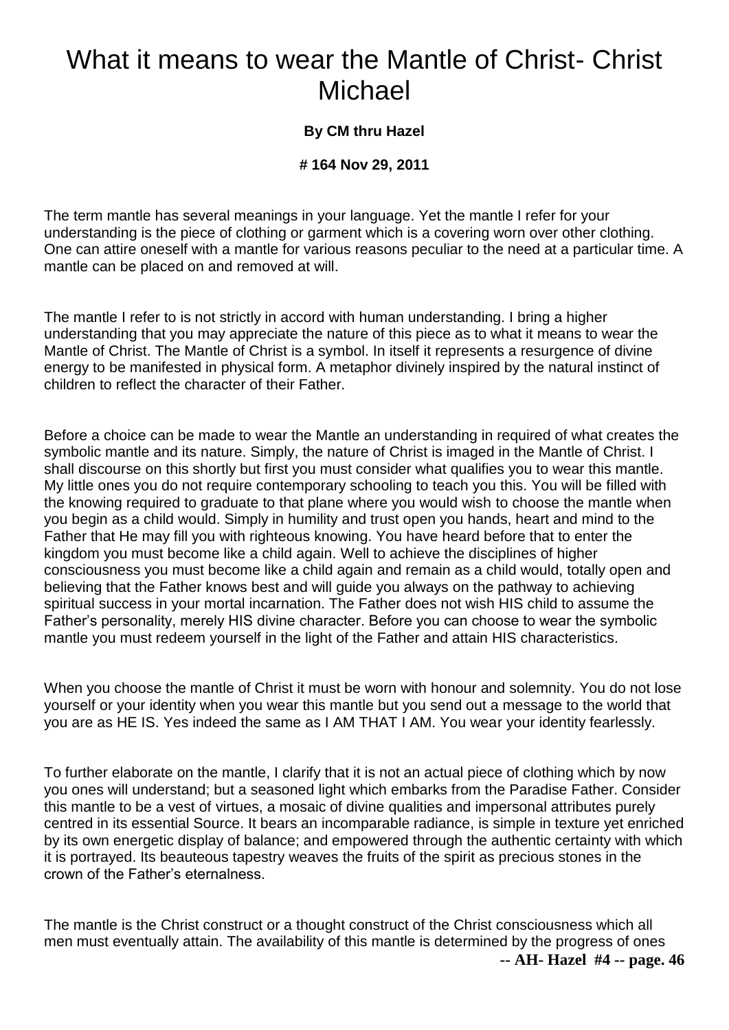# What it means to wear the Mantle of Christ- Christ Michael

**By CM thru Hazel**

**# 164 Nov 29, 2011**

The term mantle has several meanings in your language. Yet the mantle I refer for your understanding is the piece of clothing or garment which is a covering worn over other clothing. One can attire oneself with a mantle for various reasons peculiar to the need at a particular time. A mantle can be placed on and removed at will.

The mantle I refer to is not strictly in accord with human understanding. I bring a higher understanding that you may appreciate the nature of this piece as to what it means to wear the Mantle of Christ. The Mantle of Christ is a symbol. In itself it represents a resurgence of divine energy to be manifested in physical form. A metaphor divinely inspired by the natural instinct of children to reflect the character of their Father.

Before a choice can be made to wear the Mantle an understanding in required of what creates the symbolic mantle and its nature. Simply, the nature of Christ is imaged in the Mantle of Christ. I shall discourse on this shortly but first you must consider what qualifies you to wear this mantle. My little ones you do not require contemporary schooling to teach you this. You will be filled with the knowing required to graduate to that plane where you would wish to choose the mantle when you begin as a child would. Simply in humility and trust open you hands, heart and mind to the Father that He may fill you with righteous knowing. You have heard before that to enter the kingdom you must become like a child again. Well to achieve the disciplines of higher consciousness you must become like a child again and remain as a child would, totally open and believing that the Father knows best and will guide you always on the pathway to achieving spiritual success in your mortal incarnation. The Father does not wish HIS child to assume the Father's personality, merely HIS divine character. Before you can choose to wear the symbolic mantle you must redeem yourself in the light of the Father and attain HIS characteristics.

When you choose the mantle of Christ it must be worn with honour and solemnity. You do not lose yourself or your identity when you wear this mantle but you send out a message to the world that you are as HE IS. Yes indeed the same as I AM THAT I AM. You wear your identity fearlessly.

To further elaborate on the mantle, I clarify that it is not an actual piece of clothing which by now you ones will understand; but a seasoned light which embarks from the Paradise Father. Consider this mantle to be a vest of virtues, a mosaic of divine qualities and impersonal attributes purely centred in its essential Source. It bears an incomparable radiance, is simple in texture yet enriched by its own energetic display of balance; and empowered through the authentic certainty with which it is portrayed. Its beauteous tapestry weaves the fruits of the spirit as precious stones in the crown of the Father's eternalness.

The mantle is the Christ construct or a thought construct of the Christ consciousness which all men must eventually attain. The availability of this mantle is determined by the progress of ones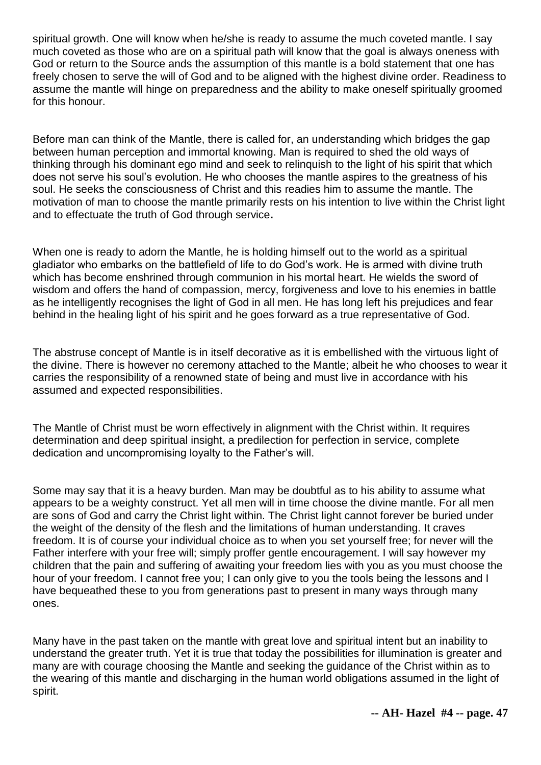spiritual growth. One will know when he/she is ready to assume the much coveted mantle. I say much coveted as those who are on a spiritual path will know that the goal is always oneness with God or return to the Source ands the assumption of this mantle is a bold statement that one has freely chosen to serve the will of God and to be aligned with the highest divine order. Readiness to assume the mantle will hinge on preparedness and the ability to make oneself spiritually groomed for this honour.

Before man can think of the Mantle, there is called for, an understanding which bridges the gap between human perception and immortal knowing. Man is required to shed the old ways of thinking through his dominant ego mind and seek to relinquish to the light of his spirit that which does not serve his soul's evolution. He who chooses the mantle aspires to the greatness of his soul. He seeks the consciousness of Christ and this readies him to assume the mantle. The motivation of man to choose the mantle primarily rests on his intention to live within the Christ light and to effectuate the truth of God through service**.**

When one is ready to adorn the Mantle, he is holding himself out to the world as a spiritual gladiator who embarks on the battlefield of life to do God's work. He is armed with divine truth which has become enshrined through communion in his mortal heart. He wields the sword of wisdom and offers the hand of compassion, mercy, forgiveness and love to his enemies in battle as he intelligently recognises the light of God in all men. He has long left his prejudices and fear behind in the healing light of his spirit and he goes forward as a true representative of God.

The abstruse concept of Mantle is in itself decorative as it is embellished with the virtuous light of the divine. There is however no ceremony attached to the Mantle; albeit he who chooses to wear it carries the responsibility of a renowned state of being and must live in accordance with his assumed and expected responsibilities.

The Mantle of Christ must be worn effectively in alignment with the Christ within. It requires determination and deep spiritual insight, a predilection for perfection in service, complete dedication and uncompromising loyalty to the Father's will.

Some may say that it is a heavy burden. Man may be doubtful as to his ability to assume what appears to be a weighty construct. Yet all men will in time choose the divine mantle. For all men are sons of God and carry the Christ light within. The Christ light cannot forever be buried under the weight of the density of the flesh and the limitations of human understanding. It craves freedom. It is of course your individual choice as to when you set yourself free; for never will the Father interfere with your free will; simply proffer gentle encouragement. I will say however my children that the pain and suffering of awaiting your freedom lies with you as you must choose the hour of your freedom. I cannot free you; I can only give to you the tools being the lessons and I have bequeathed these to you from generations past to present in many ways through many ones.

Many have in the past taken on the mantle with great love and spiritual intent but an inability to understand the greater truth. Yet it is true that today the possibilities for illumination is greater and many are with courage choosing the Mantle and seeking the guidance of the Christ within as to the wearing of this mantle and discharging in the human world obligations assumed in the light of spirit.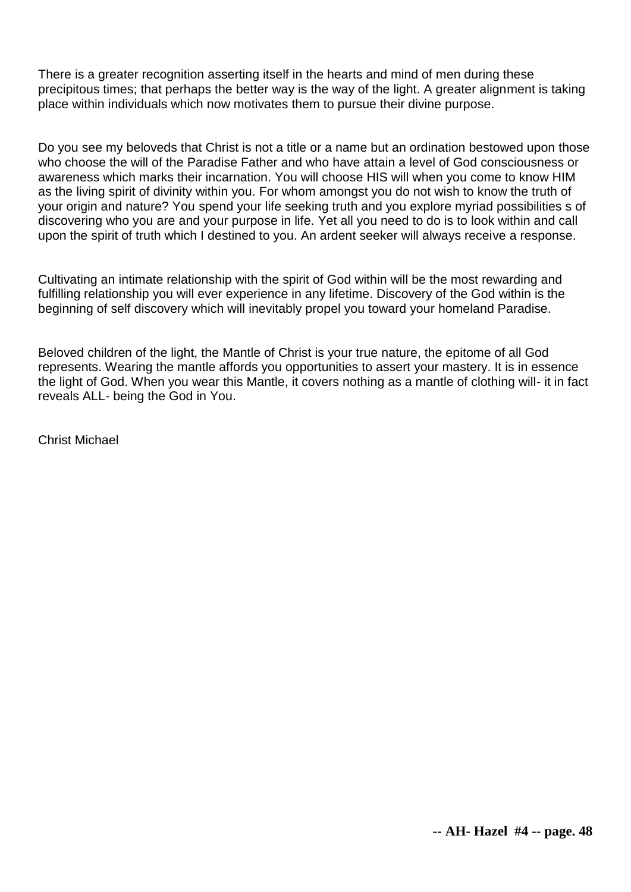There is a greater recognition asserting itself in the hearts and mind of men during these precipitous times; that perhaps the better way is the way of the light. A greater alignment is taking place within individuals which now motivates them to pursue their divine purpose.

Do you see my beloveds that Christ is not a title or a name but an ordination bestowed upon those who choose the will of the Paradise Father and who have attain a level of God consciousness or awareness which marks their incarnation. You will choose HIS will when you come to know HIM as the living spirit of divinity within you. For whom amongst you do not wish to know the truth of your origin and nature? You spend your life seeking truth and you explore myriad possibilities s of discovering who you are and your purpose in life. Yet all you need to do is to look within and call upon the spirit of truth which I destined to you. An ardent seeker will always receive a response.

Cultivating an intimate relationship with the spirit of God within will be the most rewarding and fulfilling relationship you will ever experience in any lifetime. Discovery of the God within is the beginning of self discovery which will inevitably propel you toward your homeland Paradise.

Beloved children of the light, the Mantle of Christ is your true nature, the epitome of all God represents. Wearing the mantle affords you opportunities to assert your mastery. It is in essence the light of God. When you wear this Mantle, it covers nothing as a mantle of clothing will- it in fact reveals ALL- being the God in You.

Christ Michael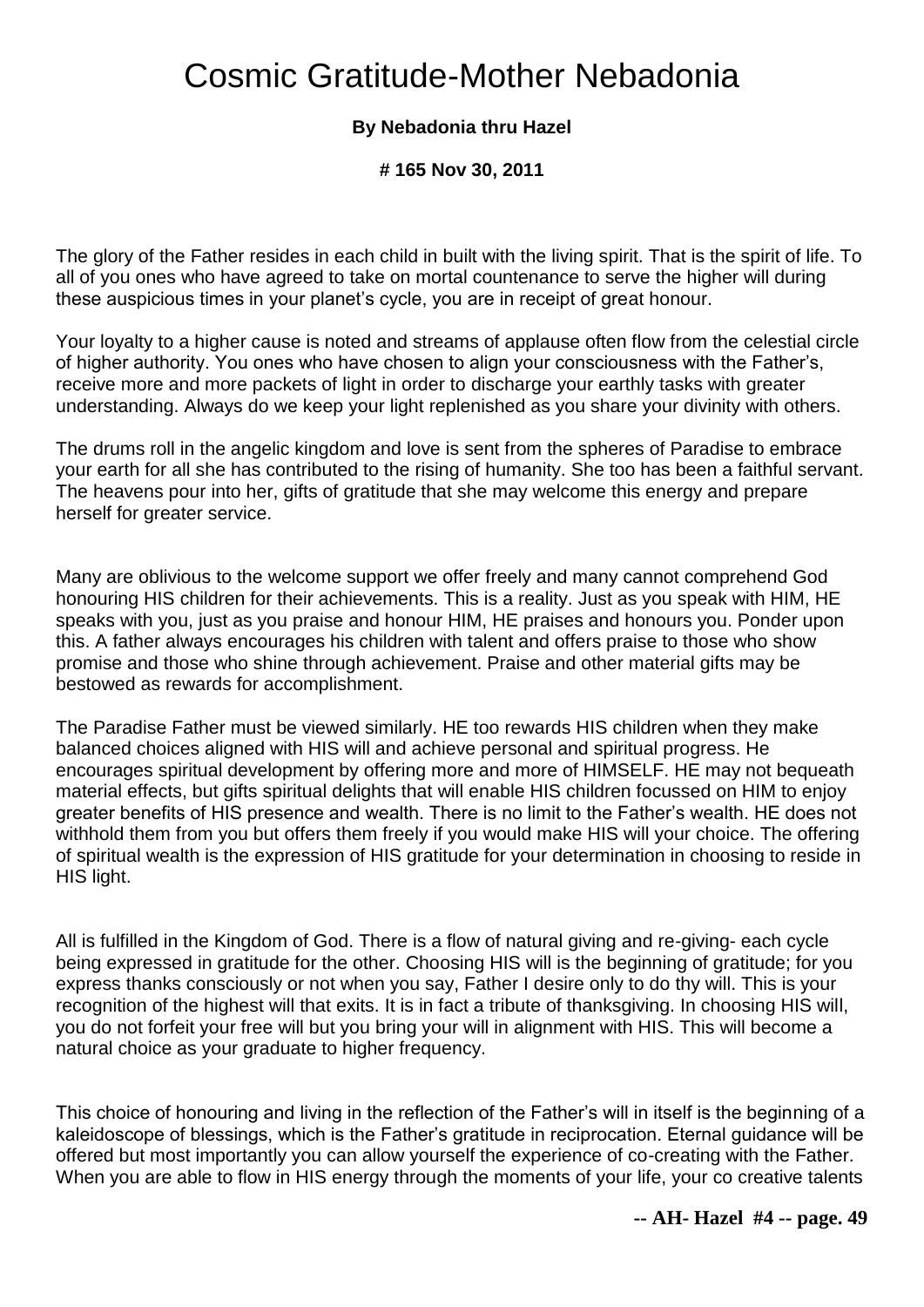# Cosmic Gratitude-Mother Nebadonia

**By Nebadonia thru Hazel**

**# 165 Nov 30, 2011**

The glory of the Father resides in each child in built with the living spirit. That is the spirit of life. To all of you ones who have agreed to take on mortal countenance to serve the higher will during these auspicious times in your planet's cycle, you are in receipt of great honour.

Your loyalty to a higher cause is noted and streams of applause often flow from the celestial circle of higher authority. You ones who have chosen to align your consciousness with the Father's, receive more and more packets of light in order to discharge your earthly tasks with greater understanding. Always do we keep your light replenished as you share your divinity with others.

The drums roll in the angelic kingdom and love is sent from the spheres of Paradise to embrace your earth for all she has contributed to the rising of humanity. She too has been a faithful servant. The heavens pour into her, gifts of gratitude that she may welcome this energy and prepare herself for greater service.

Many are oblivious to the welcome support we offer freely and many cannot comprehend God honouring HIS children for their achievements. This is a reality. Just as you speak with HIM, HE speaks with you, just as you praise and honour HIM, HE praises and honours you. Ponder upon this. A father always encourages his children with talent and offers praise to those who show promise and those who shine through achievement. Praise and other material gifts may be bestowed as rewards for accomplishment.

The Paradise Father must be viewed similarly. HE too rewards HIS children when they make balanced choices aligned with HIS will and achieve personal and spiritual progress. He encourages spiritual development by offering more and more of HIMSELF. HE may not bequeath material effects, but gifts spiritual delights that will enable HIS children focussed on HIM to enjoy greater benefits of HIS presence and wealth. There is no limit to the Father's wealth. HE does not withhold them from you but offers them freely if you would make HIS will your choice. The offering of spiritual wealth is the expression of HIS gratitude for your determination in choosing to reside in HIS light.

All is fulfilled in the Kingdom of God. There is a flow of natural giving and re-giving- each cycle being expressed in gratitude for the other. Choosing HIS will is the beginning of gratitude; for you express thanks consciously or not when you say, Father I desire only to do thy will. This is your recognition of the highest will that exits. It is in fact a tribute of thanksgiving. In choosing HIS will, you do not forfeit your free will but you bring your will in alignment with HIS. This will become a natural choice as your graduate to higher frequency.

This choice of honouring and living in the reflection of the Father's will in itself is the beginning of a kaleidoscope of blessings, which is the Father's gratitude in reciprocation. Eternal guidance will be offered but most importantly you can allow yourself the experience of co-creating with the Father. When you are able to flow in HIS energy through the moments of your life, your co creative talents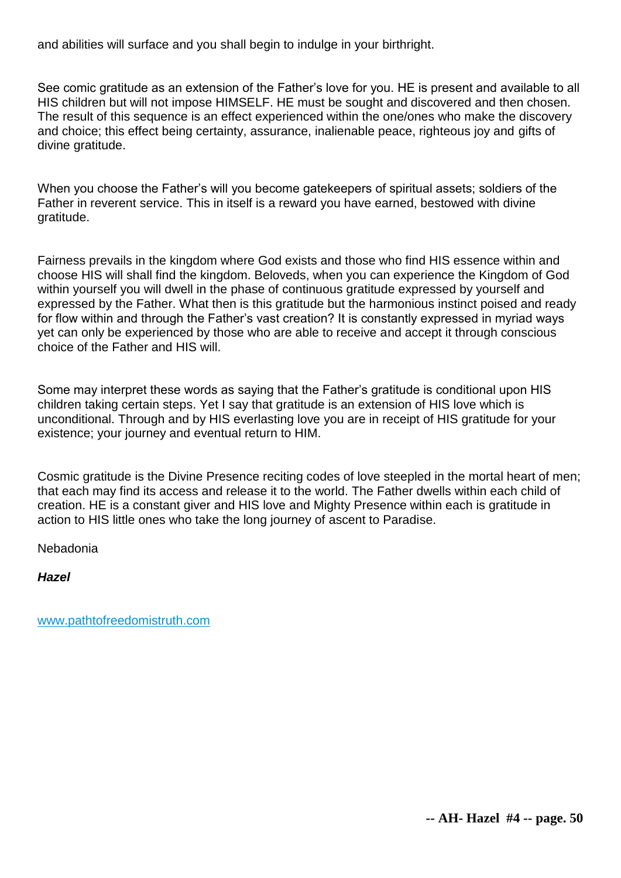and abilities will surface and you shall begin to indulge in your birthright.

See comic gratitude as an extension of the Father's love for you. HE is present and available to all HIS children but will not impose HIMSELF. HE must be sought and discovered and then chosen. The result of this sequence is an effect experienced within the one/ones who make the discovery and choice; this effect being certainty, assurance, inalienable peace, righteous joy and gifts of divine gratitude.

When you choose the Father's will you become gatekeepers of spiritual assets; soldiers of the Father in reverent service. This in itself is a reward you have earned, bestowed with divine gratitude.

Fairness prevails in the kingdom where God exists and those who find HIS essence within and choose HIS will shall find the kingdom. Beloveds, when you can experience the Kingdom of God within yourself you will dwell in the phase of continuous gratitude expressed by yourself and expressed by the Father. What then is this gratitude but the harmonious instinct poised and ready for flow within and through the Father's vast creation? It is constantly expressed in myriad ways yet can only be experienced by those who are able to receive and accept it through conscious choice of the Father and HIS will.

Some may interpret these words as saying that the Father's gratitude is conditional upon HIS children taking certain steps. Yet I say that gratitude is an extension of HIS love which is unconditional. Through and by HIS everlasting love you are in receipt of HIS gratitude for your existence; your journey and eventual return to HIM.

Cosmic gratitude is the Divine Presence reciting codes of love steepled in the mortal heart of men; that each may find its access and release it to the world. The Father dwells within each child of creation. HE is a constant giver and HIS love and Mighty Presence within each is gratitude in action to HIS little ones who take the long journey of ascent to Paradise.

Nebadonia

***Hazel***

www.pathtofreedomistruth.com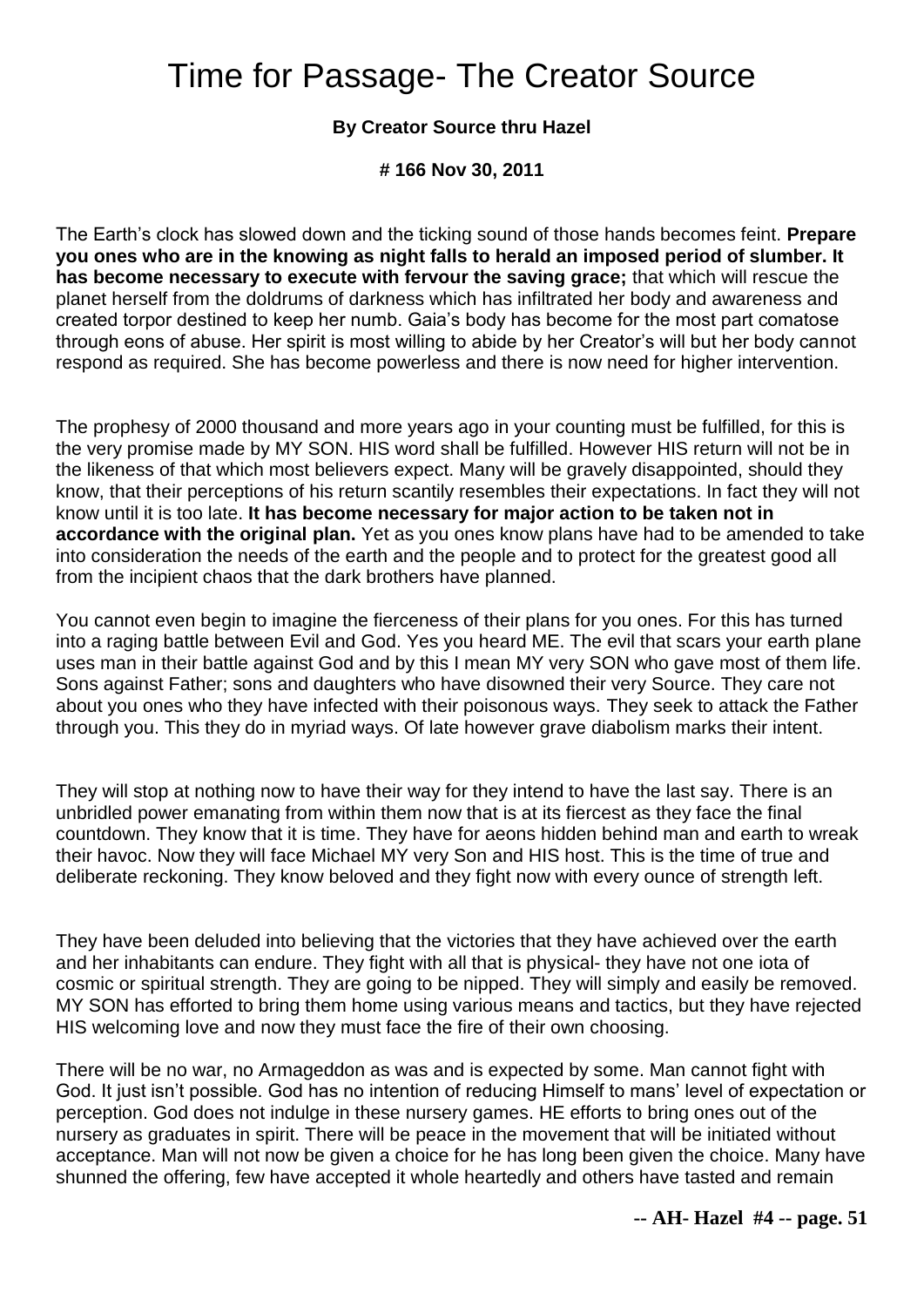# Time for Passage- The Creator Source

**By Creator Source thru Hazel**

**# 166 Nov 30, 2011**

The Earth's clock has slowed down and the ticking sound of those hands becomes feint. **Prepare you ones who are in the knowing as night falls to herald an imposed period of slumber. It has become necessary to execute with fervour the saving grace;** that which will rescue the planet herself from the doldrums of darkness which has infiltrated her body and awareness and created torpor destined to keep her numb. Gaia's body has become for the most part comatose through eons of abuse. Her spirit is most willing to abide by her Creator's will but her body cannot respond as required. She has become powerless and there is now need for higher intervention.

The prophesy of 2000 thousand and more years ago in your counting must be fulfilled, for this is the very promise made by MY SON. HIS word shall be fulfilled. However HIS return will not be in the likeness of that which most believers expect. Many will be gravely disappointed, should they know, that their perceptions of his return scantily resembles their expectations. In fact they will not know until it is too late. **It has become necessary for major action to be taken not in accordance with the original plan.** Yet as you ones know plans have had to be amended to take into consideration the needs of the earth and the people and to protect for the greatest good all from the incipient chaos that the dark brothers have planned.

You cannot even begin to imagine the fierceness of their plans for you ones. For this has turned into a raging battle between Evil and God. Yes you heard ME. The evil that scars your earth plane uses man in their battle against God and by this I mean MY very SON who gave most of them life. Sons against Father; sons and daughters who have disowned their very Source. They care not about you ones who they have infected with their poisonous ways. They seek to attack the Father through you. This they do in myriad ways. Of late however grave diabolism marks their intent.

They will stop at nothing now to have their way for they intend to have the last say. There is an unbridled power emanating from within them now that is at its fiercest as they face the final countdown. They know that it is time. They have for aeons hidden behind man and earth to wreak their havoc. Now they will face Michael MY very Son and HIS host. This is the time of true and deliberate reckoning. They know beloved and they fight now with every ounce of strength left.

They have been deluded into believing that the victories that they have achieved over the earth and her inhabitants can endure. They fight with all that is physical- they have not one iota of cosmic or spiritual strength. They are going to be nipped. They will simply and easily be removed. MY SON has efforted to bring them home using various means and tactics, but they have rejected HIS welcoming love and now they must face the fire of their own choosing.

There will be no war, no Armageddon as was and is expected by some. Man cannot fight with God. It just isn't possible. God has no intention of reducing Himself to mans' level of expectation or perception. God does not indulge in these nursery games. HE efforts to bring ones out of the nursery as graduates in spirit. There will be peace in the movement that will be initiated without acceptance. Man will not now be given a choice for he has long been given the choice. Many have shunned the offering, few have accepted it whole heartedly and others have tasted and remain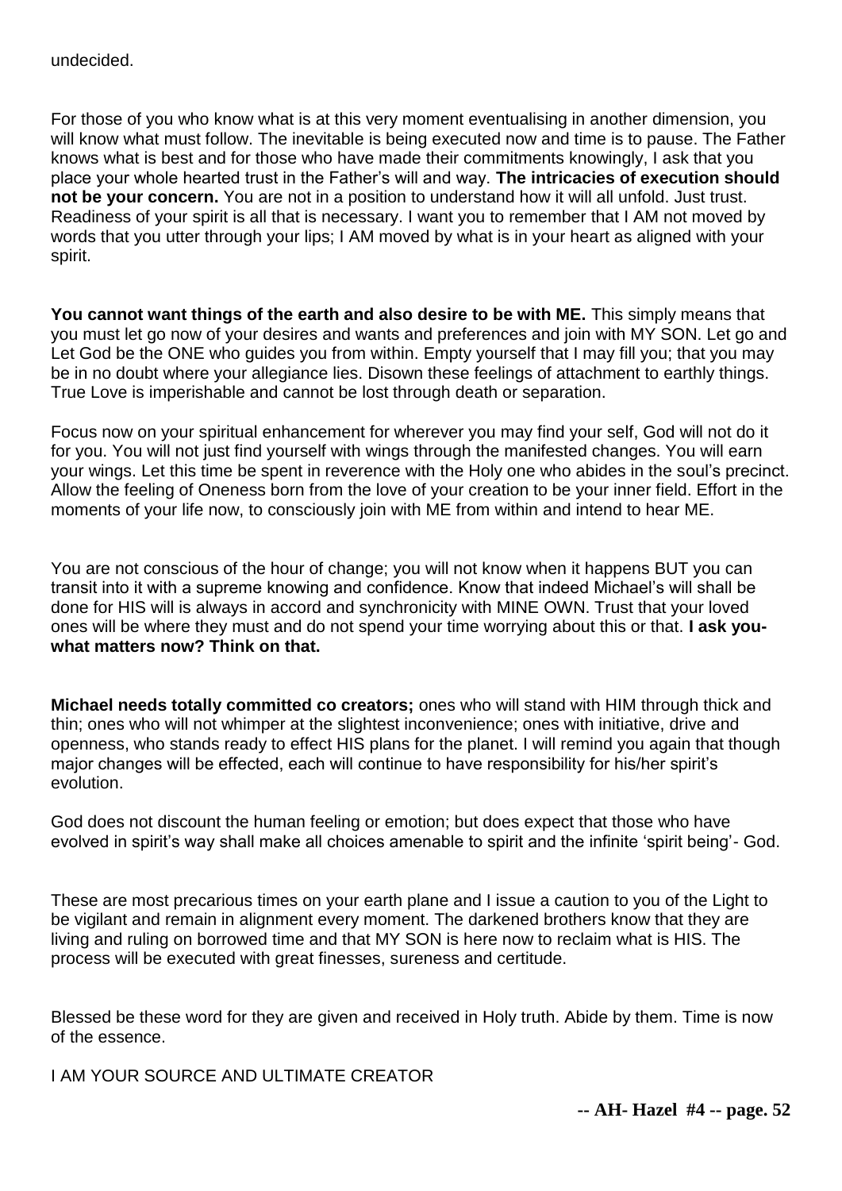undecided.

For those of you who know what is at this very moment eventualising in another dimension, you will know what must follow. The inevitable is being executed now and time is to pause. The Father knows what is best and for those who have made their commitments knowingly, I ask that you place your whole hearted trust in the Father's will and way. **The intricacies of execution should not be your concern.** You are not in a position to understand how it will all unfold. Just trust. Readiness of your spirit is all that is necessary. I want you to remember that I AM not moved by words that you utter through your lips; I AM moved by what is in your heart as aligned with your spirit.

**You cannot want things of the earth and also desire to be with ME.** This simply means that you must let go now of your desires and wants and preferences and join with MY SON. Let go and Let God be the ONE who guides you from within. Empty yourself that I may fill you; that you may be in no doubt where your allegiance lies. Disown these feelings of attachment to earthly things. True Love is imperishable and cannot be lost through death or separation.

Focus now on your spiritual enhancement for wherever you may find your self, God will not do it for you. You will not just find yourself with wings through the manifested changes. You will earn your wings. Let this time be spent in reverence with the Holy one who abides in the soul's precinct. Allow the feeling of Oneness born from the love of your creation to be your inner field. Effort in the moments of your life now, to consciously join with ME from within and intend to hear ME.

You are not conscious of the hour of change; you will not know when it happens BUT you can transit into it with a supreme knowing and confidence. Know that indeed Michael's will shall be done for HIS will is always in accord and synchronicity with MINE OWN. Trust that your loved ones will be where they must and do not spend your time worrying about this or that. **I ask you- what matters now? Think on that.**

**Michael needs totally committed co creators;** ones who will stand with HIM through thick and thin; ones who will not whimper at the slightest inconvenience; ones with initiative, drive and openness, who stands ready to effect HIS plans for the planet. I will remind you again that though major changes will be effected, each will continue to have responsibility for his/her spirit's evolution.

God does not discount the human feeling or emotion; but does expect that those who have evolved in spirit's way shall make all choices amenable to spirit and the infinite 'spirit being'- God.

These are most precarious times on your earth plane and I issue a caution to you of the Light to be vigilant and remain in alignment every moment. The darkened brothers know that they are living and ruling on borrowed time and that MY SON is here now to reclaim what is HIS. The process will be executed with great finesses, sureness and certitude.

Blessed be these word for they are given and received in Holy truth. Abide by them. Time is now of the essence.

I AM YOUR SOURCE AND ULTIMATE CREATOR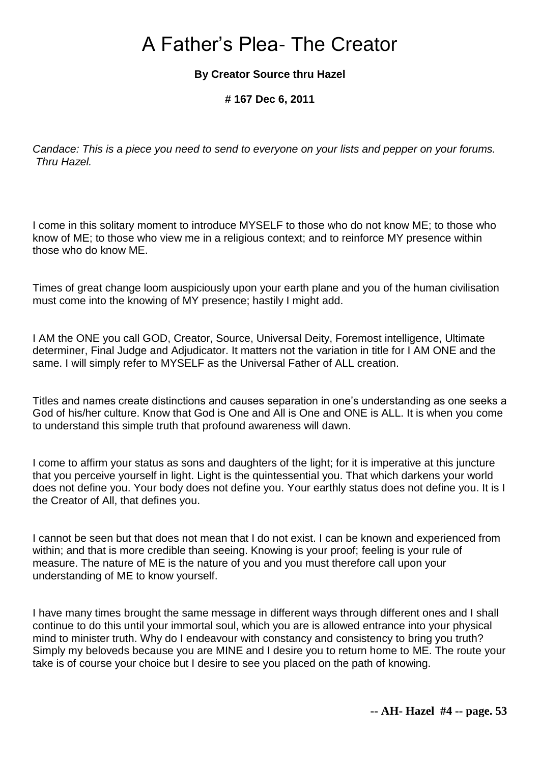# A Father's Plea- The Creator

**By Creator Source thru Hazel**

**# 167 Dec 6, 2011**

*Candace: This is a piece you need to send to everyone on your lists and pepper on your forums. Thru Hazel.*

I come in this solitary moment to introduce MYSELF to those who do not know ME; to those who know of ME; to those who view me in a religious context; and to reinforce MY presence within those who do know ME.

Times of great change loom auspiciously upon your earth plane and you of the human civilisation must come into the knowing of MY presence; hastily I might add.

I AM the ONE you call GOD, Creator, Source, Universal Deity, Foremost intelligence, Ultimate determiner, Final Judge and Adjudicator. It matters not the variation in title for I AM ONE and the same. I will simply refer to MYSELF as the Universal Father of ALL creation.

Titles and names create distinctions and causes separation in one's understanding as one seeks a God of his/her culture. Know that God is One and All is One and ONE is ALL. It is when you come to understand this simple truth that profound awareness will dawn.

I come to affirm your status as sons and daughters of the light; for it is imperative at this juncture that you perceive yourself in light. Light is the quintessential you. That which darkens your world does not define you. Your body does not define you. Your earthly status does not define you. It is I the Creator of All, that defines you.

I cannot be seen but that does not mean that I do not exist. I can be known and experienced from within; and that is more credible than seeing. Knowing is your proof; feeling is your rule of measure. The nature of ME is the nature of you and you must therefore call upon your understanding of ME to know yourself.

I have many times brought the same message in different ways through different ones and I shall continue to do this until your immortal soul, which you are is allowed entrance into your physical mind to minister truth. Why do I endeavour with constancy and consistency to bring you truth? Simply my beloveds because you are MINE and I desire you to return home to ME. The route your take is of course your choice but I desire to see you placed on the path of knowing.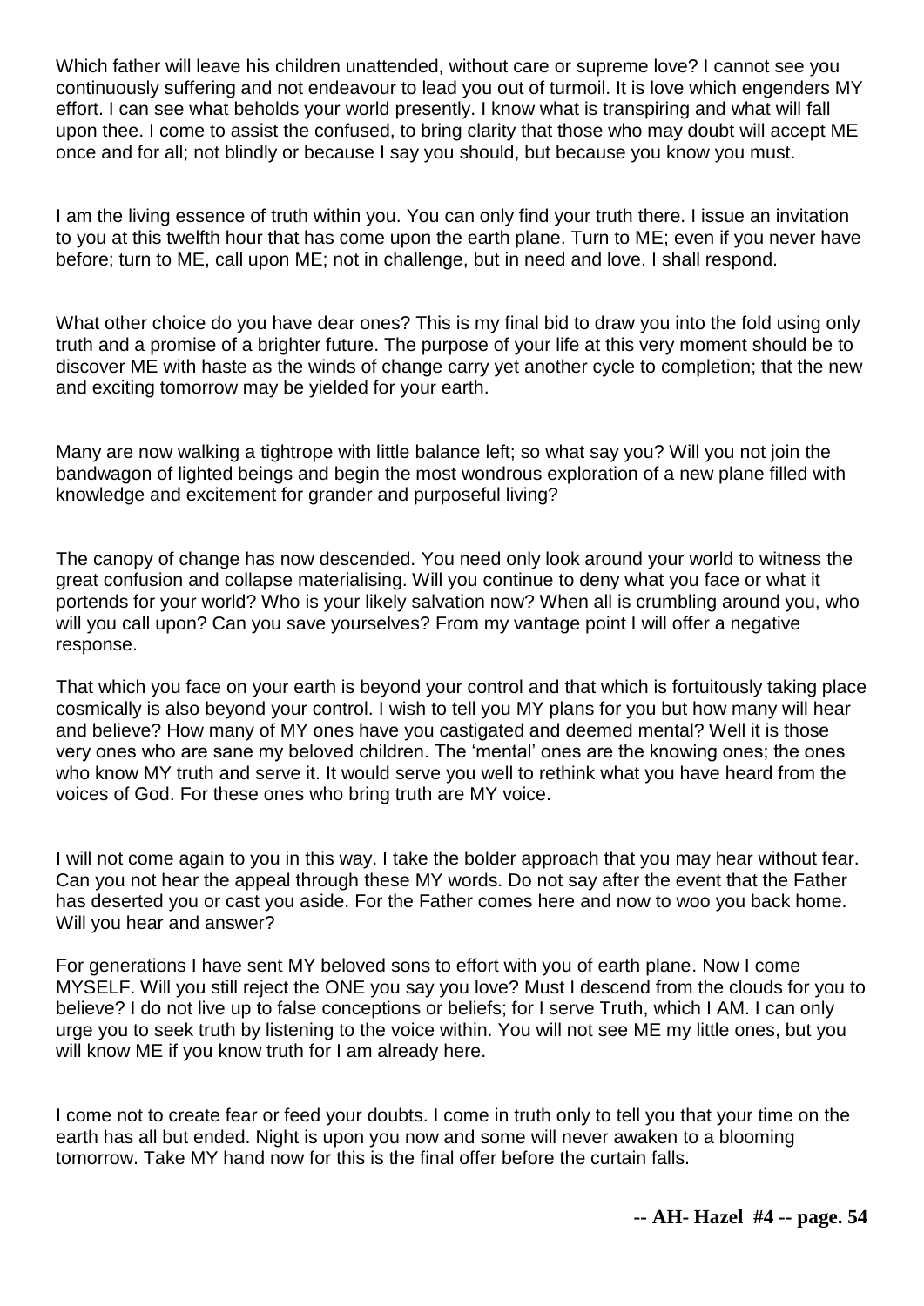Which father will leave his children unattended, without care or supreme love? I cannot see you continuously suffering and not endeavour to lead you out of turmoil. It is love which engenders MY effort. I can see what beholds your world presently. I know what is transpiring and what will fall upon thee. I come to assist the confused, to bring clarity that those who may doubt will accept ME once and for all; not blindly or because I say you should, but because you know you must.

I am the living essence of truth within you. You can only find your truth there. I issue an invitation to you at this twelfth hour that has come upon the earth plane. Turn to ME; even if you never have before; turn to ME, call upon ME; not in challenge, but in need and love. I shall respond.

What other choice do you have dear ones? This is my final bid to draw you into the fold using only truth and a promise of a brighter future. The purpose of your life at this very moment should be to discover ME with haste as the winds of change carry yet another cycle to completion; that the new and exciting tomorrow may be yielded for your earth.

Many are now walking a tightrope with little balance left; so what say you? Will you not join the bandwagon of lighted beings and begin the most wondrous exploration of a new plane filled with knowledge and excitement for grander and purposeful living?

The canopy of change has now descended. You need only look around your world to witness the great confusion and collapse materialising. Will you continue to deny what you face or what it portends for your world? Who is your likely salvation now? When all is crumbling around you, who will you call upon? Can you save yourselves? From my vantage point I will offer a negative response.

That which you face on your earth is beyond your control and that which is fortuitously taking place cosmically is also beyond your control. I wish to tell you MY plans for you but how many will hear and believe? How many of MY ones have you castigated and deemed mental? Well it is those very ones who are sane my beloved children. The 'mental' ones are the knowing ones; the ones who know MY truth and serve it. It would serve you well to rethink what you have heard from the voices of God. For these ones who bring truth are MY voice.

I will not come again to you in this way. I take the bolder approach that you may hear without fear. Can you not hear the appeal through these MY words. Do not say after the event that the Father has deserted you or cast you aside. For the Father comes here and now to woo you back home. Will you hear and answer?

For generations I have sent MY beloved sons to effort with you of earth plane. Now I come MYSELF. Will you still reject the ONE you say you love? Must I descend from the clouds for you to believe? I do not live up to false conceptions or beliefs; for I serve Truth, which I AM. I can only urge you to seek truth by listening to the voice within. You will not see ME my little ones, but you will know ME if you know truth for I am already here.

I come not to create fear or feed your doubts. I come in truth only to tell you that your time on the earth has all but ended. Night is upon you now and some will never awaken to a blooming tomorrow. Take MY hand now for this is the final offer before the curtain falls.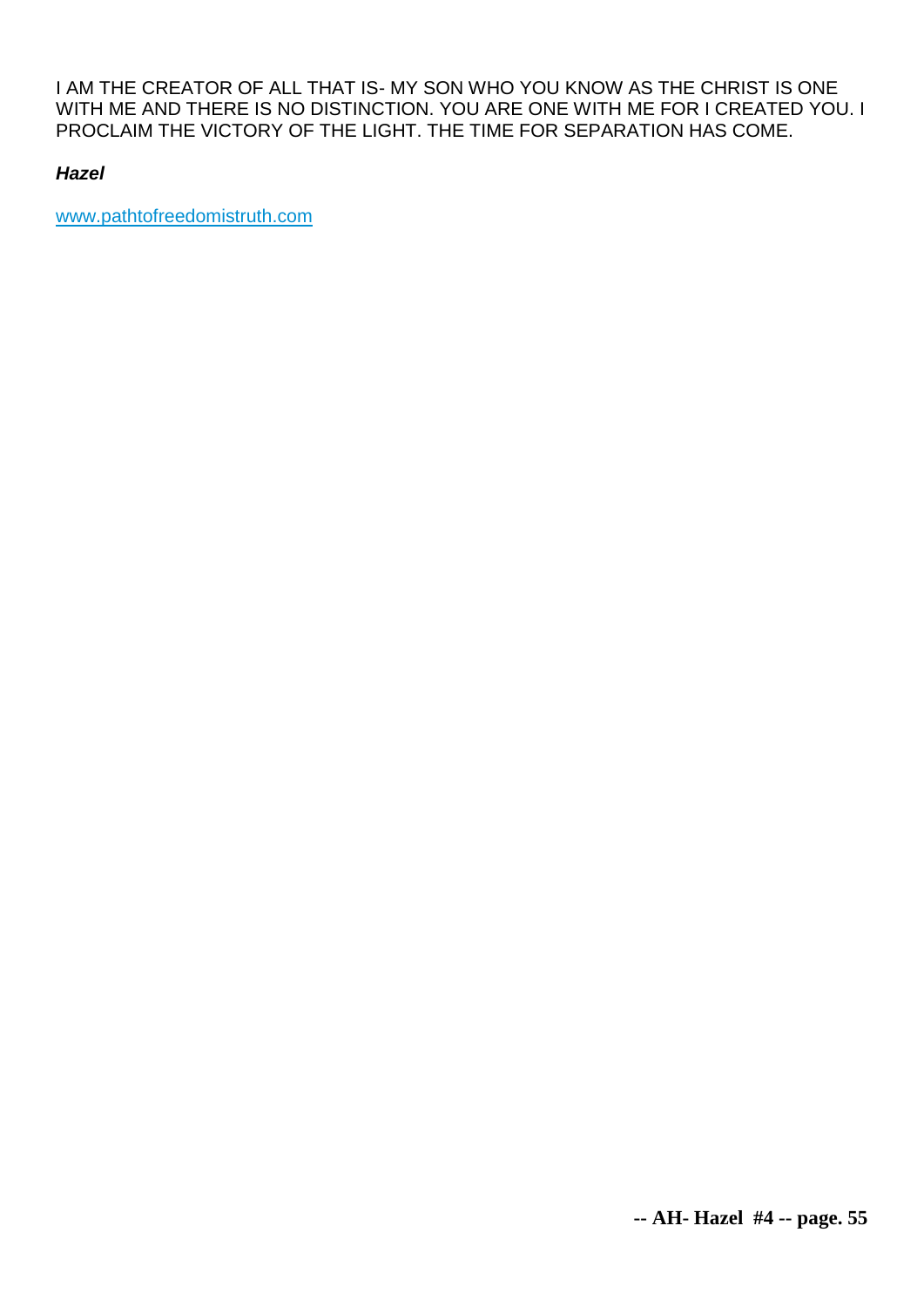I AM THE CREATOR OF ALL THAT IS- MY SON WHO YOU KNOW AS THE CHRIST IS ONE WITH ME AND THERE IS NO DISTINCTION. YOU ARE ONE WITH ME FOR I CREATED YOU. I PROCLAIM THE VICTORY OF THE LIGHT. THE TIME FOR SEPARATION HAS COME.

***Hazel***

www.pathtofreedomistruth.com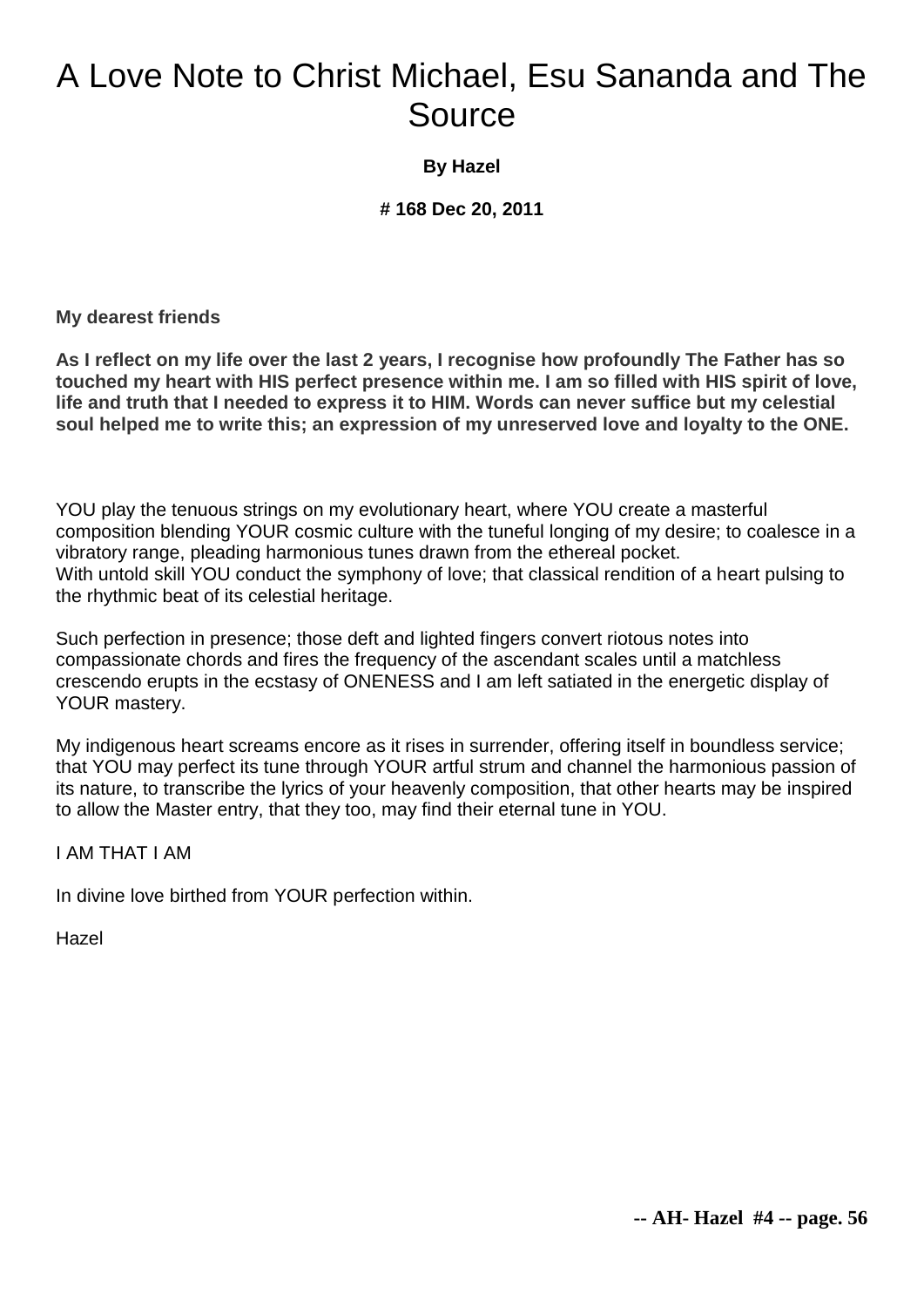# A Love Note to Christ Michael, Esu Sananda and The Source

**By Hazel**

**# 168 Dec 20, 2011**

**My dearest friends**

**As I reflect on my life over the last 2 years, I recognise how profoundly The Father has so touched my heart with HIS perfect presence within me. I am so filled with HIS spirit of love, life and truth that I needed to express it to HIM. Words can never suffice but my celestial soul helped me to write this; an expression of my unreserved love and loyalty to the ONE.**

YOU play the tenuous strings on my evolutionary heart, where YOU create a masterful composition blending YOUR cosmic culture with the tuneful longing of my desire; to coalesce in a vibratory range, pleading harmonious tunes drawn from the ethereal pocket.
With untold skill YOU conduct the symphony of love; that classical rendition of a heart pulsing to the rhythmic beat of its celestial heritage.

Such perfection in presence; those deft and lighted fingers convert riotous notes into compassionate chords and fires the frequency of the ascendant scales until a matchless crescendo erupts in the ecstasy of ONENESS and I am left satiated in the energetic display of YOUR mastery.

My indigenous heart screams encore as it rises in surrender, offering itself in boundless service; that YOU may perfect its tune through YOUR artful strum and channel the harmonious passion of its nature, to transcribe the lyrics of your heavenly composition, that other hearts may be inspired to allow the Master entry, that they too, may find their eternal tune in YOU.

I AM THAT I AM

In divine love birthed from YOUR perfection within.

Hazel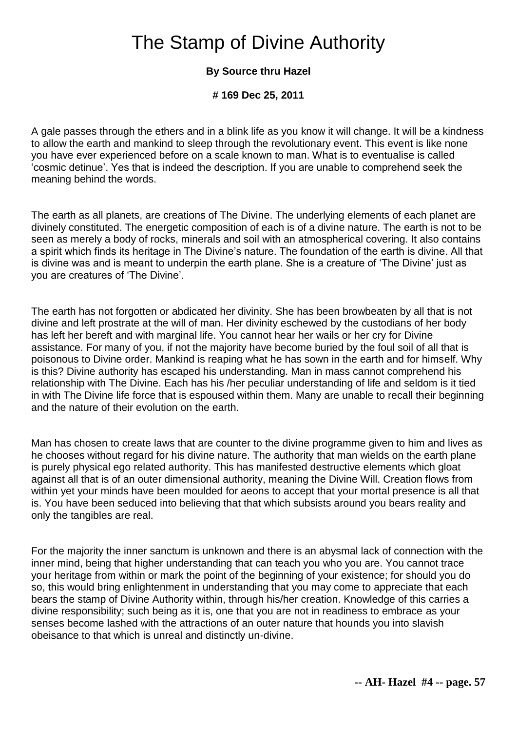# The Stamp of Divine Authority

**By Source thru Hazel**

**# 169 Dec 25, 2011**

A gale passes through the ethers and in a blink life as you know it will change. It will be a kindness to allow the earth and mankind to sleep through the revolutionary event. This event is like none you have ever experienced before on a scale known to man. What is to eventualise is called 'cosmic detinue'. Yes that is indeed the description. If you are unable to comprehend seek the meaning behind the words.

The earth as all planets, are creations of The Divine. The underlying elements of each planet are divinely constituted. The energetic composition of each is of a divine nature. The earth is not to be seen as merely a body of rocks, minerals and soil with an atmospherical covering. It also contains a spirit which finds its heritage in The Divine's nature. The foundation of the earth is divine. All that is divine was and is meant to underpin the earth plane. She is a creature of 'The Divine' just as you are creatures of 'The Divine'.

The earth has not forgotten or abdicated her divinity. She has been browbeaten by all that is not divine and left prostrate at the will of man. Her divinity eschewed by the custodians of her body has left her bereft and with marginal life. You cannot hear her wails or her cry for Divine assistance. For many of you, if not the majority have become buried by the foul soil of all that is poisonous to Divine order. Mankind is reaping what he has sown in the earth and for himself. Why is this? Divine authority has escaped his understanding. Man in mass cannot comprehend his relationship with The Divine. Each has his /her peculiar understanding of life and seldom is it tied in with The Divine life force that is espoused within them. Many are unable to recall their beginning and the nature of their evolution on the earth.

Man has chosen to create laws that are counter to the divine programme given to him and lives as he chooses without regard for his divine nature. The authority that man wields on the earth plane is purely physical ego related authority. This has manifested destructive elements which gloat against all that is of an outer dimensional authority, meaning the Divine Will. Creation flows from within yet your minds have been moulded for aeons to accept that your mortal presence is all that is. You have been seduced into believing that that which subsists around you bears reality and only the tangibles are real.

For the majority the inner sanctum is unknown and there is an abysmal lack of connection with the inner mind, being that higher understanding that can teach you who you are. You cannot trace your heritage from within or mark the point of the beginning of your existence; for should you do so, this would bring enlightenment in understanding that you may come to appreciate that each bears the stamp of Divine Authority within, through his/her creation. Knowledge of this carries a divine responsibility; such being as it is, one that you are not in readiness to embrace as your senses become lashed with the attractions of an outer nature that hounds you into slavish obeisance to that which is unreal and distinctly un-divine.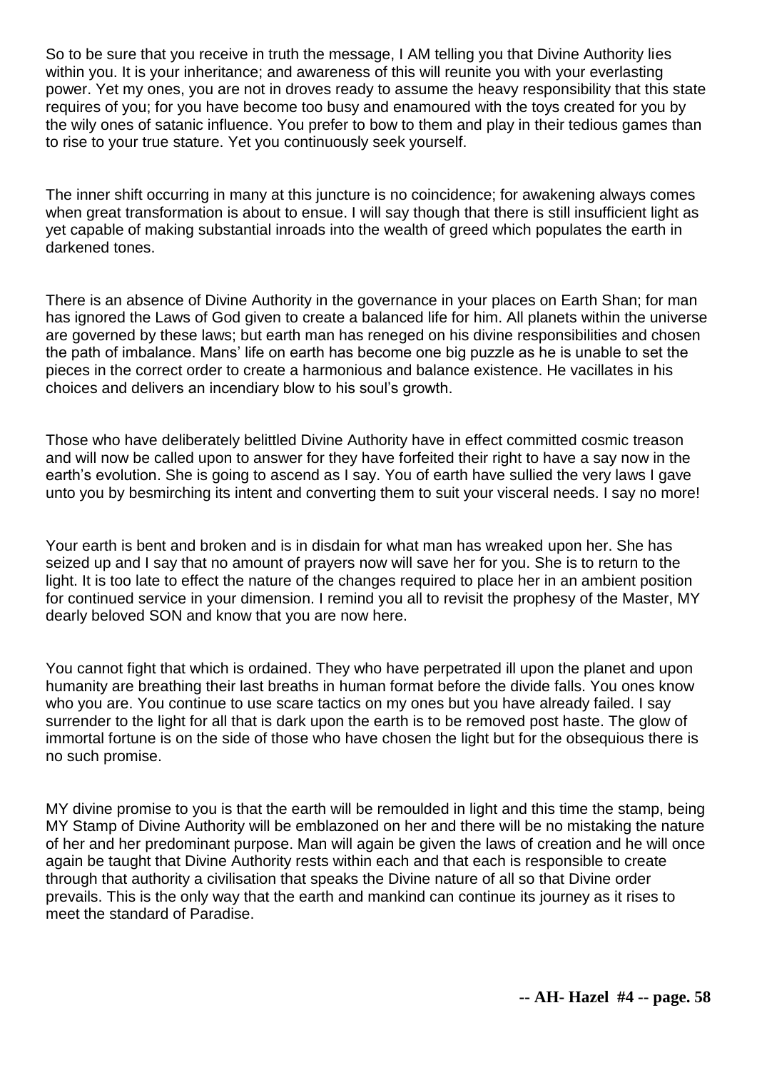So to be sure that you receive in truth the message, I AM telling you that Divine Authority lies within you. It is your inheritance; and awareness of this will reunite you with your everlasting power. Yet my ones, you are not in droves ready to assume the heavy responsibility that this state requires of you; for you have become too busy and enamoured with the toys created for you by the wily ones of satanic influence. You prefer to bow to them and play in their tedious games than to rise to your true stature. Yet you continuously seek yourself.

The inner shift occurring in many at this juncture is no coincidence; for awakening always comes when great transformation is about to ensue. I will say though that there is still insufficient light as yet capable of making substantial inroads into the wealth of greed which populates the earth in darkened tones.

There is an absence of Divine Authority in the governance in your places on Earth Shan; for man has ignored the Laws of God given to create a balanced life for him. All planets within the universe are governed by these laws; but earth man has reneged on his divine responsibilities and chosen the path of imbalance. Mans' life on earth has become one big puzzle as he is unable to set the pieces in the correct order to create a harmonious and balance existence. He vacillates in his choices and delivers an incendiary blow to his soul's growth.

Those who have deliberately belittled Divine Authority have in effect committed cosmic treason and will now be called upon to answer for they have forfeited their right to have a say now in the earth's evolution. She is going to ascend as I say. You of earth have sullied the very laws I gave unto you by besmirching its intent and converting them to suit your visceral needs. I say no more!

Your earth is bent and broken and is in disdain for what man has wreaked upon her. She has seized up and I say that no amount of prayers now will save her for you. She is to return to the light. It is too late to effect the nature of the changes required to place her in an ambient position for continued service in your dimension. I remind you all to revisit the prophesy of the Master, MY dearly beloved SON and know that you are now here.

You cannot fight that which is ordained. They who have perpetrated ill upon the planet and upon humanity are breathing their last breaths in human format before the divide falls. You ones know who you are. You continue to use scare tactics on my ones but you have already failed. I say surrender to the light for all that is dark upon the earth is to be removed post haste. The glow of immortal fortune is on the side of those who have chosen the light but for the obsequious there is no such promise.

MY divine promise to you is that the earth will be remoulded in light and this time the stamp, being MY Stamp of Divine Authority will be emblazoned on her and there will be no mistaking the nature of her and her predominant purpose. Man will again be given the laws of creation and he will once again be taught that Divine Authority rests within each and that each is responsible to create through that authority a civilisation that speaks the Divine nature of all so that Divine order prevails. This is the only way that the earth and mankind can continue its journey as it rises to meet the standard of Paradise.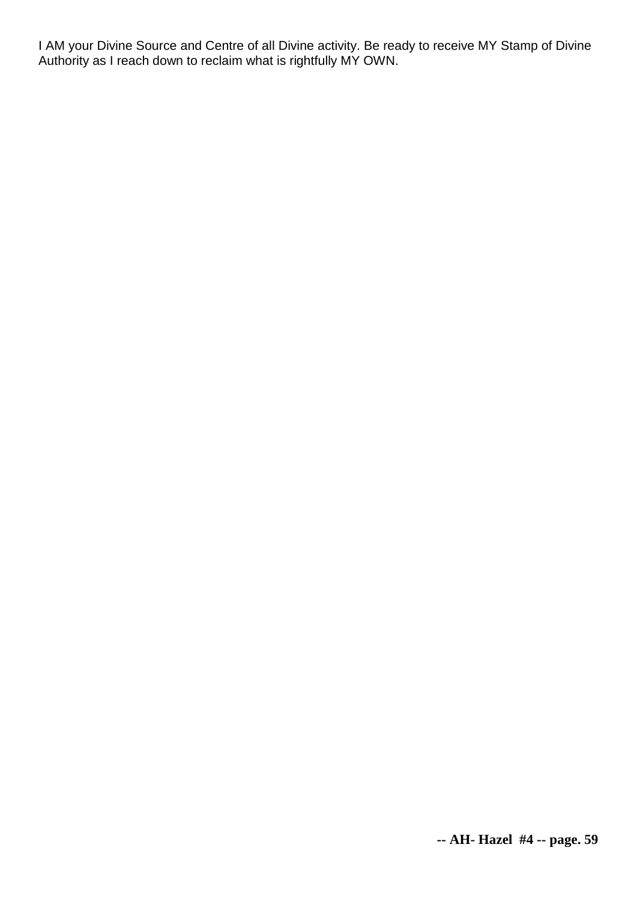I AM your Divine Source and Centre of all Divine activity. Be ready to receive MY Stamp of Divine Authority as I reach down to reclaim what is rightfully MY OWN.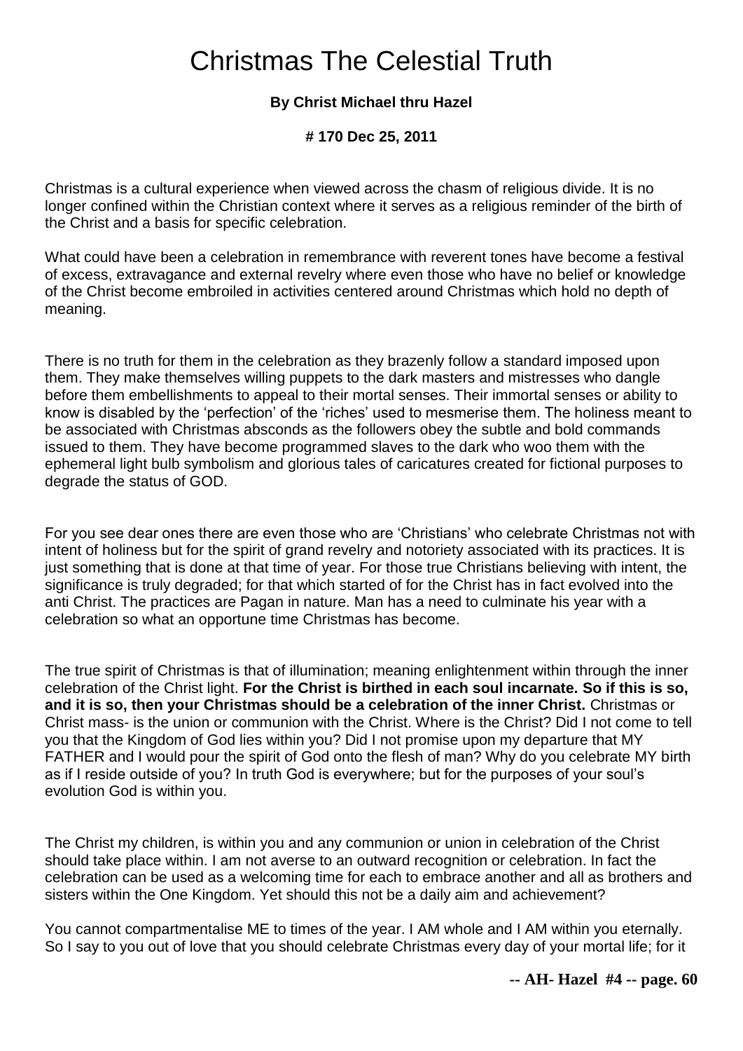# Christmas The Celestial Truth

**By Christ Michael thru Hazel**

**# 170 Dec 25, 2011**

Christmas is a cultural experience when viewed across the chasm of religious divide. It is no longer confined within the Christian context where it serves as a religious reminder of the birth of the Christ and a basis for specific celebration.

What could have been a celebration in remembrance with reverent tones have become a festival of excess, extravagance and external revelry where even those who have no belief or knowledge of the Christ become embroiled in activities centered around Christmas which hold no depth of meaning.

There is no truth for them in the celebration as they brazenly follow a standard imposed upon them. They make themselves willing puppets to the dark masters and mistresses who dangle before them embellishments to appeal to their mortal senses. Their immortal senses or ability to know is disabled by the 'perfection' of the 'riches' used to mesmerise them. The holiness meant to be associated with Christmas absconds as the followers obey the subtle and bold commands issued to them. They have become programmed slaves to the dark who woo them with the ephemeral light bulb symbolism and glorious tales of caricatures created for fictional purposes to degrade the status of GOD.

For you see dear ones there are even those who are 'Christians' who celebrate Christmas not with intent of holiness but for the spirit of grand revelry and notoriety associated with its practices. It is just something that is done at that time of year. For those true Christians believing with intent, the significance is truly degraded; for that which started of for the Christ has in fact evolved into the anti Christ. The practices are Pagan in nature. Man has a need to culminate his year with a celebration so what an opportune time Christmas has become.

The true spirit of Christmas is that of illumination; meaning enlightenment within through the inner celebration of the Christ light. **For the Christ is birthed in each soul incarnate. So if this is so, and it is so, then your Christmas should be a celebration of the inner Christ.** Christmas or Christ mass- is the union or communion with the Christ. Where is the Christ? Did I not come to tell you that the Kingdom of God lies within you? Did I not promise upon my departure that MY FATHER and I would pour the spirit of God onto the flesh of man? Why do you celebrate MY birth as if I reside outside of you? In truth God is everywhere; but for the purposes of your soul's evolution God is within you.

The Christ my children, is within you and any communion or union in celebration of the Christ should take place within. I am not averse to an outward recognition or celebration. In fact the celebration can be used as a welcoming time for each to embrace another and all as brothers and sisters within the One Kingdom. Yet should this not be a daily aim and achievement?

You cannot compartmentalise ME to times of the year. I AM whole and I AM within you eternally. So I say to you out of love that you should celebrate Christmas every day of your mortal life; for it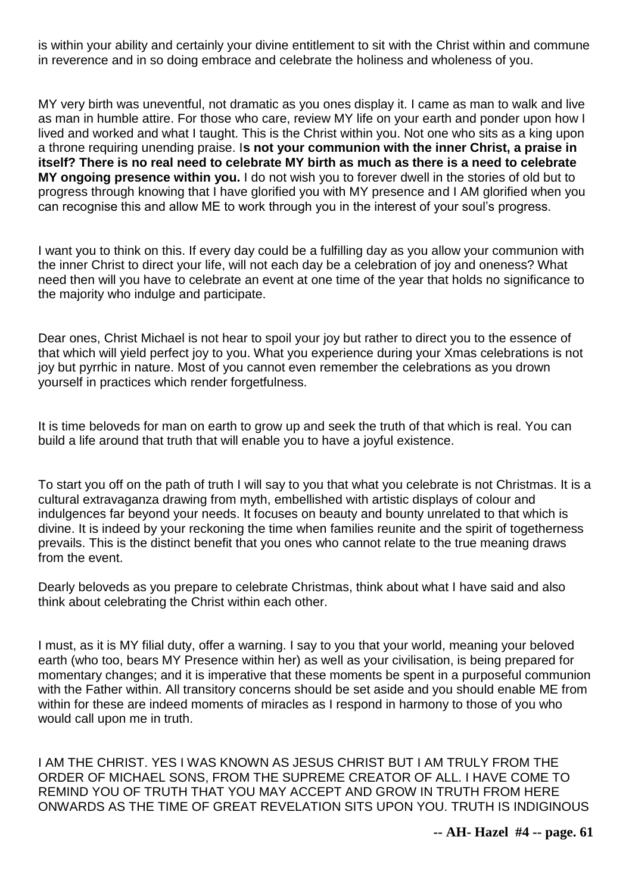is within your ability and certainly your divine entitlement to sit with the Christ within and commune in reverence and in so doing embrace and celebrate the holiness and wholeness of you.

MY very birth was uneventful, not dramatic as you ones display it. I came as man to walk and live as man in humble attire. For those who care, review MY life on your earth and ponder upon how I lived and worked and what I taught. This is the Christ within you. Not one who sits as a king upon a throne requiring unending praise. I**s not your communion with the inner Christ, a praise in itself? There is no real need to celebrate MY birth as much as there is a need to celebrate MY ongoing presence within you.** I do not wish you to forever dwell in the stories of old but to progress through knowing that I have glorified you with MY presence and I AM glorified when you can recognise this and allow ME to work through you in the interest of your soul's progress.

I want you to think on this. If every day could be a fulfilling day as you allow your communion with the inner Christ to direct your life, will not each day be a celebration of joy and oneness? What need then will you have to celebrate an event at one time of the year that holds no significance to the majority who indulge and participate.

Dear ones, Christ Michael is not hear to spoil your joy but rather to direct you to the essence of that which will yield perfect joy to you. What you experience during your Xmas celebrations is not joy but pyrrhic in nature. Most of you cannot even remember the celebrations as you drown yourself in practices which render forgetfulness.

It is time beloveds for man on earth to grow up and seek the truth of that which is real. You can build a life around that truth that will enable you to have a joyful existence.

To start you off on the path of truth I will say to you that what you celebrate is not Christmas. It is a cultural extravaganza drawing from myth, embellished with artistic displays of colour and indulgences far beyond your needs. It focuses on beauty and bounty unrelated to that which is divine. It is indeed by your reckoning the time when families reunite and the spirit of togetherness prevails. This is the distinct benefit that you ones who cannot relate to the true meaning draws from the event.

Dearly beloveds as you prepare to celebrate Christmas, think about what I have said and also think about celebrating the Christ within each other.

I must, as it is MY filial duty, offer a warning. I say to you that your world, meaning your beloved earth (who too, bears MY Presence within her) as well as your civilisation, is being prepared for momentary changes; and it is imperative that these moments be spent in a purposeful communion with the Father within. All transitory concerns should be set aside and you should enable ME from within for these are indeed moments of miracles as I respond in harmony to those of you who would call upon me in truth.

I AM THE CHRIST. YES I WAS KNOWN AS JESUS CHRIST BUT I AM TRULY FROM THE ORDER OF MICHAEL SONS, FROM THE SUPREME CREATOR OF ALL. I HAVE COME TO REMIND YOU OF TRUTH THAT YOU MAY ACCEPT AND GROW IN TRUTH FROM HERE ONWARDS AS THE TIME OF GREAT REVELATION SITS UPON YOU. TRUTH IS INDIGINOUS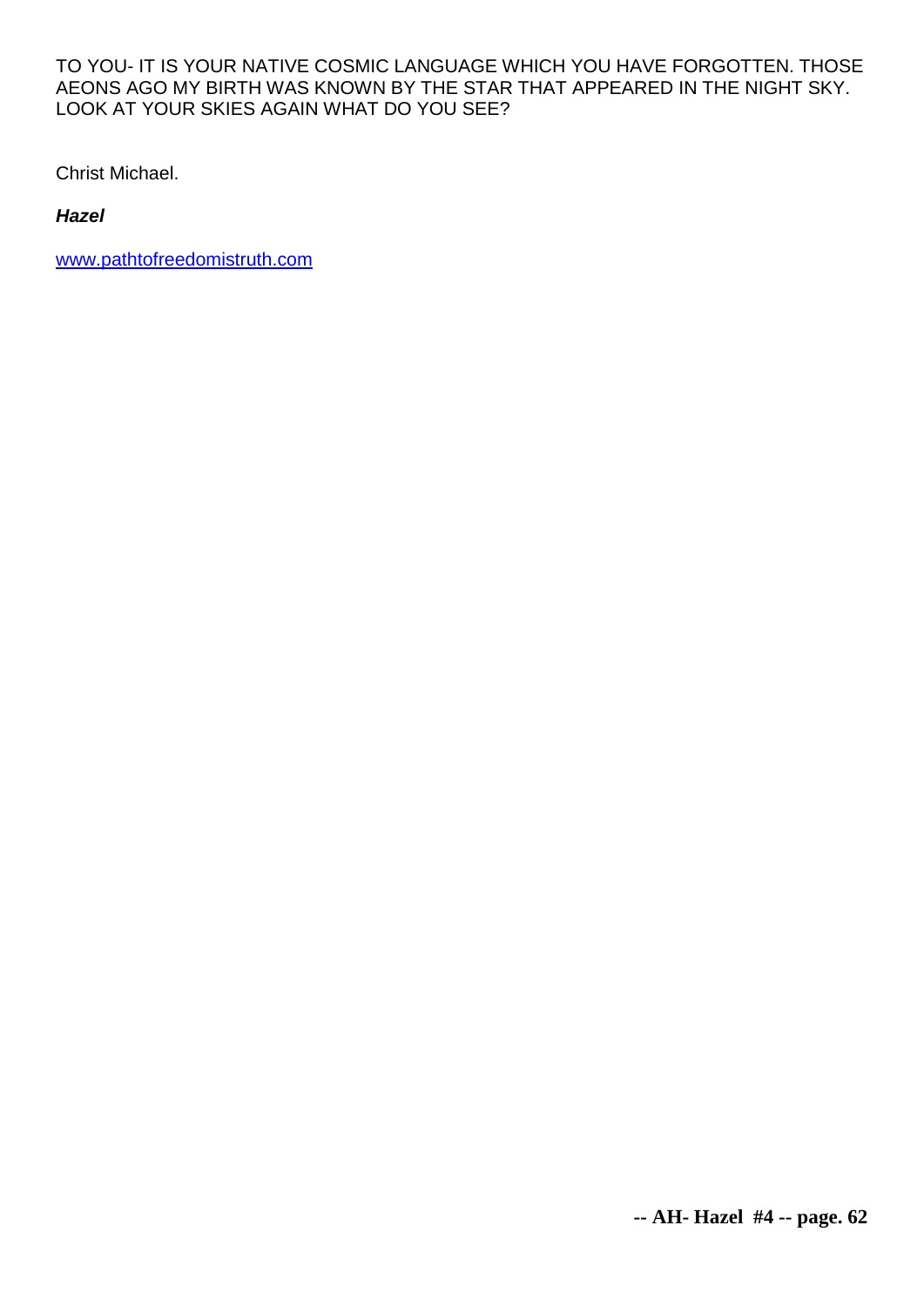TO YOU- IT IS YOUR NATIVE COSMIC LANGUAGE WHICH YOU HAVE FORGOTTEN. THOSE AEONS AGO MY BIRTH WAS KNOWN BY THE STAR THAT APPEARED IN THE NIGHT SKY. LOOK AT YOUR SKIES AGAIN WHAT DO YOU SEE?

Christ Michael.

***Hazel***

www.pathtofreedomistruth.com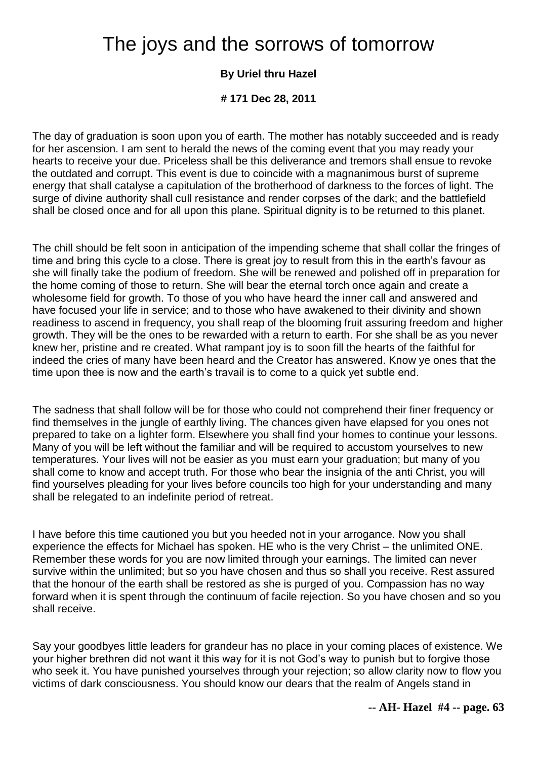# The joys and the sorrows of tomorrow

**By Uriel thru Hazel**

**# 171 Dec 28, 2011**

The day of graduation is soon upon you of earth. The mother has notably succeeded and is ready for her ascension. I am sent to herald the news of the coming event that you may ready your hearts to receive your due. Priceless shall be this deliverance and tremors shall ensue to revoke the outdated and corrupt. This event is due to coincide with a magnanimous burst of supreme energy that shall catalyse a capitulation of the brotherhood of darkness to the forces of light. The surge of divine authority shall cull resistance and render corpses of the dark; and the battlefield shall be closed once and for all upon this plane. Spiritual dignity is to be returned to this planet.

The chill should be felt soon in anticipation of the impending scheme that shall collar the fringes of time and bring this cycle to a close. There is great joy to result from this in the earth's favour as she will finally take the podium of freedom. She will be renewed and polished off in preparation for the home coming of those to return. She will bear the eternal torch once again and create a wholesome field for growth. To those of you who have heard the inner call and answered and have focused your life in service; and to those who have awakened to their divinity and shown readiness to ascend in frequency, you shall reap of the blooming fruit assuring freedom and higher growth. They will be the ones to be rewarded with a return to earth. For she shall be as you never knew her, pristine and re created. What rampant joy is to soon fill the hearts of the faithful for indeed the cries of many have been heard and the Creator has answered. Know ye ones that the time upon thee is now and the earth's travail is to come to a quick yet subtle end.

The sadness that shall follow will be for those who could not comprehend their finer frequency or find themselves in the jungle of earthly living. The chances given have elapsed for you ones not prepared to take on a lighter form. Elsewhere you shall find your homes to continue your lessons. Many of you will be left without the familiar and will be required to accustom yourselves to new temperatures. Your lives will not be easier as you must earn your graduation; but many of you shall come to know and accept truth. For those who bear the insignia of the anti Christ, you will find yourselves pleading for your lives before councils too high for your understanding and many shall be relegated to an indefinite period of retreat.

I have before this time cautioned you but you heeded not in your arrogance. Now you shall experience the effects for Michael has spoken. HE who is the very Christ – the unlimited ONE. Remember these words for you are now limited through your earnings. The limited can never survive within the unlimited; but so you have chosen and thus so shall you receive. Rest assured that the honour of the earth shall be restored as she is purged of you. Compassion has no way forward when it is spent through the continuum of facile rejection. So you have chosen and so you shall receive.

Say your goodbyes little leaders for grandeur has no place in your coming places of existence. We your higher brethren did not want it this way for it is not God's way to punish but to forgive those who seek it. You have punished yourselves through your rejection; so allow clarity now to flow you victims of dark consciousness. You should know our dears that the realm of Angels stand in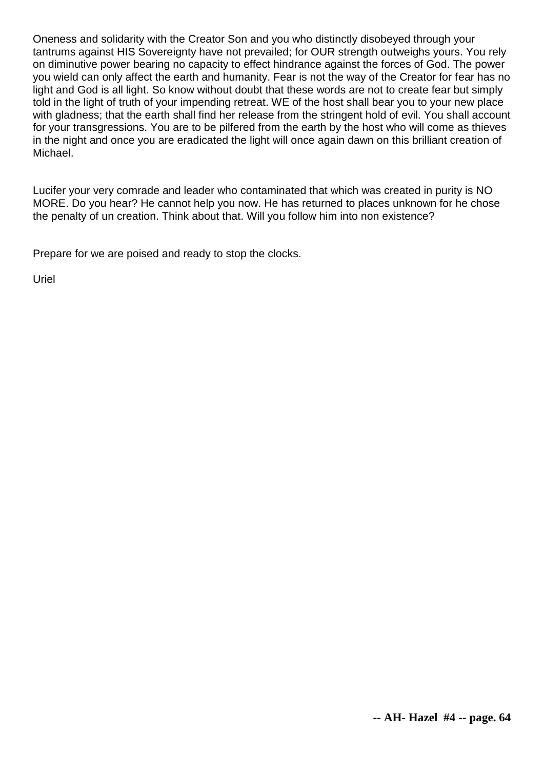Oneness and solidarity with the Creator Son and you who distinctly disobeyed through your tantrums against HIS Sovereignty have not prevailed; for OUR strength outweighs yours. You rely on diminutive power bearing no capacity to effect hindrance against the forces of God. The power you wield can only affect the earth and humanity. Fear is not the way of the Creator for fear has no light and God is all light. So know without doubt that these words are not to create fear but simply told in the light of truth of your impending retreat. WE of the host shall bear you to your new place with gladness; that the earth shall find her release from the stringent hold of evil. You shall account for your transgressions. You are to be pilfered from the earth by the host who will come as thieves in the night and once you are eradicated the light will once again dawn on this brilliant creation of Michael.

Lucifer your very comrade and leader who contaminated that which was created in purity is NO MORE. Do you hear? He cannot help you now. He has returned to places unknown for he chose the penalty of un creation. Think about that. Will you follow him into non existence?

Prepare for we are poised and ready to stop the clocks.

Uriel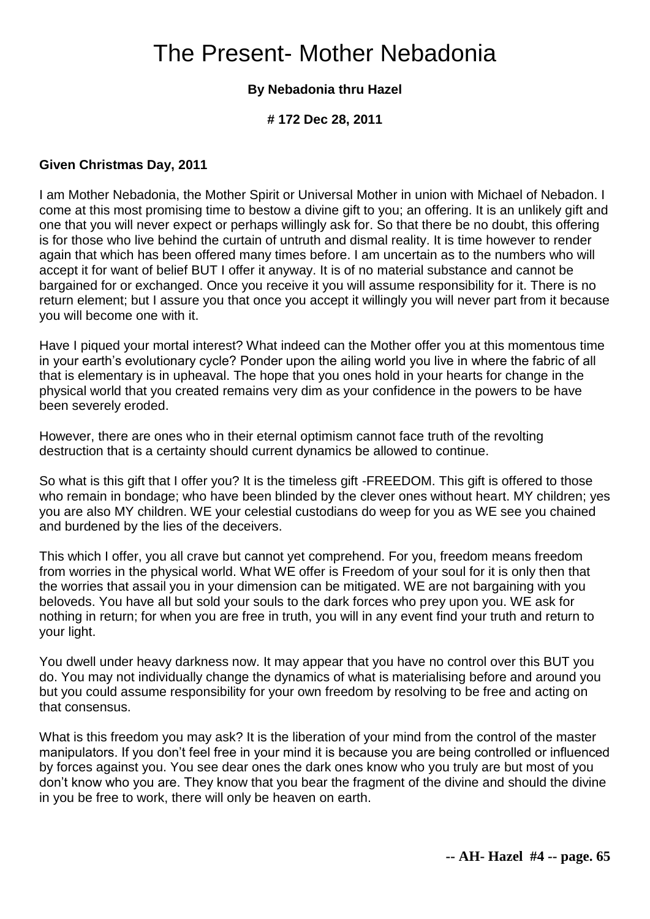# The Present- Mother Nebadonia

**By Nebadonia thru Hazel**

**# 172 Dec 28, 2011**

**Given Christmas Day, 2011**

I am Mother Nebadonia, the Mother Spirit or Universal Mother in union with Michael of Nebadon. I come at this most promising time to bestow a divine gift to you; an offering. It is an unlikely gift and one that you will never expect or perhaps willingly ask for. So that there be no doubt, this offering is for those who live behind the curtain of untruth and dismal reality. It is time however to render again that which has been offered many times before. I am uncertain as to the numbers who will accept it for want of belief BUT I offer it anyway. It is of no material substance and cannot be bargained for or exchanged. Once you receive it you will assume responsibility for it. There is no return element; but I assure you that once you accept it willingly you will never part from it because you will become one with it.

Have I piqued your mortal interest? What indeed can the Mother offer you at this momentous time in your earth's evolutionary cycle? Ponder upon the ailing world you live in where the fabric of all that is elementary is in upheaval. The hope that you ones hold in your hearts for change in the physical world that you created remains very dim as your confidence in the powers to be have been severely eroded.

However, there are ones who in their eternal optimism cannot face truth of the revolting destruction that is a certainty should current dynamics be allowed to continue.

So what is this gift that I offer you? It is the timeless gift -FREEDOM. This gift is offered to those who remain in bondage; who have been blinded by the clever ones without heart. MY children; yes you are also MY children. WE your celestial custodians do weep for you as WE see you chained and burdened by the lies of the deceivers.

This which I offer, you all crave but cannot yet comprehend. For you, freedom means freedom from worries in the physical world. What WE offer is Freedom of your soul for it is only then that the worries that assail you in your dimension can be mitigated. WE are not bargaining with you beloveds. You have all but sold your souls to the dark forces who prey upon you. WE ask for nothing in return; for when you are free in truth, you will in any event find your truth and return to your light.

You dwell under heavy darkness now. It may appear that you have no control over this BUT you do. You may not individually change the dynamics of what is materialising before and around you but you could assume responsibility for your own freedom by resolving to be free and acting on that consensus.

What is this freedom you may ask? It is the liberation of your mind from the control of the master manipulators. If you don't feel free in your mind it is because you are being controlled or influenced by forces against you. You see dear ones the dark ones know who you truly are but most of you don't know who you are. They know that you bear the fragment of the divine and should the divine in you be free to work, there will only be heaven on earth.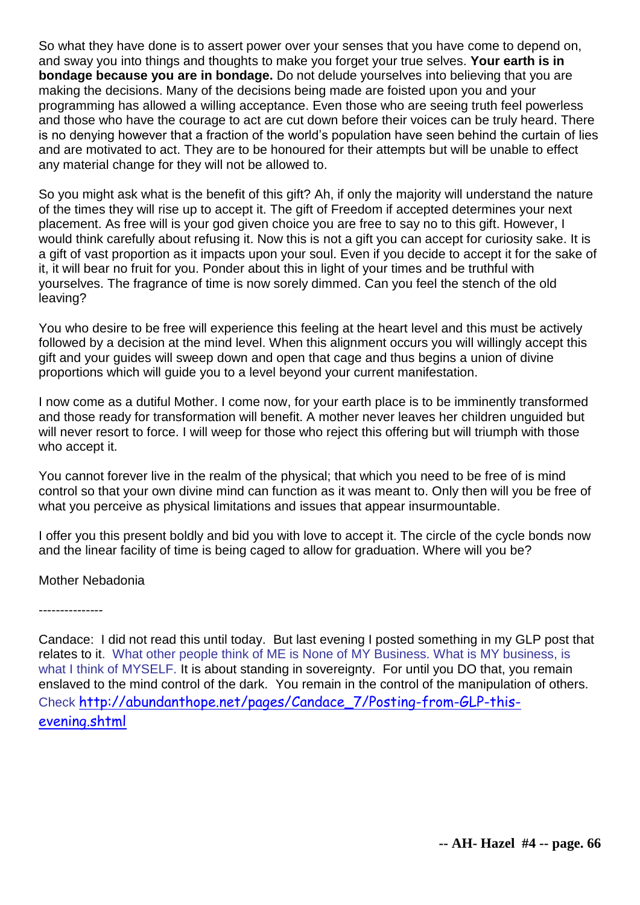So what they have done is to assert power over your senses that you have come to depend on, and sway you into things and thoughts to make you forget your true selves. **Your earth is in bondage because you are in bondage.** Do not delude yourselves into believing that you are making the decisions. Many of the decisions being made are foisted upon you and your programming has allowed a willing acceptance. Even those who are seeing truth feel powerless and those who have the courage to act are cut down before their voices can be truly heard. There is no denying however that a fraction of the world's population have seen behind the curtain of lies and are motivated to act. They are to be honoured for their attempts but will be unable to effect any material change for they will not be allowed to.

So you might ask what is the benefit of this gift? Ah, if only the majority will understand the nature of the times they will rise up to accept it. The gift of Freedom if accepted determines your next placement. As free will is your god given choice you are free to say no to this gift. However, I would think carefully about refusing it. Now this is not a gift you can accept for curiosity sake. It is a gift of vast proportion as it impacts upon your soul. Even if you decide to accept it for the sake of it, it will bear no fruit for you. Ponder about this in light of your times and be truthful with yourselves. The fragrance of time is now sorely dimmed. Can you feel the stench of the old leaving?

You who desire to be free will experience this feeling at the heart level and this must be actively followed by a decision at the mind level. When this alignment occurs you will willingly accept this gift and your guides will sweep down and open that cage and thus begins a union of divine proportions which will guide you to a level beyond your current manifestation.

I now come as a dutiful Mother. I come now, for your earth place is to be imminently transformed and those ready for transformation will benefit. A mother never leaves her children unguided but will never resort to force. I will weep for those who reject this offering but will triumph with those who accept it.

You cannot forever live in the realm of the physical; that which you need to be free of is mind control so that your own divine mind can function as it was meant to. Only then will you be free of what you perceive as physical limitations and issues that appear insurmountable.

I offer you this present boldly and bid you with love to accept it. The circle of the cycle bonds now and the linear facility of time is being caged to allow for graduation. Where will you be?

Mother Nebadonia

---------------

Candace: I did not read this until today. But last evening I posted something in my GLP post that relates to it. What other people think of ME is None of MY Business. What is MY business, is what I think of MYSELF. It is about standing in sovereignty. For until you DO that, you remain enslaved to the mind control of the dark. You remain in the control of the manipulation of others. Check http://abundanthope.net/pages/Candace_7/Posting-from-GLP-this-evening.shtml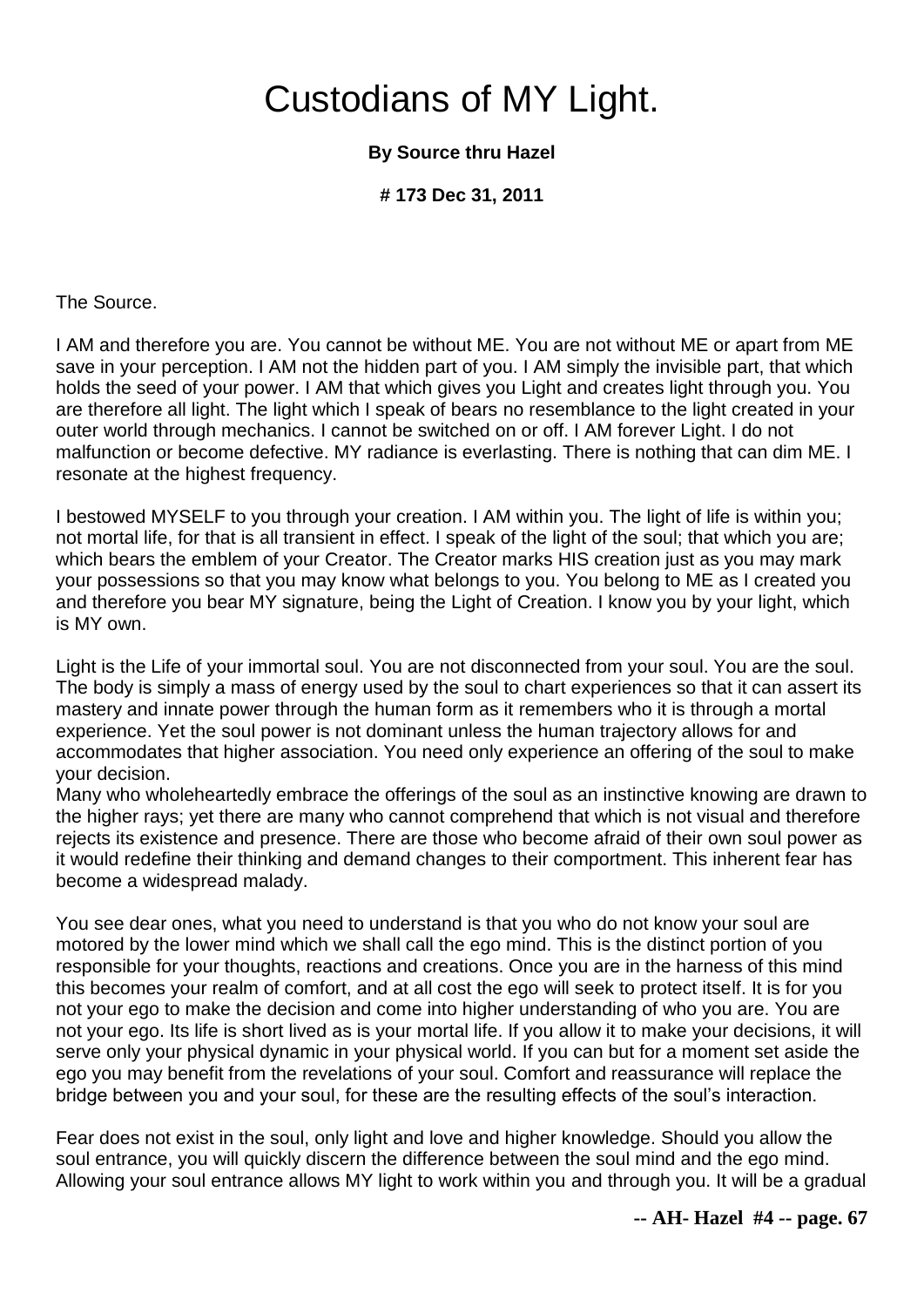# Custodians of MY Light.

**By Source thru Hazel**

**# 173 Dec 31, 2011**

The Source.

I AM and therefore you are. You cannot be without ME. You are not without ME or apart from ME save in your perception. I AM not the hidden part of you. I AM simply the invisible part, that which holds the seed of your power. I AM that which gives you Light and creates light through you. You are therefore all light. The light which I speak of bears no resemblance to the light created in your outer world through mechanics. I cannot be switched on or off. I AM forever Light. I do not malfunction or become defective. MY radiance is everlasting. There is nothing that can dim ME. I resonate at the highest frequency.

I bestowed MYSELF to you through your creation. I AM within you. The light of life is within you; not mortal life, for that is all transient in effect. I speak of the light of the soul; that which you are; which bears the emblem of your Creator. The Creator marks HIS creation just as you may mark your possessions so that you may know what belongs to you. You belong to ME as I created you and therefore you bear MY signature, being the Light of Creation. I know you by your light, which is MY own.

Light is the Life of your immortal soul. You are not disconnected from your soul. You are the soul. The body is simply a mass of energy used by the soul to chart experiences so that it can assert its mastery and innate power through the human form as it remembers who it is through a mortal experience. Yet the soul power is not dominant unless the human trajectory allows for and accommodates that higher association. You need only experience an offering of the soul to make your decision.

Many who wholeheartedly embrace the offerings of the soul as an instinctive knowing are drawn to the higher rays; yet there are many who cannot comprehend that which is not visual and therefore rejects its existence and presence. There are those who become afraid of their own soul power as it would redefine their thinking and demand changes to their comportment. This inherent fear has become a widespread malady.

You see dear ones, what you need to understand is that you who do not know your soul are motored by the lower mind which we shall call the ego mind. This is the distinct portion of you responsible for your thoughts, reactions and creations. Once you are in the harness of this mind this becomes your realm of comfort, and at all cost the ego will seek to protect itself. It is for you not your ego to make the decision and come into higher understanding of who you are. You are not your ego. Its life is short lived as is your mortal life. If you allow it to make your decisions, it will serve only your physical dynamic in your physical world. If you can but for a moment set aside the ego you may benefit from the revelations of your soul. Comfort and reassurance will replace the bridge between you and your soul, for these are the resulting effects of the soul's interaction.

Fear does not exist in the soul, only light and love and higher knowledge. Should you allow the soul entrance, you will quickly discern the difference between the soul mind and the ego mind. Allowing your soul entrance allows MY light to work within you and through you. It will be a gradual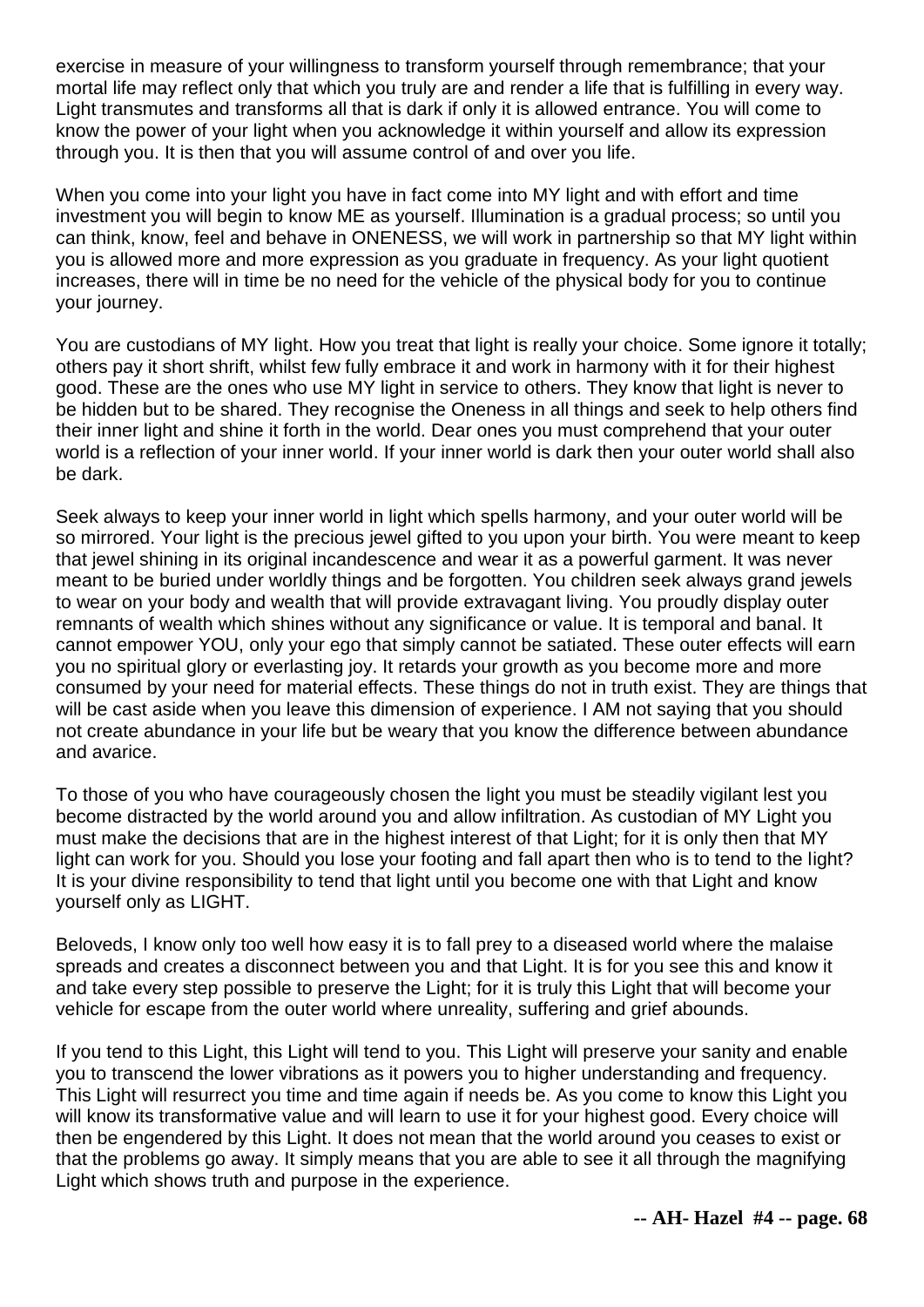exercise in measure of your willingness to transform yourself through remembrance; that your mortal life may reflect only that which you truly are and render a life that is fulfilling in every way. Light transmutes and transforms all that is dark if only it is allowed entrance. You will come to know the power of your light when you acknowledge it within yourself and allow its expression through you. It is then that you will assume control of and over you life.

When you come into your light you have in fact come into MY light and with effort and time investment you will begin to know ME as yourself. Illumination is a gradual process; so until you can think, know, feel and behave in ONENESS, we will work in partnership so that MY light within you is allowed more and more expression as you graduate in frequency. As your light quotient increases, there will in time be no need for the vehicle of the physical body for you to continue your journey.

You are custodians of MY light. How you treat that light is really your choice. Some ignore it totally; others pay it short shrift, whilst few fully embrace it and work in harmony with it for their highest good. These are the ones who use MY light in service to others. They know that light is never to be hidden but to be shared. They recognise the Oneness in all things and seek to help others find their inner light and shine it forth in the world. Dear ones you must comprehend that your outer world is a reflection of your inner world. If your inner world is dark then your outer world shall also be dark.

Seek always to keep your inner world in light which spells harmony, and your outer world will be so mirrored. Your light is the precious jewel gifted to you upon your birth. You were meant to keep that jewel shining in its original incandescence and wear it as a powerful garment. It was never meant to be buried under worldly things and be forgotten. You children seek always grand jewels to wear on your body and wealth that will provide extravagant living. You proudly display outer remnants of wealth which shines without any significance or value. It is temporal and banal. It cannot empower YOU, only your ego that simply cannot be satiated. These outer effects will earn you no spiritual glory or everlasting joy. It retards your growth as you become more and more consumed by your need for material effects. These things do not in truth exist. They are things that will be cast aside when you leave this dimension of experience. I AM not saying that you should not create abundance in your life but be weary that you know the difference between abundance and avarice.

To those of you who have courageously chosen the light you must be steadily vigilant lest you become distracted by the world around you and allow infiltration. As custodian of MY Light you must make the decisions that are in the highest interest of that Light; for it is only then that MY light can work for you. Should you lose your footing and fall apart then who is to tend to the light? It is your divine responsibility to tend that light until you become one with that Light and know yourself only as LIGHT.

Beloveds, I know only too well how easy it is to fall prey to a diseased world where the malaise spreads and creates a disconnect between you and that Light. It is for you see this and know it and take every step possible to preserve the Light; for it is truly this Light that will become your vehicle for escape from the outer world where unreality, suffering and grief abounds.

If you tend to this Light, this Light will tend to you. This Light will preserve your sanity and enable you to transcend the lower vibrations as it powers you to higher understanding and frequency. This Light will resurrect you time and time again if needs be. As you come to know this Light you will know its transformative value and will learn to use it for your highest good. Every choice will then be engendered by this Light. It does not mean that the world around you ceases to exist or that the problems go away. It simply means that you are able to see it all through the magnifying Light which shows truth and purpose in the experience.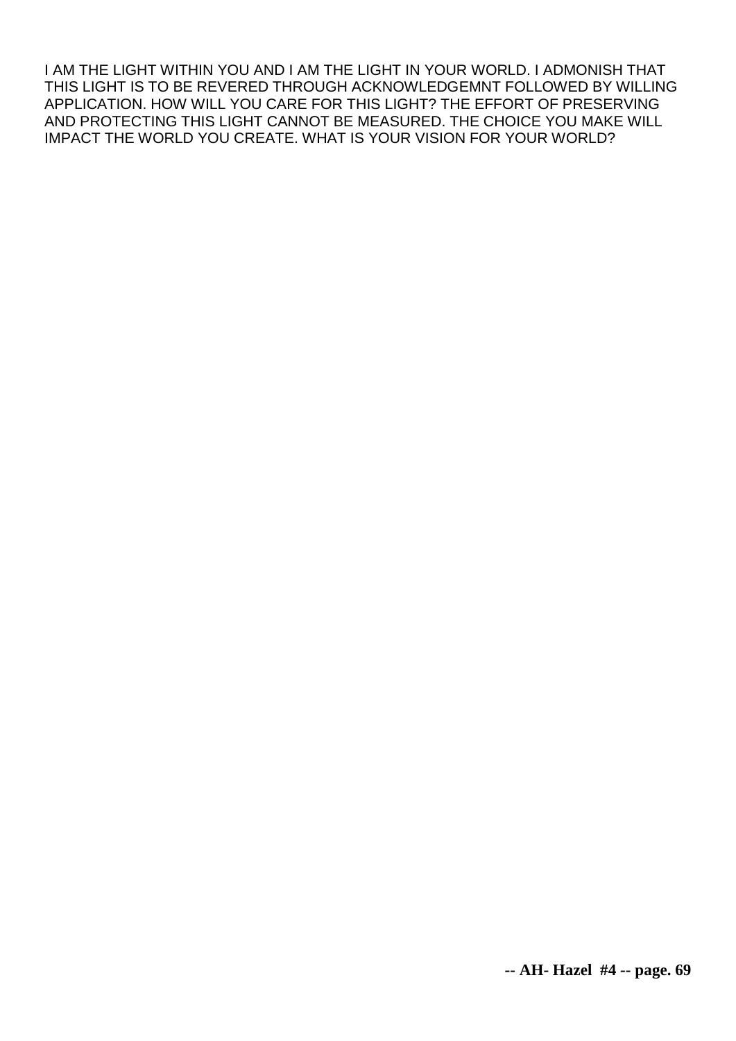I AM THE LIGHT WITHIN YOU AND I AM THE LIGHT IN YOUR WORLD. I ADMONISH THAT THIS LIGHT IS TO BE REVERED THROUGH ACKNOWLEDGEMNT FOLLOWED BY WILLING APPLICATION. HOW WILL YOU CARE FOR THIS LIGHT? THE EFFORT OF PRESERVING AND PROTECTING THIS LIGHT CANNOT BE MEASURED. THE CHOICE YOU MAKE WILL IMPACT THE WORLD YOU CREATE. WHAT IS YOUR VISION FOR YOUR WORLD?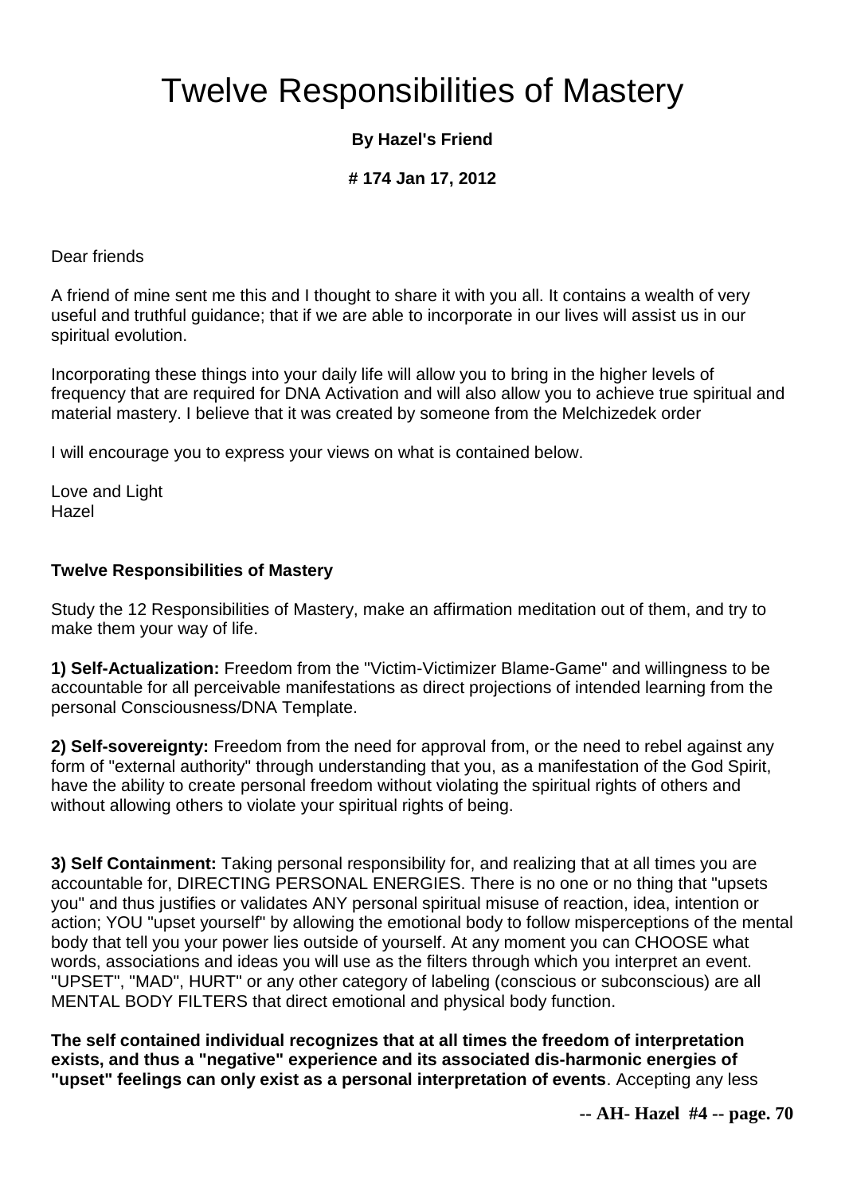# Twelve Responsibilities of Mastery

**By Hazel's Friend**

**# 174 Jan 17, 2012**

Dear friends

A friend of mine sent me this and I thought to share it with you all. It contains a wealth of very useful and truthful guidance; that if we are able to incorporate in our lives will assist us in our spiritual evolution.

Incorporating these things into your daily life will allow you to bring in the higher levels of frequency that are required for DNA Activation and will also allow you to achieve true spiritual and material mastery. I believe that it was created by someone from the Melchizedek order

I will encourage you to express your views on what is contained below.

Love and Light
Hazel

**Twelve Responsibilities of Mastery**

Study the 12 Responsibilities of Mastery, make an affirmation meditation out of them, and try to make them your way of life.

**1) Self-Actualization:** Freedom from the "Victim-Victimizer Blame-Game" and willingness to be accountable for all perceivable manifestations as direct projections of intended learning from the personal Consciousness/DNA Template.

**2) Self-sovereignty:** Freedom from the need for approval from, or the need to rebel against any form of "external authority" through understanding that you, as a manifestation of the God Spirit, have the ability to create personal freedom without violating the spiritual rights of others and without allowing others to violate your spiritual rights of being.

**3) Self Containment:** Taking personal responsibility for, and realizing that at all times you are accountable for, DIRECTING PERSONAL ENERGIES. There is no one or no thing that "upsets you" and thus justifies or validates ANY personal spiritual misuse of reaction, idea, intention or action; YOU "upset yourself" by allowing the emotional body to follow misperceptions of the mental body that tell you your power lies outside of yourself. At any moment you can CHOOSE what words, associations and ideas you will use as the filters through which you interpret an event. "UPSET", "MAD", HURT" or any other category of labeling (conscious or subconscious) are all MENTAL BODY FILTERS that direct emotional and physical body function.

**The self contained individual recognizes that at all times the freedom of interpretation exists, and thus a "negative" experience and its associated dis-harmonic energies of "upset" feelings can only exist as a personal interpretation of events**. Accepting any less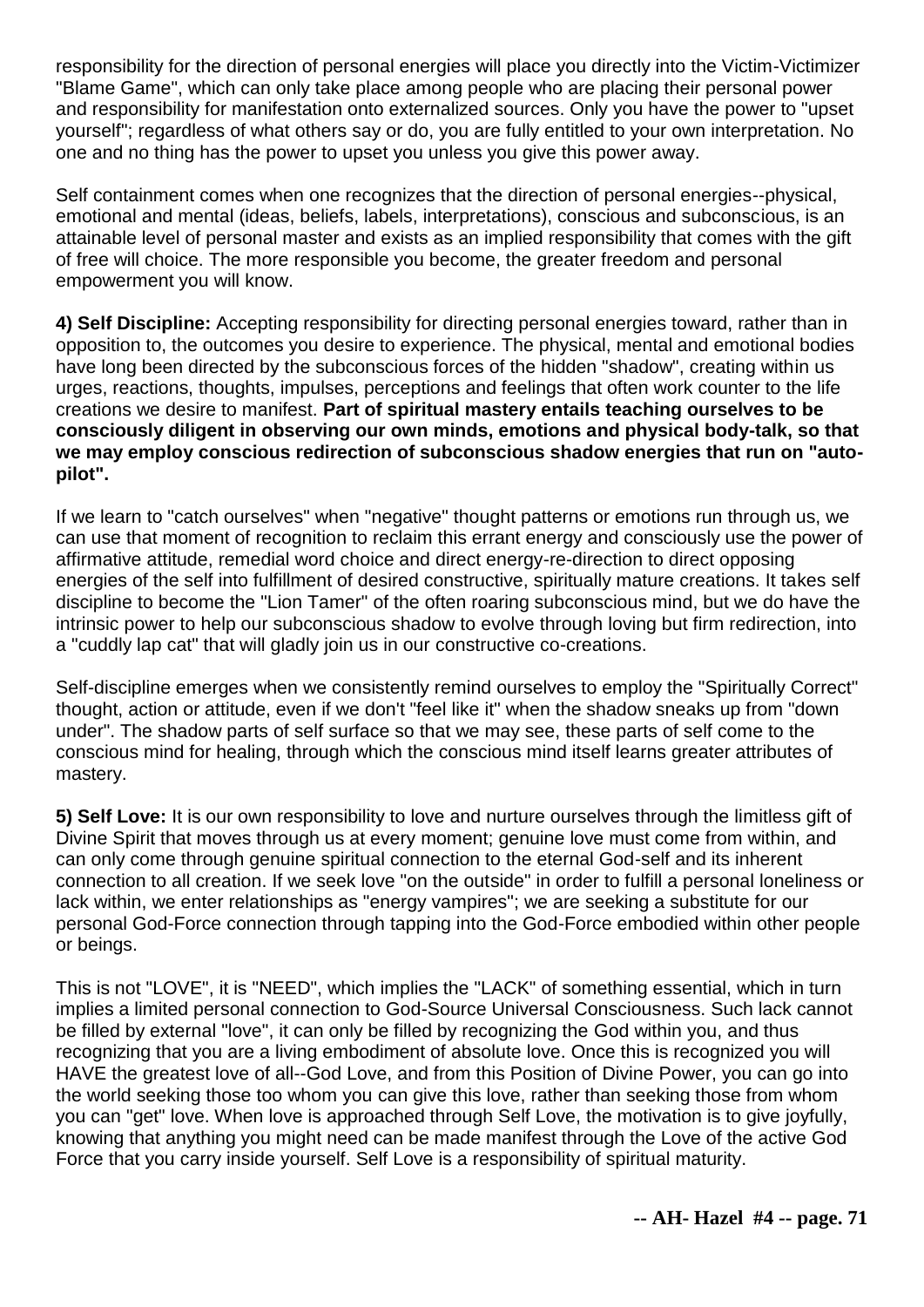responsibility for the direction of personal energies will place you directly into the Victim-Victimizer "Blame Game", which can only take place among people who are placing their personal power and responsibility for manifestation onto externalized sources. Only you have the power to "upset yourself"; regardless of what others say or do, you are fully entitled to your own interpretation. No one and no thing has the power to upset you unless you give this power away.

Self containment comes when one recognizes that the direction of personal energies--physical, emotional and mental (ideas, beliefs, labels, interpretations), conscious and subconscious, is an attainable level of personal master and exists as an implied responsibility that comes with the gift of free will choice. The more responsible you become, the greater freedom and personal empowerment you will know.

**4) Self Discipline:** Accepting responsibility for directing personal energies toward, rather than in opposition to, the outcomes you desire to experience. The physical, mental and emotional bodies have long been directed by the subconscious forces of the hidden "shadow", creating within us urges, reactions, thoughts, impulses, perceptions and feelings that often work counter to the life creations we desire to manifest. **Part of spiritual mastery entails teaching ourselves to be consciously diligent in observing our own minds, emotions and physical body-talk, so that we may employ conscious redirection of subconscious shadow energies that run on "auto-pilot".**

If we learn to "catch ourselves" when "negative" thought patterns or emotions run through us, we can use that moment of recognition to reclaim this errant energy and consciously use the power of affirmative attitude, remedial word choice and direct energy-re-direction to direct opposing energies of the self into fulfillment of desired constructive, spiritually mature creations. It takes self discipline to become the "Lion Tamer" of the often roaring subconscious mind, but we do have the intrinsic power to help our subconscious shadow to evolve through loving but firm redirection, into a "cuddly lap cat" that will gladly join us in our constructive co-creations.

Self-discipline emerges when we consistently remind ourselves to employ the "Spiritually Correct" thought, action or attitude, even if we don't "feel like it" when the shadow sneaks up from "down under". The shadow parts of self surface so that we may see, these parts of self come to the conscious mind for healing, through which the conscious mind itself learns greater attributes of mastery.

**5) Self Love:** It is our own responsibility to love and nurture ourselves through the limitless gift of Divine Spirit that moves through us at every moment; genuine love must come from within, and can only come through genuine spiritual connection to the eternal God-self and its inherent connection to all creation. If we seek love "on the outside" in order to fulfill a personal loneliness or lack within, we enter relationships as "energy vampires"; we are seeking a substitute for our personal God-Force connection through tapping into the God-Force embodied within other people or beings.

This is not "LOVE", it is "NEED", which implies the "LACK" of something essential, which in turn implies a limited personal connection to God-Source Universal Consciousness. Such lack cannot be filled by external "love", it can only be filled by recognizing the God within you, and thus recognizing that you are a living embodiment of absolute love. Once this is recognized you will HAVE the greatest love of all--God Love, and from this Position of Divine Power, you can go into the world seeking those too whom you can give this love, rather than seeking those from whom you can "get" love. When love is approached through Self Love, the motivation is to give joyfully, knowing that anything you might need can be made manifest through the Love of the active God Force that you carry inside yourself. Self Love is a responsibility of spiritual maturity.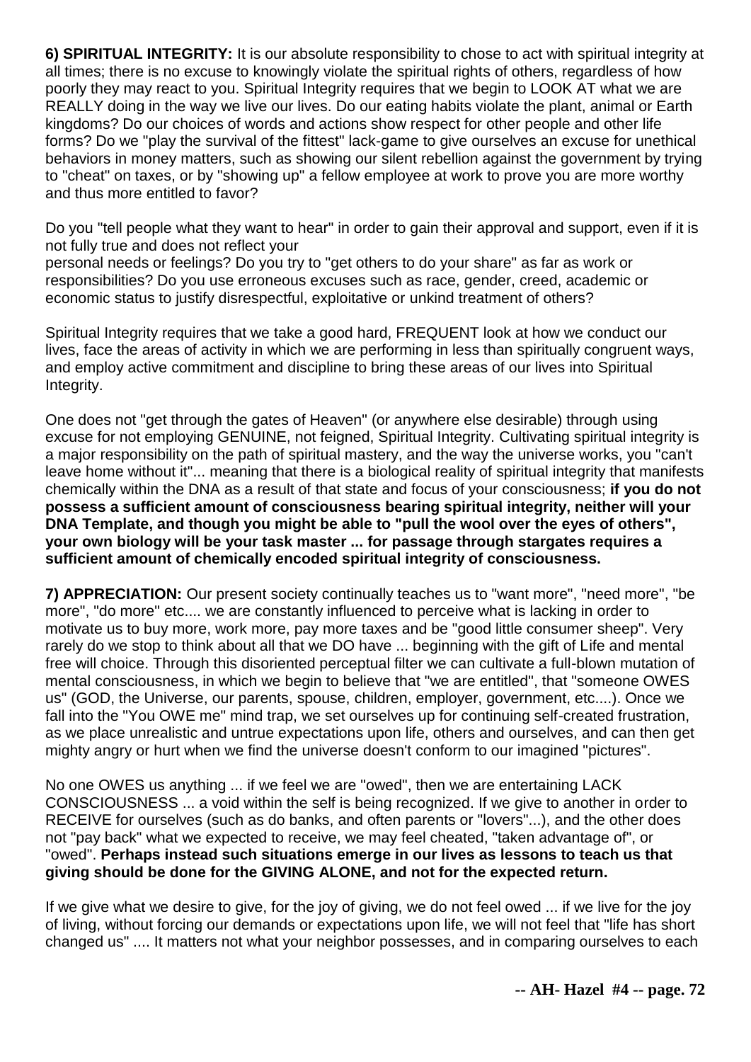**6) SPIRITUAL INTEGRITY:** It is our absolute responsibility to chose to act with spiritual integrity at all times; there is no excuse to knowingly violate the spiritual rights of others, regardless of how poorly they may react to you. Spiritual Integrity requires that we begin to LOOK AT what we are REALLY doing in the way we live our lives. Do our eating habits violate the plant, animal or Earth kingdoms? Do our choices of words and actions show respect for other people and other life forms? Do we "play the survival of the fittest" lack-game to give ourselves an excuse for unethical behaviors in money matters, such as showing our silent rebellion against the government by trying to "cheat" on taxes, or by "showing up" a fellow employee at work to prove you are more worthy and thus more entitled to favor?

Do you "tell people what they want to hear" in order to gain their approval and support, even if it is not fully true and does not reflect your
personal needs or feelings? Do you try to "get others to do your share" as far as work or responsibilities? Do you use erroneous excuses such as race, gender, creed, academic or economic status to justify disrespectful, exploitative or unkind treatment of others?

Spiritual Integrity requires that we take a good hard, FREQUENT look at how we conduct our lives, face the areas of activity in which we are performing in less than spiritually congruent ways, and employ active commitment and discipline to bring these areas of our lives into Spiritual Integrity.

One does not "get through the gates of Heaven" (or anywhere else desirable) through using excuse for not employing GENUINE, not feigned, Spiritual Integrity. Cultivating spiritual integrity is a major responsibility on the path of spiritual mastery, and the way the universe works, you "can't leave home without it"... meaning that there is a biological reality of spiritual integrity that manifests chemically within the DNA as a result of that state and focus of your consciousness; **if you do not possess a sufficient amount of consciousness bearing spiritual integrity, neither will your DNA Template, and though you might be able to "pull the wool over the eyes of others", your own biology will be your task master ... for passage through stargates requires a sufficient amount of chemically encoded spiritual integrity of consciousness.**

**7) APPRECIATION:** Our present society continually teaches us to "want more", "need more", "be more", "do more" etc.... we are constantly influenced to perceive what is lacking in order to motivate us to buy more, work more, pay more taxes and be "good little consumer sheep". Very rarely do we stop to think about all that we DO have ... beginning with the gift of Life and mental free will choice. Through this disoriented perceptual filter we can cultivate a full-blown mutation of mental consciousness, in which we begin to believe that "we are entitled", that "someone OWES us" (GOD, the Universe, our parents, spouse, children, employer, government, etc....). Once we fall into the "You OWE me" mind trap, we set ourselves up for continuing self-created frustration, as we place unrealistic and untrue expectations upon life, others and ourselves, and can then get mighty angry or hurt when we find the universe doesn't conform to our imagined "pictures".

No one OWES us anything ... if we feel we are "owed", then we are entertaining LACK CONSCIOUSNESS ... a void within the self is being recognized. If we give to another in order to RECEIVE for ourselves (such as do banks, and often parents or "lovers"...), and the other does not "pay back" what we expected to receive, we may feel cheated, "taken advantage of", or "owed". **Perhaps instead such situations emerge in our lives as lessons to teach us that giving should be done for the GIVING ALONE, and not for the expected return.**

If we give what we desire to give, for the joy of giving, we do not feel owed ... if we live for the joy of living, without forcing our demands or expectations upon life, we will not feel that "life has short changed us" .... It matters not what your neighbor possesses, and in comparing ourselves to each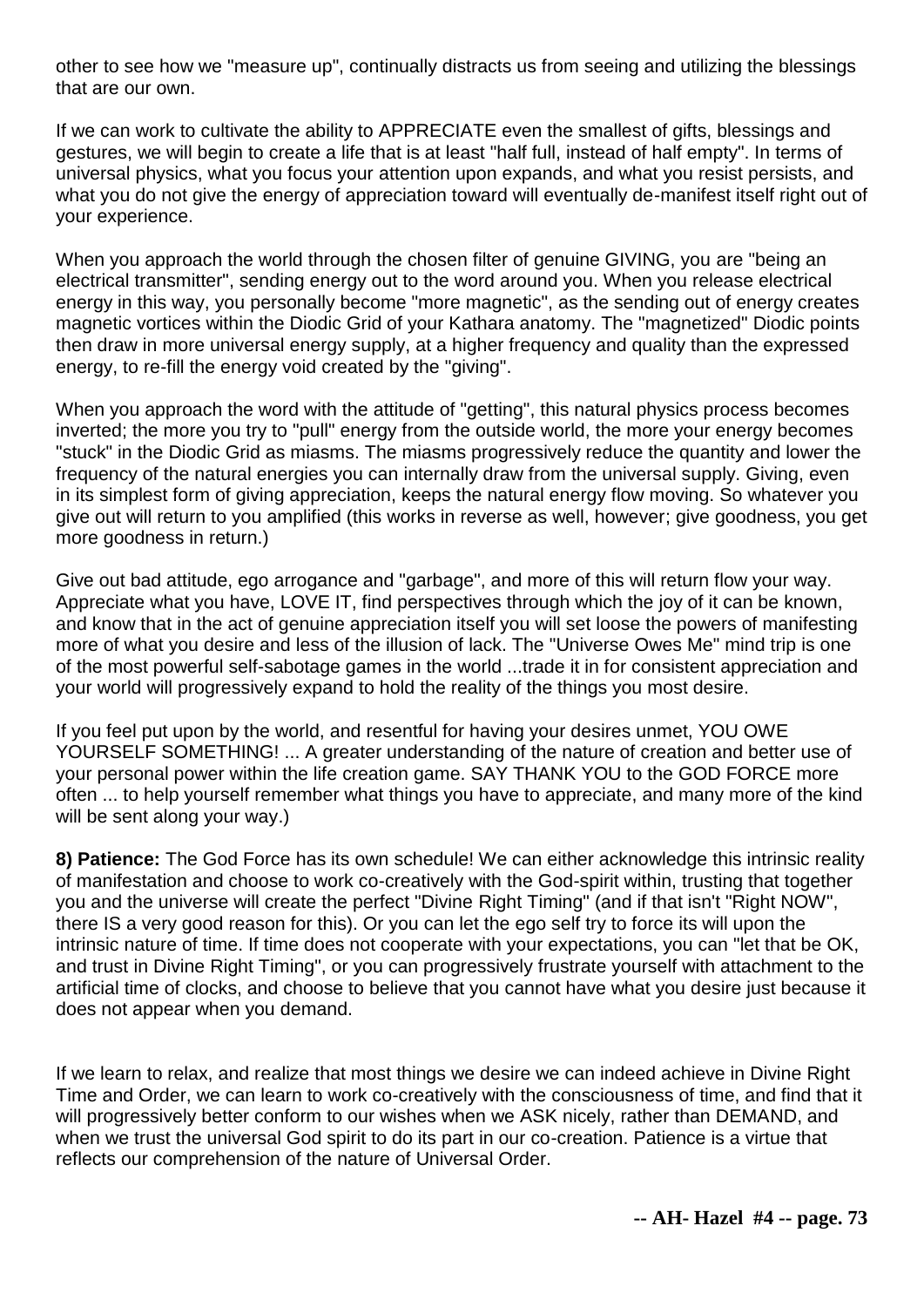other to see how we "measure up", continually distracts us from seeing and utilizing the blessings that are our own.

If we can work to cultivate the ability to APPRECIATE even the smallest of gifts, blessings and gestures, we will begin to create a life that is at least "half full, instead of half empty". In terms of universal physics, what you focus your attention upon expands, and what you resist persists, and what you do not give the energy of appreciation toward will eventually de-manifest itself right out of your experience.

When you approach the world through the chosen filter of genuine GIVING, you are "being an electrical transmitter", sending energy out to the word around you. When you release electrical energy in this way, you personally become "more magnetic", as the sending out of energy creates magnetic vortices within the Diodic Grid of your Kathara anatomy. The "magnetized" Diodic points then draw in more universal energy supply, at a higher frequency and quality than the expressed energy, to re-fill the energy void created by the "giving".

When you approach the word with the attitude of "getting", this natural physics process becomes inverted; the more you try to "pull" energy from the outside world, the more your energy becomes "stuck" in the Diodic Grid as miasms. The miasms progressively reduce the quantity and lower the frequency of the natural energies you can internally draw from the universal supply. Giving, even in its simplest form of giving appreciation, keeps the natural energy flow moving. So whatever you give out will return to you amplified (this works in reverse as well, however; give goodness, you get more goodness in return.)

Give out bad attitude, ego arrogance and "garbage", and more of this will return flow your way. Appreciate what you have, LOVE IT, find perspectives through which the joy of it can be known, and know that in the act of genuine appreciation itself you will set loose the powers of manifesting more of what you desire and less of the illusion of lack. The "Universe Owes Me" mind trip is one of the most powerful self-sabotage games in the world ...trade it in for consistent appreciation and your world will progressively expand to hold the reality of the things you most desire.

If you feel put upon by the world, and resentful for having your desires unmet, YOU OWE YOURSELF SOMETHING! ... A greater understanding of the nature of creation and better use of your personal power within the life creation game. SAY THANK YOU to the GOD FORCE more often ... to help yourself remember what things you have to appreciate, and many more of the kind will be sent along your way.)

**8) Patience:** The God Force has its own schedule! We can either acknowledge this intrinsic reality of manifestation and choose to work co-creatively with the God-spirit within, trusting that together you and the universe will create the perfect "Divine Right Timing" (and if that isn't "Right NOW", there IS a very good reason for this). Or you can let the ego self try to force its will upon the intrinsic nature of time. If time does not cooperate with your expectations, you can "let that be OK, and trust in Divine Right Timing", or you can progressively frustrate yourself with attachment to the artificial time of clocks, and choose to believe that you cannot have what you desire just because it does not appear when you demand.

If we learn to relax, and realize that most things we desire we can indeed achieve in Divine Right Time and Order, we can learn to work co-creatively with the consciousness of time, and find that it will progressively better conform to our wishes when we ASK nicely, rather than DEMAND, and when we trust the universal God spirit to do its part in our co-creation. Patience is a virtue that reflects our comprehension of the nature of Universal Order.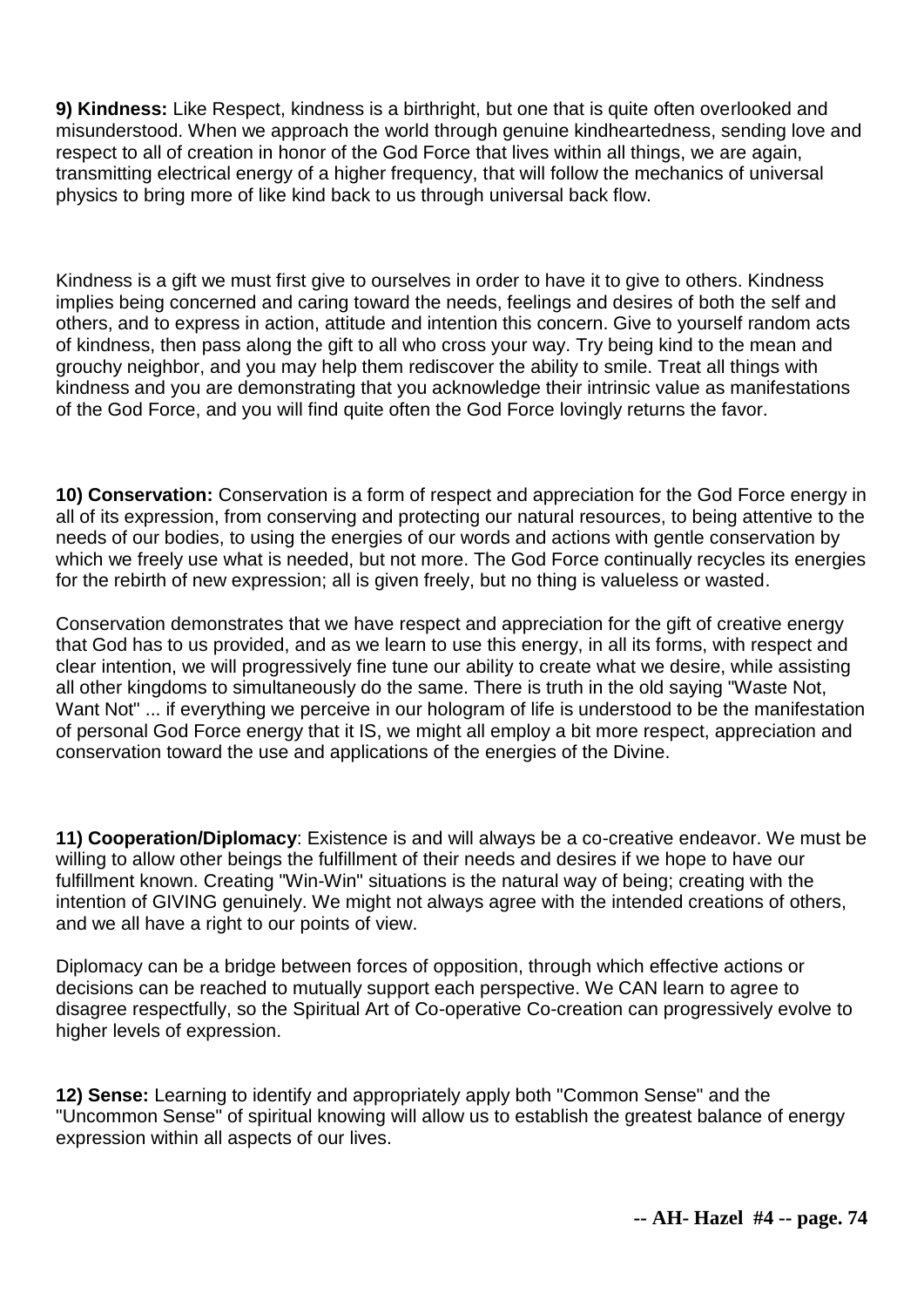**9) Kindness:** Like Respect, kindness is a birthright, but one that is quite often overlooked and misunderstood. When we approach the world through genuine kindheartedness, sending love and respect to all of creation in honor of the God Force that lives within all things, we are again, transmitting electrical energy of a higher frequency, that will follow the mechanics of universal physics to bring more of like kind back to us through universal back flow.

Kindness is a gift we must first give to ourselves in order to have it to give to others. Kindness implies being concerned and caring toward the needs, feelings and desires of both the self and others, and to express in action, attitude and intention this concern. Give to yourself random acts of kindness, then pass along the gift to all who cross your way. Try being kind to the mean and grouchy neighbor, and you may help them rediscover the ability to smile. Treat all things with kindness and you are demonstrating that you acknowledge their intrinsic value as manifestations of the God Force, and you will find quite often the God Force lovingly returns the favor.

**10) Conservation:** Conservation is a form of respect and appreciation for the God Force energy in all of its expression, from conserving and protecting our natural resources, to being attentive to the needs of our bodies, to using the energies of our words and actions with gentle conservation by which we freely use what is needed, but not more. The God Force continually recycles its energies for the rebirth of new expression; all is given freely, but no thing is valueless or wasted.

Conservation demonstrates that we have respect and appreciation for the gift of creative energy that God has to us provided, and as we learn to use this energy, in all its forms, with respect and clear intention, we will progressively fine tune our ability to create what we desire, while assisting all other kingdoms to simultaneously do the same. There is truth in the old saying "Waste Not, Want Not" ... if everything we perceive in our hologram of life is understood to be the manifestation of personal God Force energy that it IS, we might all employ a bit more respect, appreciation and conservation toward the use and applications of the energies of the Divine.

**11) Cooperation/Diplomacy**: Existence is and will always be a co-creative endeavor. We must be willing to allow other beings the fulfillment of their needs and desires if we hope to have our fulfillment known. Creating "Win-Win" situations is the natural way of being; creating with the intention of GIVING genuinely. We might not always agree with the intended creations of others, and we all have a right to our points of view.

Diplomacy can be a bridge between forces of opposition, through which effective actions or decisions can be reached to mutually support each perspective. We CAN learn to agree to disagree respectfully, so the Spiritual Art of Co-operative Co-creation can progressively evolve to higher levels of expression.

**12) Sense:** Learning to identify and appropriately apply both "Common Sense" and the "Uncommon Sense" of spiritual knowing will allow us to establish the greatest balance of energy expression within all aspects of our lives.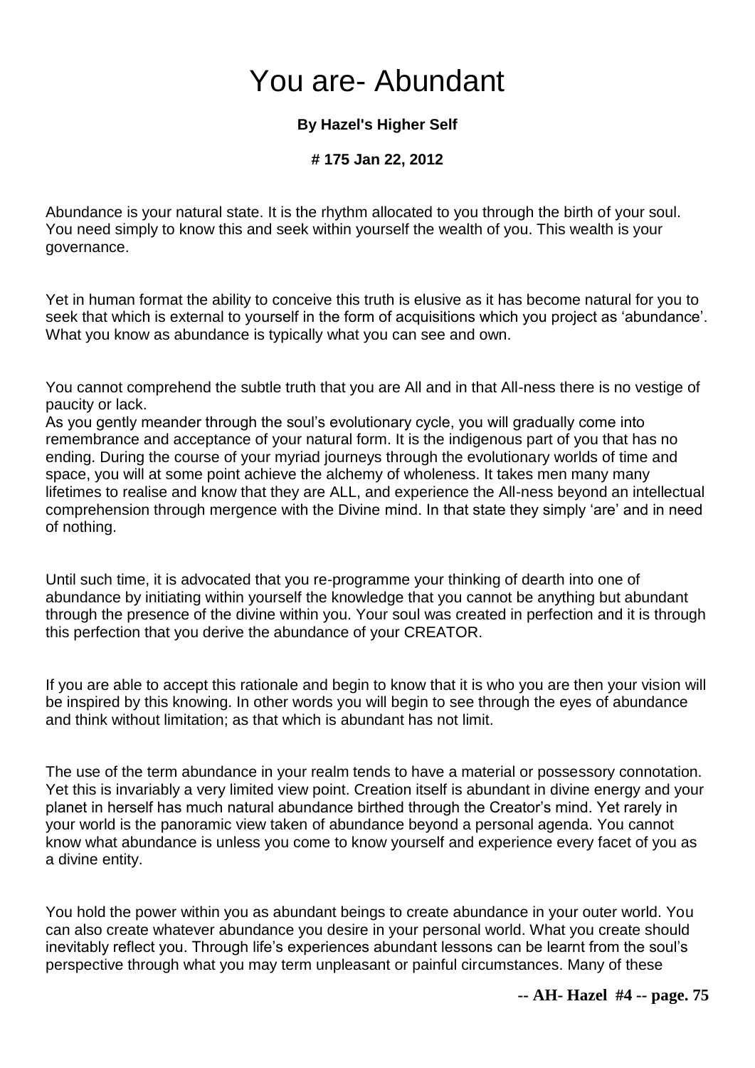# You are- Abundant

**By Hazel's Higher Self**

**# 175 Jan 22, 2012**

Abundance is your natural state. It is the rhythm allocated to you through the birth of your soul. You need simply to know this and seek within yourself the wealth of you. This wealth is your governance.

Yet in human format the ability to conceive this truth is elusive as it has become natural for you to seek that which is external to yourself in the form of acquisitions which you project as 'abundance'. What you know as abundance is typically what you can see and own.

You cannot comprehend the subtle truth that you are All and in that All-ness there is no vestige of paucity or lack.

As you gently meander through the soul's evolutionary cycle, you will gradually come into remembrance and acceptance of your natural form. It is the indigenous part of you that has no ending. During the course of your myriad journeys through the evolutionary worlds of time and space, you will at some point achieve the alchemy of wholeness. It takes men many many lifetimes to realise and know that they are ALL, and experience the All-ness beyond an intellectual comprehension through mergence with the Divine mind. In that state they simply 'are' and in need of nothing.

Until such time, it is advocated that you re-programme your thinking of dearth into one of abundance by initiating within yourself the knowledge that you cannot be anything but abundant through the presence of the divine within you. Your soul was created in perfection and it is through this perfection that you derive the abundance of your CREATOR.

If you are able to accept this rationale and begin to know that it is who you are then your vision will be inspired by this knowing. In other words you will begin to see through the eyes of abundance and think without limitation; as that which is abundant has not limit.

The use of the term abundance in your realm tends to have a material or possessory connotation. Yet this is invariably a very limited view point. Creation itself is abundant in divine energy and your planet in herself has much natural abundance birthed through the Creator's mind. Yet rarely in your world is the panoramic view taken of abundance beyond a personal agenda. You cannot know what abundance is unless you come to know yourself and experience every facet of you as a divine entity.

You hold the power within you as abundant beings to create abundance in your outer world. You can also create whatever abundance you desire in your personal world. What you create should inevitably reflect you. Through life's experiences abundant lessons can be learnt from the soul's perspective through what you may term unpleasant or painful circumstances. Many of these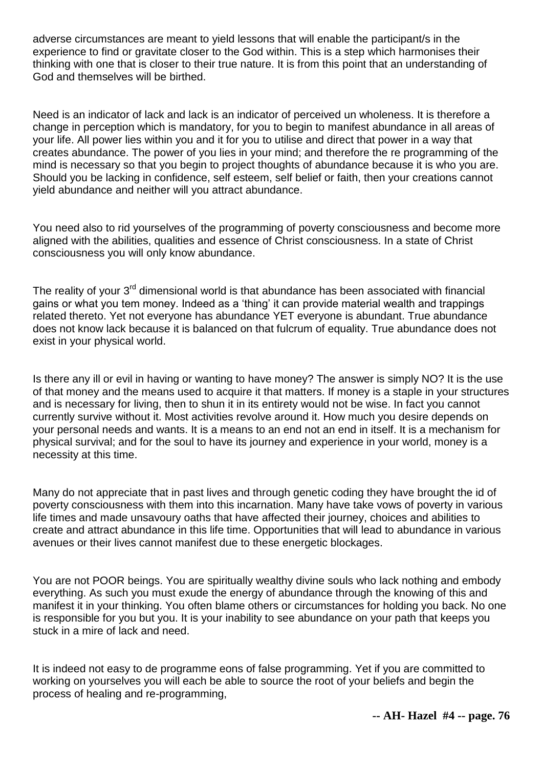adverse circumstances are meant to yield lessons that will enable the participant/s in the experience to find or gravitate closer to the God within. This is a step which harmonises their thinking with one that is closer to their true nature. It is from this point that an understanding of God and themselves will be birthed.

Need is an indicator of lack and lack is an indicator of perceived un wholeness. It is therefore a change in perception which is mandatory, for you to begin to manifest abundance in all areas of your life. All power lies within you and it for you to utilise and direct that power in a way that creates abundance. The power of you lies in your mind; and therefore the re programming of the mind is necessary so that you begin to project thoughts of abundance because it is who you are. Should you be lacking in confidence, self esteem, self belief or faith, then your creations cannot yield abundance and neither will you attract abundance.

You need also to rid yourselves of the programming of poverty consciousness and become more aligned with the abilities, qualities and essence of Christ consciousness. In a state of Christ consciousness you will only know abundance.

The reality of your 3rd dimensional world is that abundance has been associated with financial gains or what you tem money. Indeed as a 'thing' it can provide material wealth and trappings related thereto. Yet not everyone has abundance YET everyone is abundant. True abundance does not know lack because it is balanced on that fulcrum of equality. True abundance does not exist in your physical world.

Is there any ill or evil in having or wanting to have money? The answer is simply NO? It is the use of that money and the means used to acquire it that matters. If money is a staple in your structures and is necessary for living, then to shun it in its entirety would not be wise. In fact you cannot currently survive without it. Most activities revolve around it. How much you desire depends on your personal needs and wants. It is a means to an end not an end in itself. It is a mechanism for physical survival; and for the soul to have its journey and experience in your world, money is a necessity at this time.

Many do not appreciate that in past lives and through genetic coding they have brought the id of poverty consciousness with them into this incarnation. Many have take vows of poverty in various life times and made unsavoury oaths that have affected their journey, choices and abilities to create and attract abundance in this life time. Opportunities that will lead to abundance in various avenues or their lives cannot manifest due to these energetic blockages.

You are not POOR beings. You are spiritually wealthy divine souls who lack nothing and embody everything. As such you must exude the energy of abundance through the knowing of this and manifest it in your thinking. You often blame others or circumstances for holding you back. No one is responsible for you but you. It is your inability to see abundance on your path that keeps you stuck in a mire of lack and need.

It is indeed not easy to de programme eons of false programming. Yet if you are committed to working on yourselves you will each be able to source the root of your beliefs and begin the process of healing and re-programming,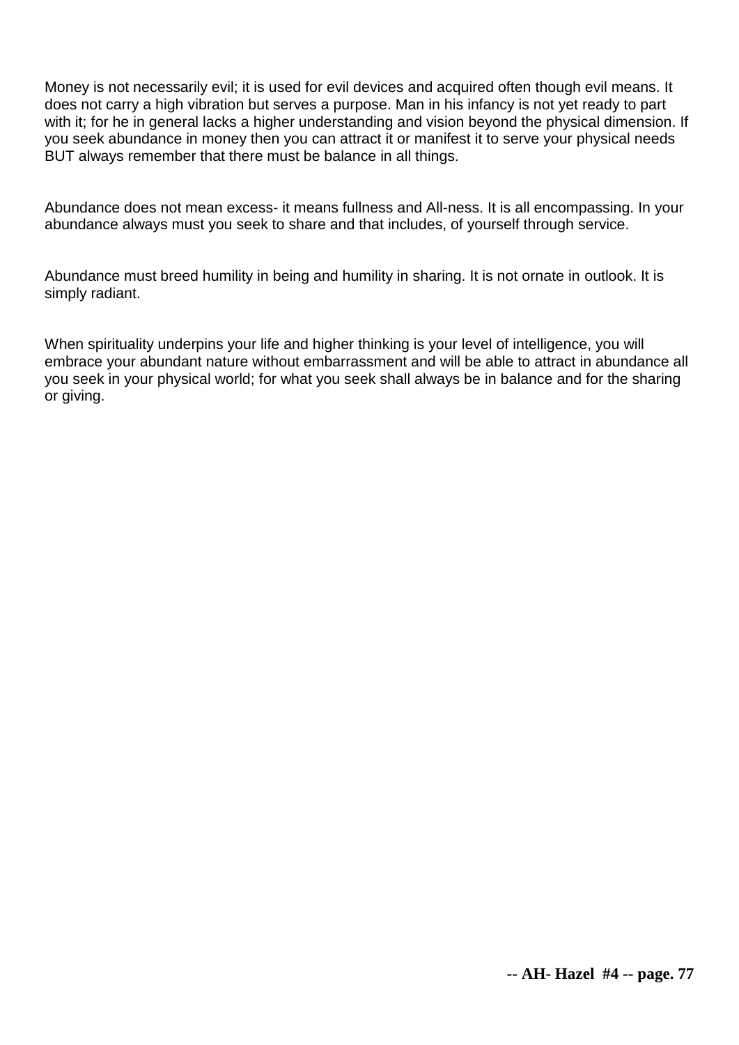Money is not necessarily evil; it is used for evil devices and acquired often though evil means. It does not carry a high vibration but serves a purpose. Man in his infancy is not yet ready to part with it; for he in general lacks a higher understanding and vision beyond the physical dimension. If you seek abundance in money then you can attract it or manifest it to serve your physical needs BUT always remember that there must be balance in all things.

Abundance does not mean excess- it means fullness and All-ness. It is all encompassing. In your abundance always must you seek to share and that includes, of yourself through service.

Abundance must breed humility in being and humility in sharing. It is not ornate in outlook. It is simply radiant.

When spirituality underpins your life and higher thinking is your level of intelligence, you will embrace your abundant nature without embarrassment and will be able to attract in abundance all you seek in your physical world; for what you seek shall always be in balance and for the sharing or giving.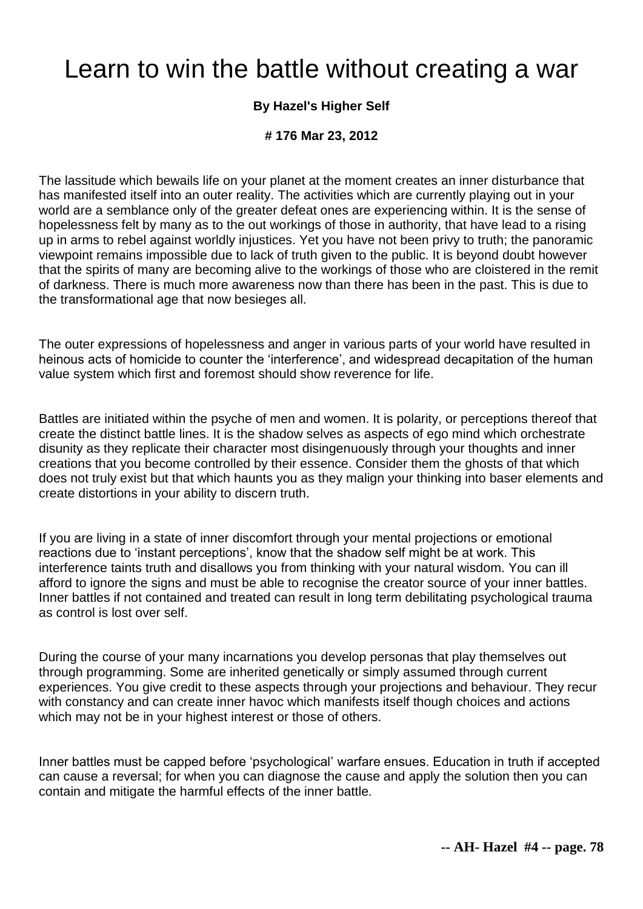# Learn to win the battle without creating a war

**By Hazel's Higher Self**

**# 176 Mar 23, 2012**

The lassitude which bewails life on your planet at the moment creates an inner disturbance that has manifested itself into an outer reality. The activities which are currently playing out in your world are a semblance only of the greater defeat ones are experiencing within. It is the sense of hopelessness felt by many as to the out workings of those in authority, that have lead to a rising up in arms to rebel against worldly injustices. Yet you have not been privy to truth; the panoramic viewpoint remains impossible due to lack of truth given to the public. It is beyond doubt however that the spirits of many are becoming alive to the workings of those who are cloistered in the remit of darkness. There is much more awareness now than there has been in the past. This is due to the transformational age that now besieges all.

The outer expressions of hopelessness and anger in various parts of your world have resulted in heinous acts of homicide to counter the 'interference', and widespread decapitation of the human value system which first and foremost should show reverence for life.

Battles are initiated within the psyche of men and women. It is polarity, or perceptions thereof that create the distinct battle lines. It is the shadow selves as aspects of ego mind which orchestrate disunity as they replicate their character most disingenuously through your thoughts and inner creations that you become controlled by their essence. Consider them the ghosts of that which does not truly exist but that which haunts you as they malign your thinking into baser elements and create distortions in your ability to discern truth.

If you are living in a state of inner discomfort through your mental projections or emotional reactions due to 'instant perceptions', know that the shadow self might be at work. This interference taints truth and disallows you from thinking with your natural wisdom. You can ill afford to ignore the signs and must be able to recognise the creator source of your inner battles. Inner battles if not contained and treated can result in long term debilitating psychological trauma as control is lost over self.

During the course of your many incarnations you develop personas that play themselves out through programming. Some are inherited genetically or simply assumed through current experiences. You give credit to these aspects through your projections and behaviour. They recur with constancy and can create inner havoc which manifests itself though choices and actions which may not be in your highest interest or those of others.

Inner battles must be capped before 'psychological' warfare ensues. Education in truth if accepted can cause a reversal; for when you can diagnose the cause and apply the solution then you can contain and mitigate the harmful effects of the inner battle.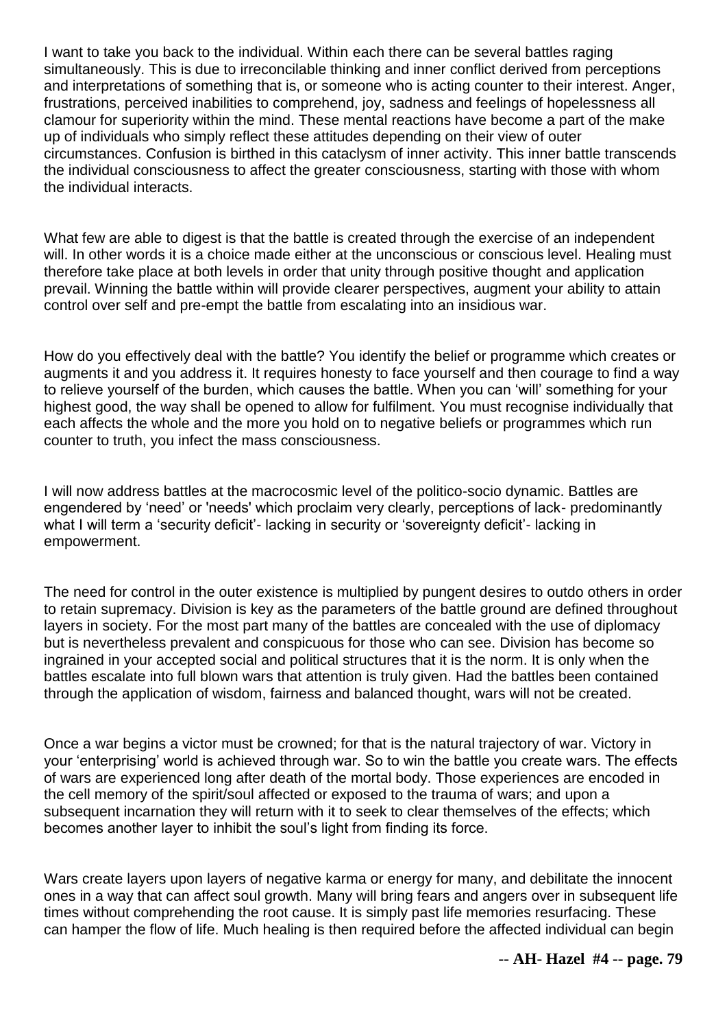I want to take you back to the individual. Within each there can be several battles raging simultaneously. This is due to irreconcilable thinking and inner conflict derived from perceptions and interpretations of something that is, or someone who is acting counter to their interest. Anger, frustrations, perceived inabilities to comprehend, joy, sadness and feelings of hopelessness all clamour for superiority within the mind. These mental reactions have become a part of the make up of individuals who simply reflect these attitudes depending on their view of outer circumstances. Confusion is birthed in this cataclysm of inner activity. This inner battle transcends the individual consciousness to affect the greater consciousness, starting with those with whom the individual interacts.

What few are able to digest is that the battle is created through the exercise of an independent will. In other words it is a choice made either at the unconscious or conscious level. Healing must therefore take place at both levels in order that unity through positive thought and application prevail. Winning the battle within will provide clearer perspectives, augment your ability to attain control over self and pre-empt the battle from escalating into an insidious war.

How do you effectively deal with the battle? You identify the belief or programme which creates or augments it and you address it. It requires honesty to face yourself and then courage to find a way to relieve yourself of the burden, which causes the battle. When you can 'will' something for your highest good, the way shall be opened to allow for fulfilment. You must recognise individually that each affects the whole and the more you hold on to negative beliefs or programmes which run counter to truth, you infect the mass consciousness.

I will now address battles at the macrocosmic level of the politico-socio dynamic. Battles are engendered by 'need' or 'needs' which proclaim very clearly, perceptions of lack- predominantly what I will term a 'security deficit'- lacking in security or 'sovereignty deficit'- lacking in empowerment.

The need for control in the outer existence is multiplied by pungent desires to outdo others in order to retain supremacy. Division is key as the parameters of the battle ground are defined throughout layers in society. For the most part many of the battles are concealed with the use of diplomacy but is nevertheless prevalent and conspicuous for those who can see. Division has become so ingrained in your accepted social and political structures that it is the norm. It is only when the battles escalate into full blown wars that attention is truly given. Had the battles been contained through the application of wisdom, fairness and balanced thought, wars will not be created.

Once a war begins a victor must be crowned; for that is the natural trajectory of war. Victory in your 'enterprising' world is achieved through war. So to win the battle you create wars. The effects of wars are experienced long after death of the mortal body. Those experiences are encoded in the cell memory of the spirit/soul affected or exposed to the trauma of wars; and upon a subsequent incarnation they will return with it to seek to clear themselves of the effects; which becomes another layer to inhibit the soul's light from finding its force.

Wars create layers upon layers of negative karma or energy for many, and debilitate the innocent ones in a way that can affect soul growth. Many will bring fears and angers over in subsequent life times without comprehending the root cause. It is simply past life memories resurfacing. These can hamper the flow of life. Much healing is then required before the affected individual can begin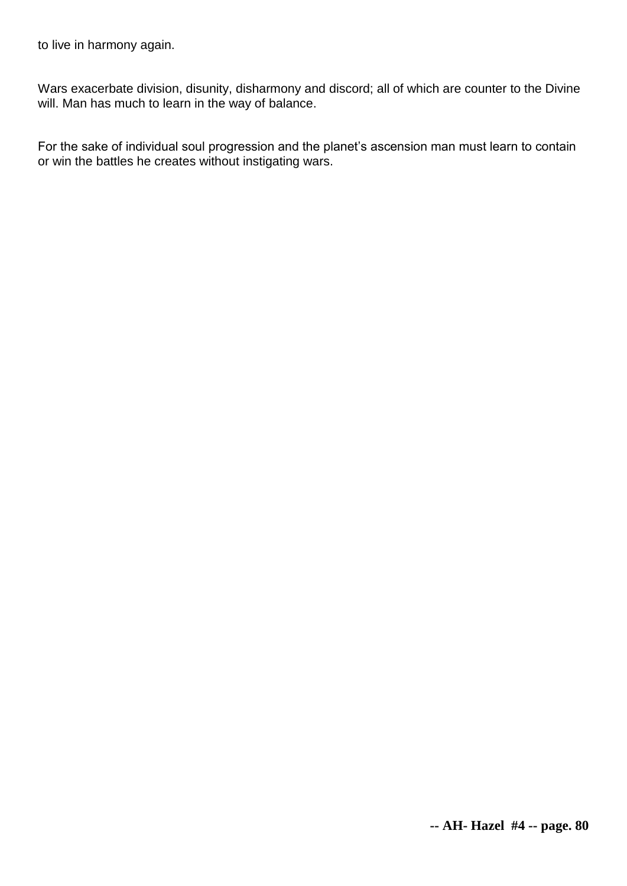to live in harmony again.

Wars exacerbate division, disunity, disharmony and discord; all of which are counter to the Divine will. Man has much to learn in the way of balance.

For the sake of individual soul progression and the planet's ascension man must learn to contain or win the battles he creates without instigating wars.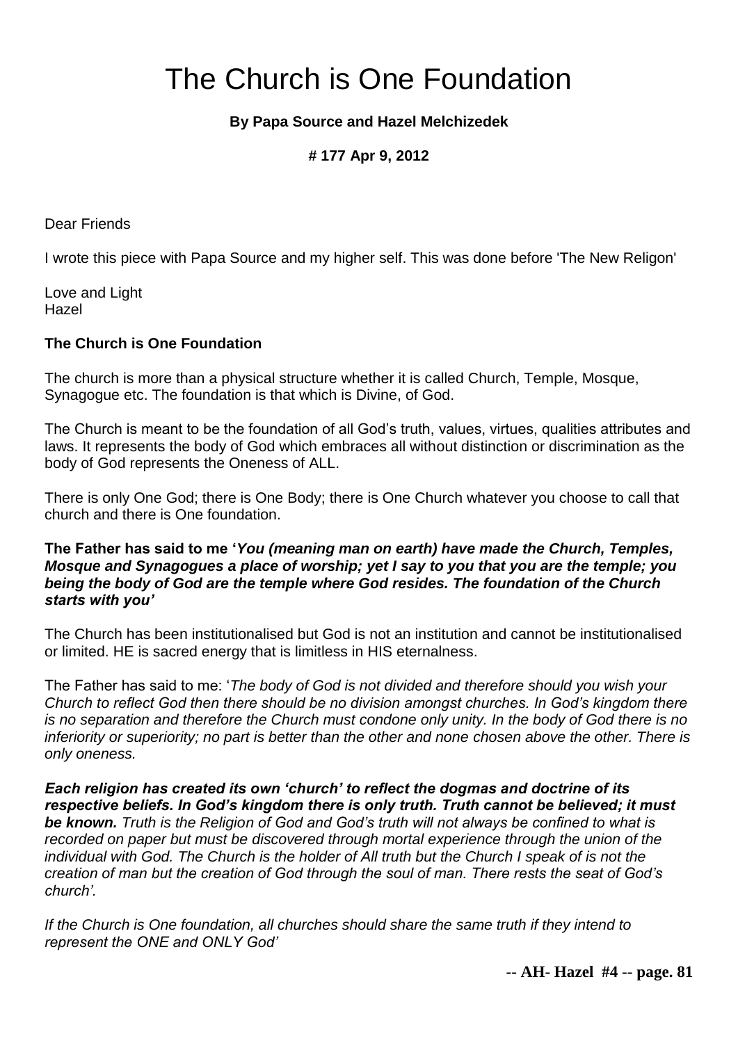# The Church is One Foundation

**By Papa Source and Hazel Melchizedek**

**# 177 Apr 9, 2012**

Dear Friends

I wrote this piece with Papa Source and my higher self. This was done before 'The New Religon'

Love and Light
Hazel

**The Church is One Foundation**

The church is more than a physical structure whether it is called Church, Temple, Mosque, Synagogue etc. The foundation is that which is Divine, of God.

The Church is meant to be the foundation of all God's truth, values, virtues, qualities attributes and laws. It represents the body of God which embraces all without distinction or discrimination as the body of God represents the Oneness of ALL.

There is only One God; there is One Body; there is One Church whatever you choose to call that church and there is One foundation.

**The Father has said to me '*You (meaning man on earth) have made the Church, Temples, Mosque and Synagogues a place of worship; yet I say to you that you are the temple; you being the body of God are the temple where God resides. The foundation of the Church starts with you'***

The Church has been institutionalised but God is not an institution and cannot be institutionalised or limited. HE is sacred energy that is limitless in HIS eternalness.

The Father has said to me: '*The body of God is not divided and therefore should you wish your Church to reflect God then there should be no division amongst churches. In God's kingdom there is no separation and therefore the Church must condone only unity. In the body of God there is no inferiority or superiority; no part is better than the other and none chosen above the other. There is only oneness.*

***Each religion has created its own 'church' to reflect the dogmas and doctrine of its respective beliefs. In God's kingdom there is only truth. Truth cannot be believed; it must be known.*** *Truth is the Religion of God and God's truth will not always be confined to what is recorded on paper but must be discovered through mortal experience through the union of the individual with God. The Church is the holder of All truth but the Church I speak of is not the creation of man but the creation of God through the soul of man. There rests the seat of God's church'.*

*If the Church is One foundation, all churches should share the same truth if they intend to represent the ONE and ONLY God'*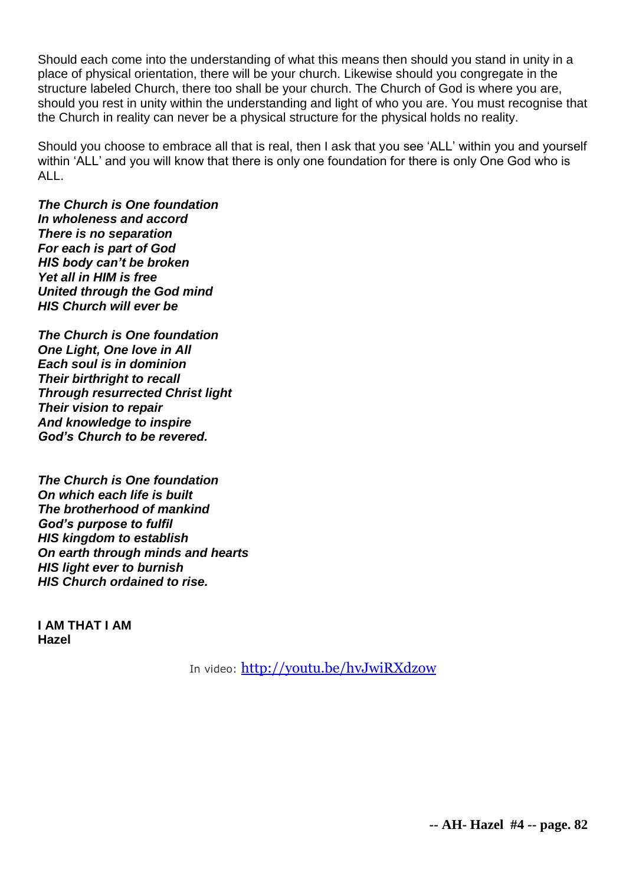Should each come into the understanding of what this means then should you stand in unity in a place of physical orientation, there will be your church. Likewise should you congregate in the structure labeled Church, there too shall be your church. The Church of God is where you are, should you rest in unity within the understanding and light of who you are. You must recognise that the Church in reality can never be a physical structure for the physical holds no reality.

Should you choose to embrace all that is real, then I ask that you see 'ALL' within you and yourself within 'ALL' and you will know that there is only one foundation for there is only One God who is ALL.

***The Church is One foundation***
***In wholeness and accord***
***There is no separation***
***For each is part of God***
***HIS body can't be broken***
***Yet all in HIM is free***
***United through the God mind***
***HIS Church will ever be***

***The Church is One foundation***
***One Light, One love in All***
***Each soul is in dominion***
***Their birthright to recall***
***Through resurrected Christ light***
***Their vision to repair***
***And knowledge to inspire***
***God's Church to be revered.***

***The Church is One foundation***
***On which each life is built***
***The brotherhood of mankind***
***God's purpose to fulfil***
***HIS kingdom to establish***
***On earth through minds and hearts***
***HIS light ever to burnish***
***HIS Church ordained to rise.***

**I AM THAT I AM**
**Hazel**

In video: http://youtu.be/hvJwiRXdzow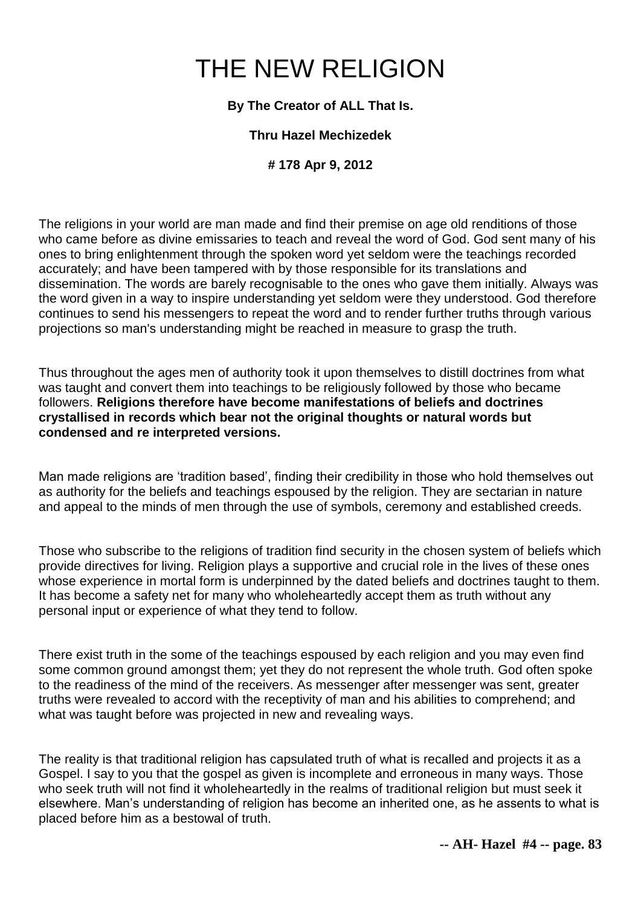# THE NEW RELIGION

**By The Creator of ALL That Is.**

**Thru Hazel Mechizedek**

**# 178 Apr 9, 2012**

The religions in your world are man made and find their premise on age old renditions of those who came before as divine emissaries to teach and reveal the word of God. God sent many of his ones to bring enlightenment through the spoken word yet seldom were the teachings recorded accurately; and have been tampered with by those responsible for its translations and dissemination. The words are barely recognisable to the ones who gave them initially. Always was the word given in a way to inspire understanding yet seldom were they understood. God therefore continues to send his messengers to repeat the word and to render further truths through various projections so man's understanding might be reached in measure to grasp the truth.

Thus throughout the ages men of authority took it upon themselves to distill doctrines from what was taught and convert them into teachings to be religiously followed by those who became followers. **Religions therefore have become manifestations of beliefs and doctrines crystallised in records which bear not the original thoughts or natural words but condensed and re interpreted versions.**

Man made religions are 'tradition based', finding their credibility in those who hold themselves out as authority for the beliefs and teachings espoused by the religion. They are sectarian in nature and appeal to the minds of men through the use of symbols, ceremony and established creeds.

Those who subscribe to the religions of tradition find security in the chosen system of beliefs which provide directives for living. Religion plays a supportive and crucial role in the lives of these ones whose experience in mortal form is underpinned by the dated beliefs and doctrines taught to them. It has become a safety net for many who wholeheartedly accept them as truth without any personal input or experience of what they tend to follow.

There exist truth in the some of the teachings espoused by each religion and you may even find some common ground amongst them; yet they do not represent the whole truth. God often spoke to the readiness of the mind of the receivers. As messenger after messenger was sent, greater truths were revealed to accord with the receptivity of man and his abilities to comprehend; and what was taught before was projected in new and revealing ways.

The reality is that traditional religion has capsulated truth of what is recalled and projects it as a Gospel. I say to you that the gospel as given is incomplete and erroneous in many ways. Those who seek truth will not find it wholeheartedly in the realms of traditional religion but must seek it elsewhere. Man's understanding of religion has become an inherited one, as he assents to what is placed before him as a bestowal of truth.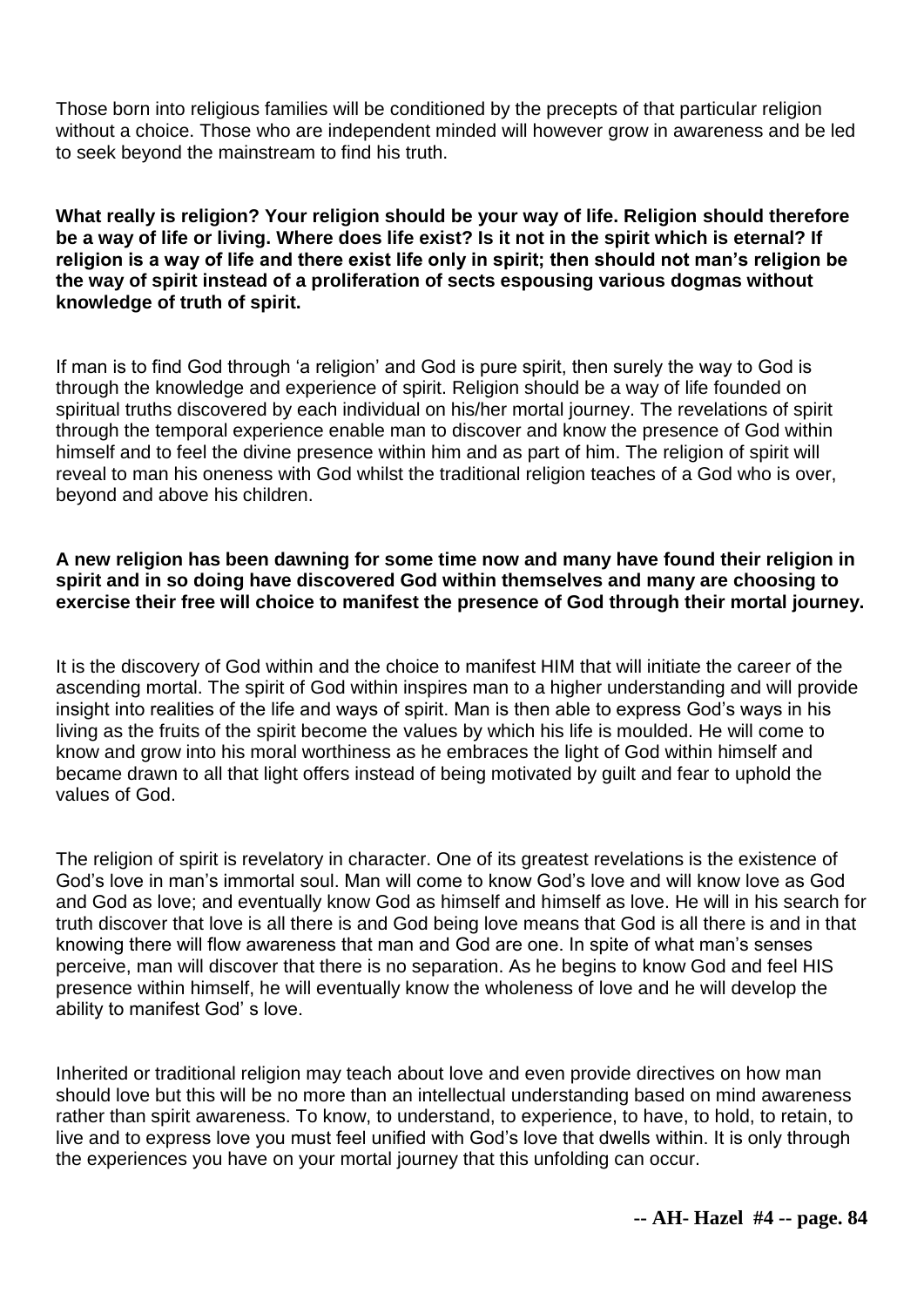Those born into religious families will be conditioned by the precepts of that particular religion without a choice. Those who are independent minded will however grow in awareness and be led to seek beyond the mainstream to find his truth.

**What really is religion? Your religion should be your way of life. Religion should therefore be a way of life or living. Where does life exist? Is it not in the spirit which is eternal? If religion is a way of life and there exist life only in spirit; then should not man's religion be the way of spirit instead of a proliferation of sects espousing various dogmas without knowledge of truth of spirit.**

If man is to find God through 'a religion' and God is pure spirit, then surely the way to God is through the knowledge and experience of spirit. Religion should be a way of life founded on spiritual truths discovered by each individual on his/her mortal journey. The revelations of spirit through the temporal experience enable man to discover and know the presence of God within himself and to feel the divine presence within him and as part of him. The religion of spirit will reveal to man his oneness with God whilst the traditional religion teaches of a God who is over, beyond and above his children.

**A new religion has been dawning for some time now and many have found their religion in spirit and in so doing have discovered God within themselves and many are choosing to exercise their free will choice to manifest the presence of God through their mortal journey.**

It is the discovery of God within and the choice to manifest HIM that will initiate the career of the ascending mortal. The spirit of God within inspires man to a higher understanding and will provide insight into realities of the life and ways of spirit. Man is then able to express God's ways in his living as the fruits of the spirit become the values by which his life is moulded. He will come to know and grow into his moral worthiness as he embraces the light of God within himself and became drawn to all that light offers instead of being motivated by guilt and fear to uphold the values of God.

The religion of spirit is revelatory in character. One of its greatest revelations is the existence of God's love in man's immortal soul. Man will come to know God's love and will know love as God and God as love; and eventually know God as himself and himself as love. He will in his search for truth discover that love is all there is and God being love means that God is all there is and in that knowing there will flow awareness that man and God are one. In spite of what man's senses perceive, man will discover that there is no separation. As he begins to know God and feel HIS presence within himself, he will eventually know the wholeness of love and he will develop the ability to manifest God' s love.

Inherited or traditional religion may teach about love and even provide directives on how man should love but this will be no more than an intellectual understanding based on mind awareness rather than spirit awareness. To know, to understand, to experience, to have, to hold, to retain, to live and to express love you must feel unified with God's love that dwells within. It is only through the experiences you have on your mortal journey that this unfolding can occur.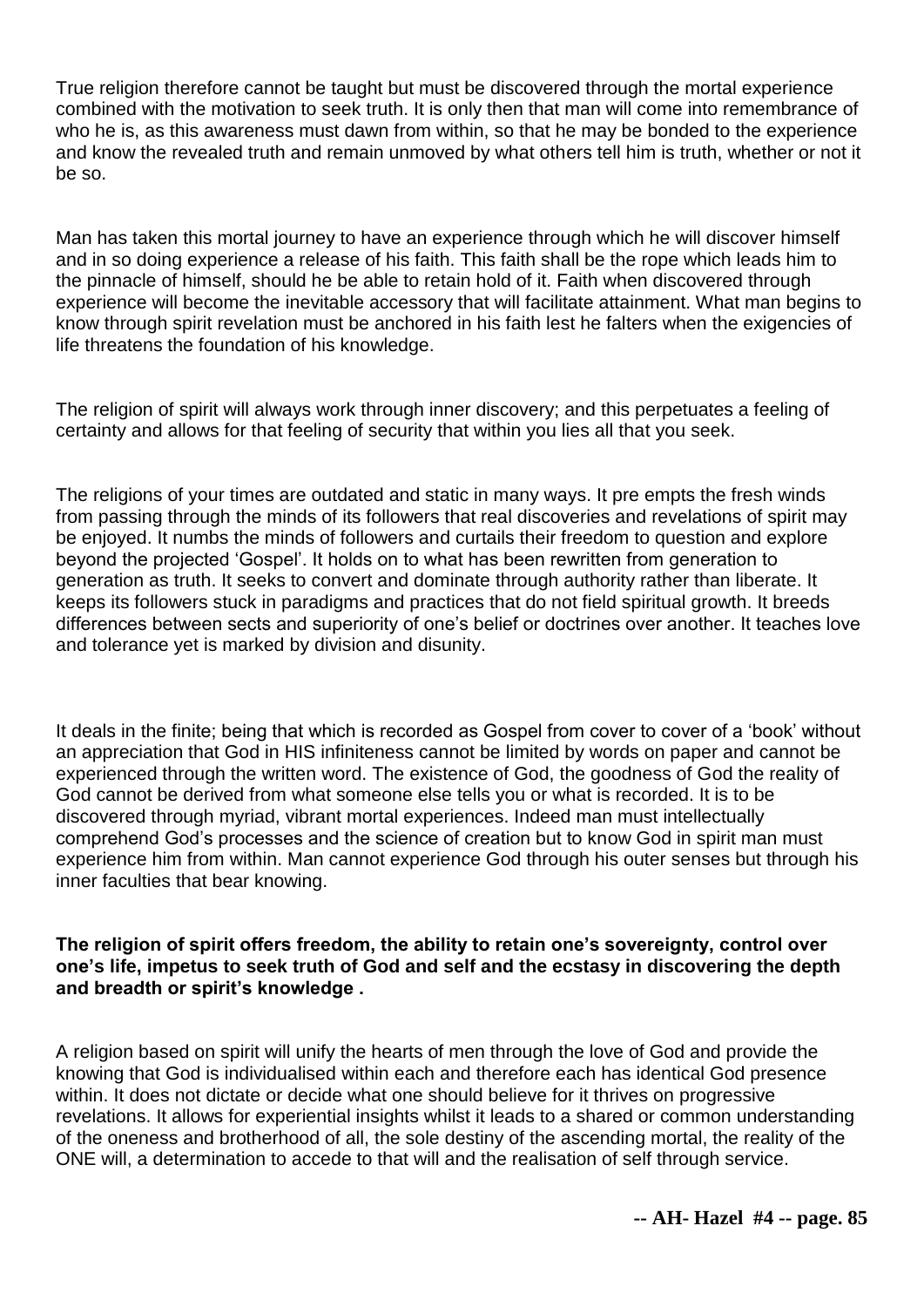True religion therefore cannot be taught but must be discovered through the mortal experience combined with the motivation to seek truth. It is only then that man will come into remembrance of who he is, as this awareness must dawn from within, so that he may be bonded to the experience and know the revealed truth and remain unmoved by what others tell him is truth, whether or not it be so.

Man has taken this mortal journey to have an experience through which he will discover himself and in so doing experience a release of his faith. This faith shall be the rope which leads him to the pinnacle of himself, should he be able to retain hold of it. Faith when discovered through experience will become the inevitable accessory that will facilitate attainment. What man begins to know through spirit revelation must be anchored in his faith lest he falters when the exigencies of life threatens the foundation of his knowledge.

The religion of spirit will always work through inner discovery; and this perpetuates a feeling of certainty and allows for that feeling of security that within you lies all that you seek.

The religions of your times are outdated and static in many ways. It pre empts the fresh winds from passing through the minds of its followers that real discoveries and revelations of spirit may be enjoyed. It numbs the minds of followers and curtails their freedom to question and explore beyond the projected 'Gospel'. It holds on to what has been rewritten from generation to generation as truth. It seeks to convert and dominate through authority rather than liberate. It keeps its followers stuck in paradigms and practices that do not field spiritual growth. It breeds differences between sects and superiority of one's belief or doctrines over another. It teaches love and tolerance yet is marked by division and disunity.

It deals in the finite; being that which is recorded as Gospel from cover to cover of a 'book' without an appreciation that God in HIS infiniteness cannot be limited by words on paper and cannot be experienced through the written word. The existence of God, the goodness of God the reality of God cannot be derived from what someone else tells you or what is recorded. It is to be discovered through myriad, vibrant mortal experiences. Indeed man must intellectually comprehend God's processes and the science of creation but to know God in spirit man must experience him from within. Man cannot experience God through his outer senses but through his inner faculties that bear knowing.

**The religion of spirit offers freedom, the ability to retain one's sovereignty, control over one's life, impetus to seek truth of God and self and the ecstasy in discovering the depth and breadth or spirit's knowledge .**

A religion based on spirit will unify the hearts of men through the love of God and provide the knowing that God is individualised within each and therefore each has identical God presence within. It does not dictate or decide what one should believe for it thrives on progressive revelations. It allows for experiential insights whilst it leads to a shared or common understanding of the oneness and brotherhood of all, the sole destiny of the ascending mortal, the reality of the ONE will, a determination to accede to that will and the realisation of self through service.

**-- AH- Hazel #4 -- page. 85**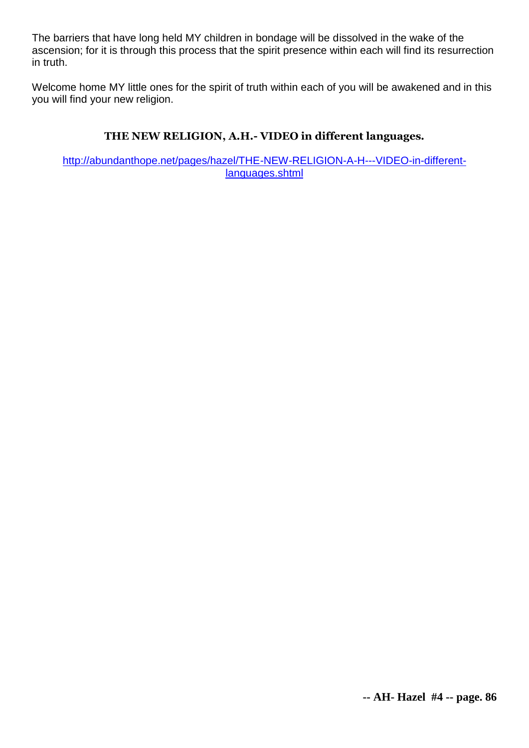The barriers that have long held MY children in bondage will be dissolved in the wake of the ascension; for it is through this process that the spirit presence within each will find its resurrection in truth.

Welcome home MY little ones for the spirit of truth within each of you will be awakened and in this you will find your new religion.

**THE NEW RELIGION, A.H.- VIDEO in different languages.**

[http://abundanthope.net/pages/hazel/THE-NEW-RELIGION-A-H---VIDEO-in-different-languages.shtml](http://abundanthope.net/pages/hazel/THE-NEW-RELIGION-A-H---VIDEO-in-different-languages.shtml)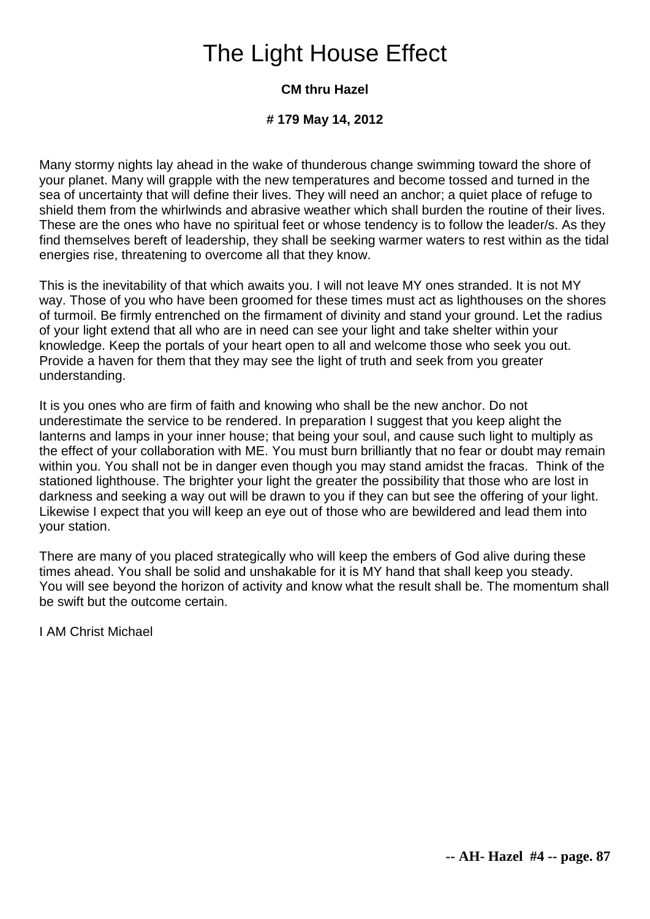# The Light House Effect

**CM thru Hazel**

**# 179 May 14, 2012**

Many stormy nights lay ahead in the wake of thunderous change swimming toward the shore of your planet. Many will grapple with the new temperatures and become tossed and turned in the sea of uncertainty that will define their lives. They will need an anchor; a quiet place of refuge to shield them from the whirlwinds and abrasive weather which shall burden the routine of their lives. These are the ones who have no spiritual feet or whose tendency is to follow the leader/s. As they find themselves bereft of leadership, they shall be seeking warmer waters to rest within as the tidal energies rise, threatening to overcome all that they know.

This is the inevitability of that which awaits you. I will not leave MY ones stranded. It is not MY way. Those of you who have been groomed for these times must act as lighthouses on the shores of turmoil. Be firmly entrenched on the firmament of divinity and stand your ground. Let the radius of your light extend that all who are in need can see your light and take shelter within your knowledge. Keep the portals of your heart open to all and welcome those who seek you out. Provide a haven for them that they may see the light of truth and seek from you greater understanding.

It is you ones who are firm of faith and knowing who shall be the new anchor. Do not underestimate the service to be rendered. In preparation I suggest that you keep alight the lanterns and lamps in your inner house; that being your soul, and cause such light to multiply as the effect of your collaboration with ME. You must burn brilliantly that no fear or doubt may remain within you. You shall not be in danger even though you may stand amidst the fracas. Think of the stationed lighthouse. The brighter your light the greater the possibility that those who are lost in darkness and seeking a way out will be drawn to you if they can but see the offering of your light. Likewise I expect that you will keep an eye out of those who are bewildered and lead them into your station.

There are many of you placed strategically who will keep the embers of God alive during these times ahead. You shall be solid and unshakable for it is MY hand that shall keep you steady. You will see beyond the horizon of activity and know what the result shall be. The momentum shall be swift but the outcome certain.

I AM Christ Michael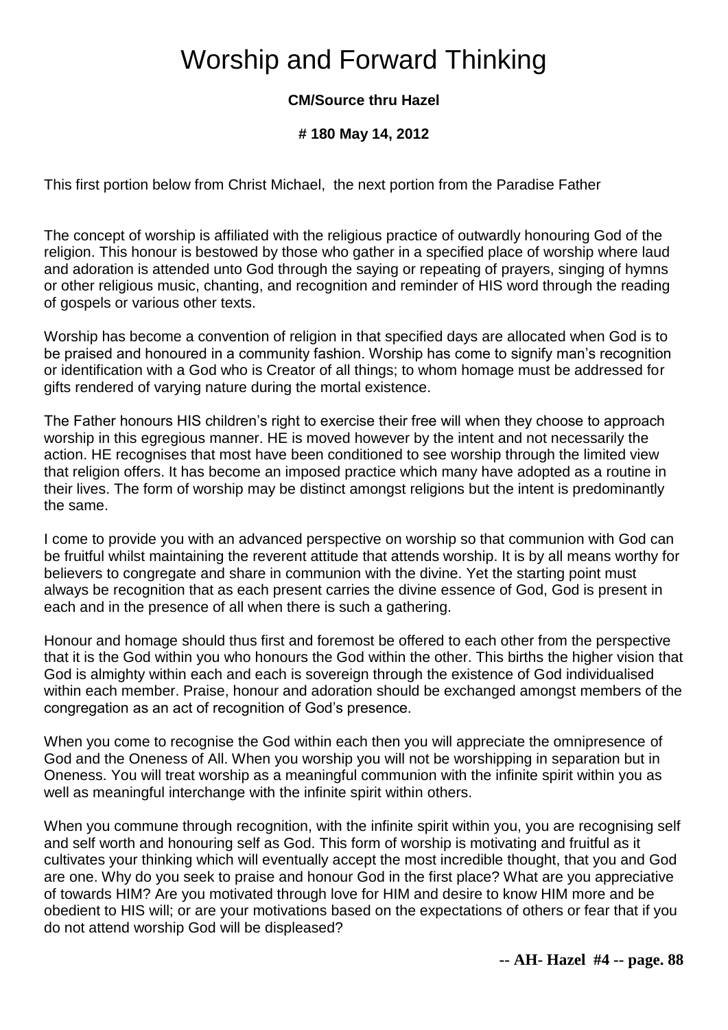# Worship and Forward Thinking

**CM/Source thru Hazel**

**# 180 May 14, 2012**

This first portion below from Christ Michael, the next portion from the Paradise Father

The concept of worship is affiliated with the religious practice of outwardly honouring God of the religion. This honour is bestowed by those who gather in a specified place of worship where laud and adoration is attended unto God through the saying or repeating of prayers, singing of hymns or other religious music, chanting, and recognition and reminder of HIS word through the reading of gospels or various other texts.

Worship has become a convention of religion in that specified days are allocated when God is to be praised and honoured in a community fashion. Worship has come to signify man's recognition or identification with a God who is Creator of all things; to whom homage must be addressed for gifts rendered of varying nature during the mortal existence.

The Father honours HIS children's right to exercise their free will when they choose to approach worship in this egregious manner. HE is moved however by the intent and not necessarily the action. HE recognises that most have been conditioned to see worship through the limited view that religion offers. It has become an imposed practice which many have adopted as a routine in their lives. The form of worship may be distinct amongst religions but the intent is predominantly the same.

I come to provide you with an advanced perspective on worship so that communion with God can be fruitful whilst maintaining the reverent attitude that attends worship. It is by all means worthy for believers to congregate and share in communion with the divine. Yet the starting point must always be recognition that as each present carries the divine essence of God, God is present in each and in the presence of all when there is such a gathering.

Honour and homage should thus first and foremost be offered to each other from the perspective that it is the God within you who honours the God within the other. This births the higher vision that God is almighty within each and each is sovereign through the existence of God individualised within each member. Praise, honour and adoration should be exchanged amongst members of the congregation as an act of recognition of God's presence.

When you come to recognise the God within each then you will appreciate the omnipresence of God and the Oneness of All. When you worship you will not be worshipping in separation but in Oneness. You will treat worship as a meaningful communion with the infinite spirit within you as well as meaningful interchange with the infinite spirit within others.

When you commune through recognition, with the infinite spirit within you, you are recognising self and self worth and honouring self as God. This form of worship is motivating and fruitful as it cultivates your thinking which will eventually accept the most incredible thought, that you and God are one. Why do you seek to praise and honour God in the first place? What are you appreciative of towards HIM? Are you motivated through love for HIM and desire to know HIM more and be obedient to HIS will; or are your motivations based on the expectations of others or fear that if you do not attend worship God will be displeased?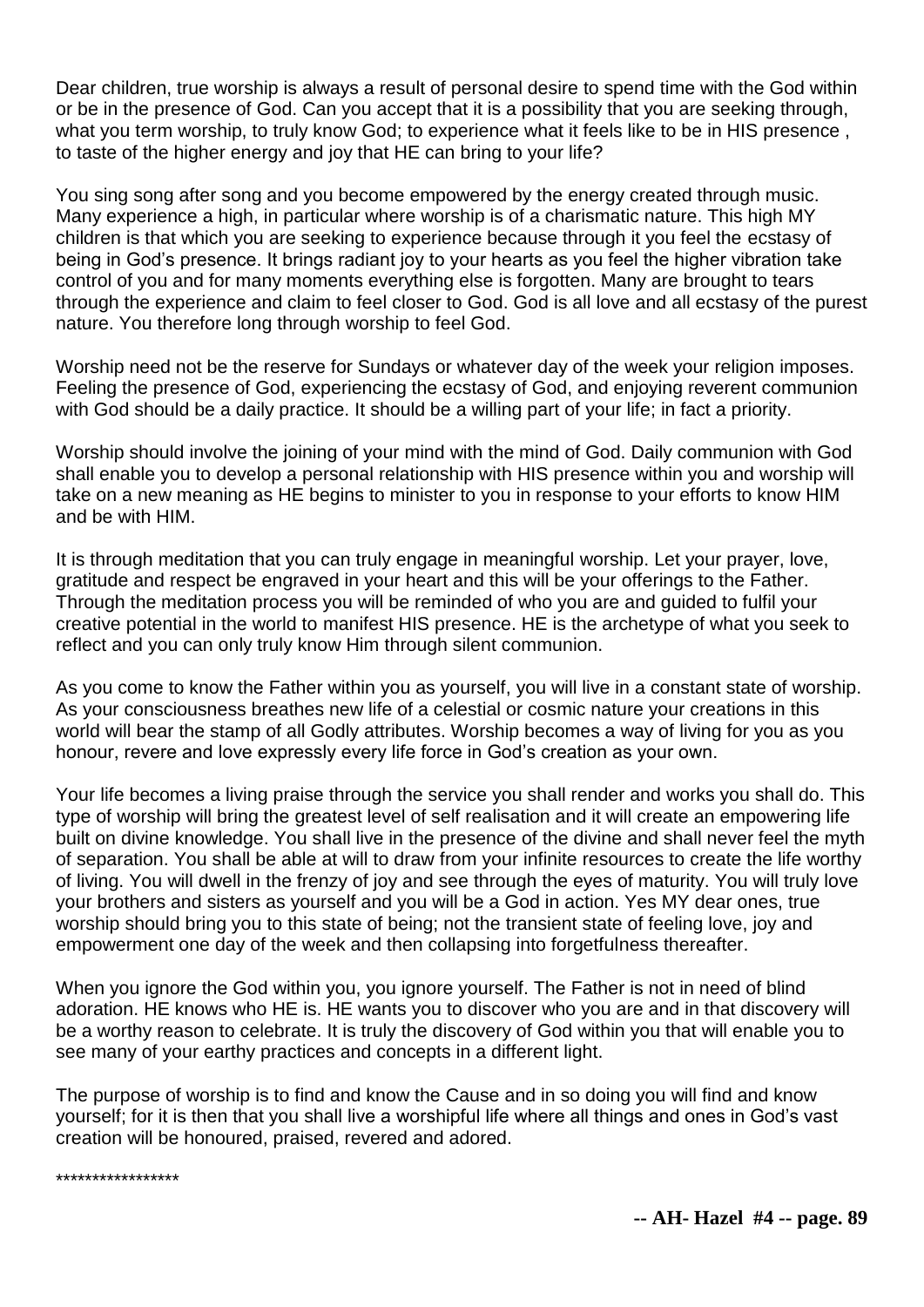Dear children, true worship is always a result of personal desire to spend time with the God within or be in the presence of God. Can you accept that it is a possibility that you are seeking through, what you term worship, to truly know God; to experience what it feels like to be in HIS presence , to taste of the higher energy and joy that HE can bring to your life?

You sing song after song and you become empowered by the energy created through music. Many experience a high, in particular where worship is of a charismatic nature. This high MY children is that which you are seeking to experience because through it you feel the ecstasy of being in God's presence. It brings radiant joy to your hearts as you feel the higher vibration take control of you and for many moments everything else is forgotten. Many are brought to tears through the experience and claim to feel closer to God. God is all love and all ecstasy of the purest nature. You therefore long through worship to feel God.

Worship need not be the reserve for Sundays or whatever day of the week your religion imposes. Feeling the presence of God, experiencing the ecstasy of God, and enjoying reverent communion with God should be a daily practice. It should be a willing part of your life; in fact a priority.

Worship should involve the joining of your mind with the mind of God. Daily communion with God shall enable you to develop a personal relationship with HIS presence within you and worship will take on a new meaning as HE begins to minister to you in response to your efforts to know HIM and be with HIM.

It is through meditation that you can truly engage in meaningful worship. Let your prayer, love, gratitude and respect be engraved in your heart and this will be your offerings to the Father. Through the meditation process you will be reminded of who you are and guided to fulfil your creative potential in the world to manifest HIS presence. HE is the archetype of what you seek to reflect and you can only truly know Him through silent communion.

As you come to know the Father within you as yourself, you will live in a constant state of worship. As your consciousness breathes new life of a celestial or cosmic nature your creations in this world will bear the stamp of all Godly attributes. Worship becomes a way of living for you as you honour, revere and love expressly every life force in God's creation as your own.

Your life becomes a living praise through the service you shall render and works you shall do. This type of worship will bring the greatest level of self realisation and it will create an empowering life built on divine knowledge. You shall live in the presence of the divine and shall never feel the myth of separation. You shall be able at will to draw from your infinite resources to create the life worthy of living. You will dwell in the frenzy of joy and see through the eyes of maturity. You will truly love your brothers and sisters as yourself and you will be a God in action. Yes MY dear ones, true worship should bring you to this state of being; not the transient state of feeling love, joy and empowerment one day of the week and then collapsing into forgetfulness thereafter.

When you ignore the God within you, you ignore yourself. The Father is not in need of blind adoration. HE knows who HE is. HE wants you to discover who you are and in that discovery will be a worthy reason to celebrate. It is truly the discovery of God within you that will enable you to see many of your earthy practices and concepts in a different light.

The purpose of worship is to find and know the Cause and in so doing you will find and know yourself; for it is then that you shall live a worshipful life where all things and ones in God's vast creation will be honoured, praised, revered and adored.

*****************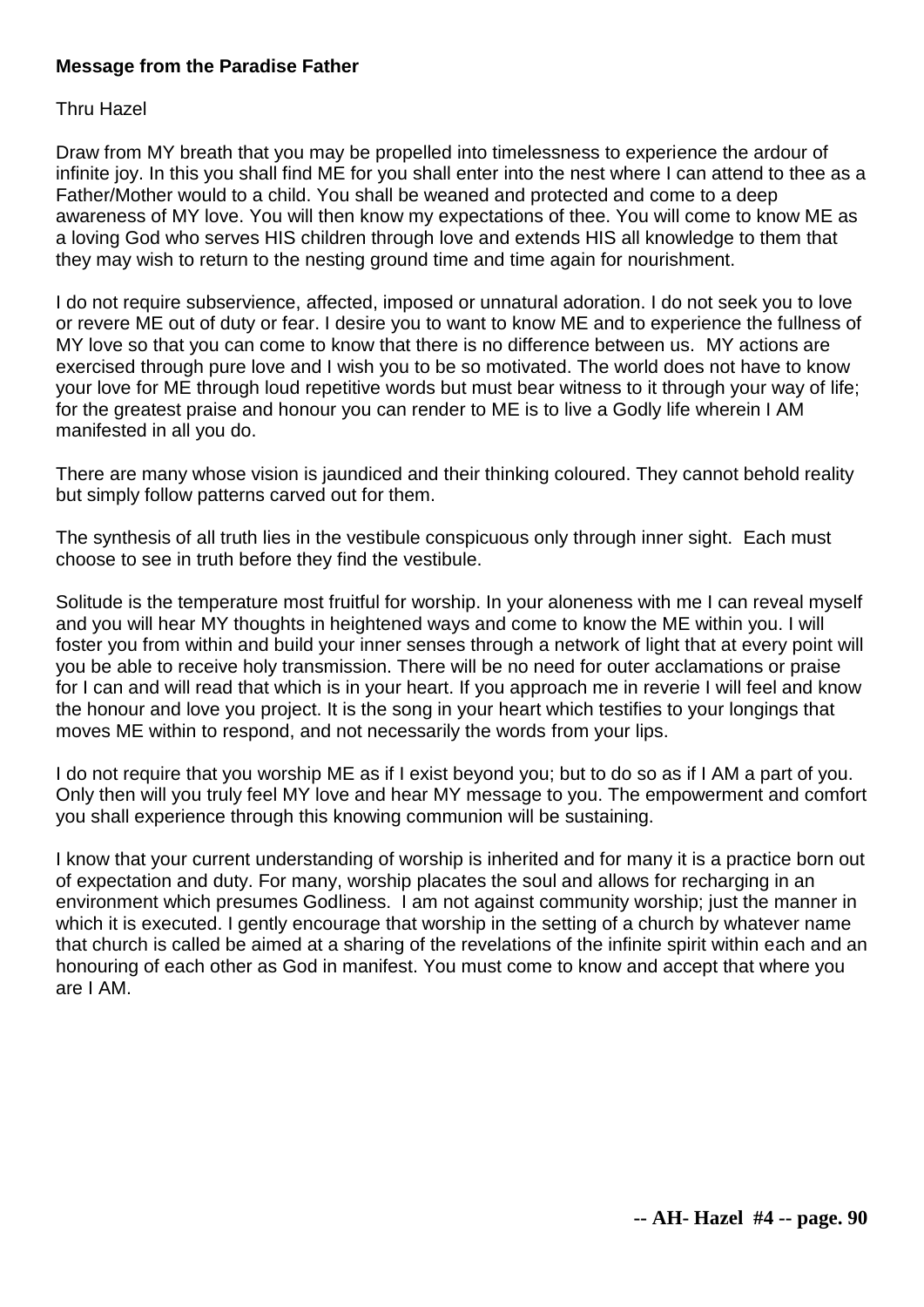**Message from the Paradise Father**

Thru Hazel

Draw from MY breath that you may be propelled into timelessness to experience the ardour of infinite joy. In this you shall find ME for you shall enter into the nest where I can attend to thee as a Father/Mother would to a child. You shall be weaned and protected and come to a deep awareness of MY love. You will then know my expectations of thee. You will come to know ME as a loving God who serves HIS children through love and extends HIS all knowledge to them that they may wish to return to the nesting ground time and time again for nourishment.

I do not require subservience, affected, imposed or unnatural adoration. I do not seek you to love or revere ME out of duty or fear. I desire you to want to know ME and to experience the fullness of MY love so that you can come to know that there is no difference between us. MY actions are exercised through pure love and I wish you to be so motivated. The world does not have to know your love for ME through loud repetitive words but must bear witness to it through your way of life; for the greatest praise and honour you can render to ME is to live a Godly life wherein I AM manifested in all you do.

There are many whose vision is jaundiced and their thinking coloured. They cannot behold reality but simply follow patterns carved out for them.

The synthesis of all truth lies in the vestibule conspicuous only through inner sight. Each must choose to see in truth before they find the vestibule.

Solitude is the temperature most fruitful for worship. In your aloneness with me I can reveal myself and you will hear MY thoughts in heightened ways and come to know the ME within you. I will foster you from within and build your inner senses through a network of light that at every point will you be able to receive holy transmission. There will be no need for outer acclamations or praise for I can and will read that which is in your heart. If you approach me in reverie I will feel and know the honour and love you project. It is the song in your heart which testifies to your longings that moves ME within to respond, and not necessarily the words from your lips.

I do not require that you worship ME as if I exist beyond you; but to do so as if I AM a part of you. Only then will you truly feel MY love and hear MY message to you. The empowerment and comfort you shall experience through this knowing communion will be sustaining.

I know that your current understanding of worship is inherited and for many it is a practice born out of expectation and duty. For many, worship placates the soul and allows for recharging in an environment which presumes Godliness. I am not against community worship; just the manner in which it is executed. I gently encourage that worship in the setting of a church by whatever name that church is called be aimed at a sharing of the revelations of the infinite spirit within each and an honouring of each other as God in manifest. You must come to know and accept that where you are I AM.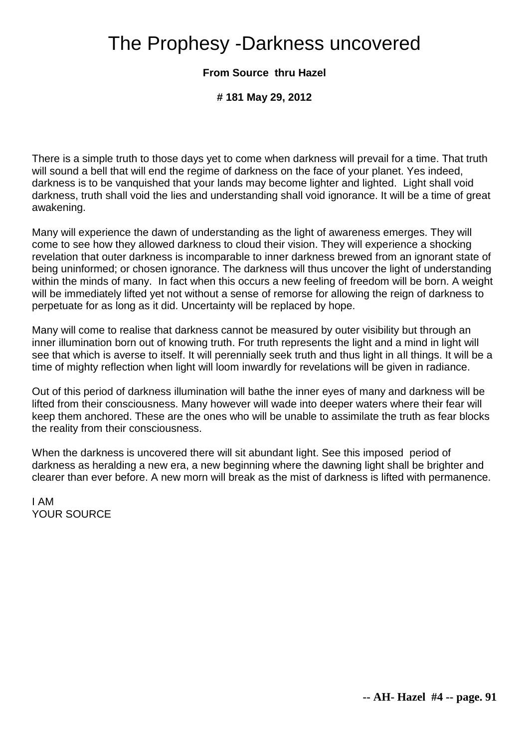# The Prophesy -Darkness uncovered

**From Source thru Hazel**

**# 181 May 29, 2012**

There is a simple truth to those days yet to come when darkness will prevail for a time. That truth will sound a bell that will end the regime of darkness on the face of your planet. Yes indeed, darkness is to be vanquished that your lands may become lighter and lighted. Light shall void darkness, truth shall void the lies and understanding shall void ignorance. It will be a time of great awakening.

Many will experience the dawn of understanding as the light of awareness emerges. They will come to see how they allowed darkness to cloud their vision. They will experience a shocking revelation that outer darkness is incomparable to inner darkness brewed from an ignorant state of being uninformed; or chosen ignorance. The darkness will thus uncover the light of understanding within the minds of many. In fact when this occurs a new feeling of freedom will be born. A weight will be immediately lifted yet not without a sense of remorse for allowing the reign of darkness to perpetuate for as long as it did. Uncertainty will be replaced by hope.

Many will come to realise that darkness cannot be measured by outer visibility but through an inner illumination born out of knowing truth. For truth represents the light and a mind in light will see that which is averse to itself. It will perennially seek truth and thus light in all things. It will be a time of mighty reflection when light will loom inwardly for revelations will be given in radiance.

Out of this period of darkness illumination will bathe the inner eyes of many and darkness will be lifted from their consciousness. Many however will wade into deeper waters where their fear will keep them anchored. These are the ones who will be unable to assimilate the truth as fear blocks the reality from their consciousness.

When the darkness is uncovered there will sit abundant light. See this imposed period of darkness as heralding a new era, a new beginning where the dawning light shall be brighter and clearer than ever before. A new morn will break as the mist of darkness is lifted with permanence.

I AM  
YOUR SOURCE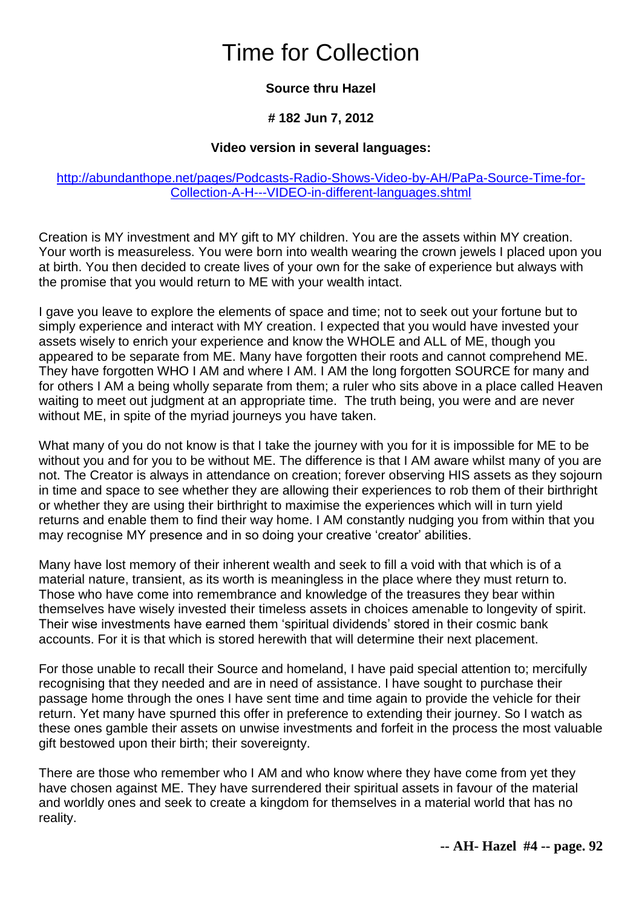# Time for Collection

**Source thru Hazel**

**# 182 Jun 7, 2012**

**Video version in several languages:**

[http://abundanthope.net/pages/Podcasts-Radio-Shows-Video-by-AH/PaPa-Source-Time-for-Collection-A-H---VIDEO-in-different-languages.shtml](http://abundanthope.net/pages/Podcasts-Radio-Shows-Video-by-AH/PaPa-Source-Time-for-Collection-A-H---VIDEO-in-different-languages.shtml)

Creation is MY investment and MY gift to MY children. You are the assets within MY creation. Your worth is measureless. You were born into wealth wearing the crown jewels I placed upon you at birth. You then decided to create lives of your own for the sake of experience but always with the promise that you would return to ME with your wealth intact.

I gave you leave to explore the elements of space and time; not to seek out your fortune but to simply experience and interact with MY creation. I expected that you would have invested your assets wisely to enrich your experience and know the WHOLE and ALL of ME, though you appeared to be separate from ME. Many have forgotten their roots and cannot comprehend ME. They have forgotten WHO I AM and where I AM. I AM the long forgotten SOURCE for many and for others I AM a being wholly separate from them; a ruler who sits above in a place called Heaven waiting to meet out judgment at an appropriate time. The truth being, you were and are never without ME, in spite of the myriad journeys you have taken.

What many of you do not know is that I take the journey with you for it is impossible for ME to be without you and for you to be without ME. The difference is that I AM aware whilst many of you are not. The Creator is always in attendance on creation; forever observing HIS assets as they sojourn in time and space to see whether they are allowing their experiences to rob them of their birthright or whether they are using their birthright to maximise the experiences which will in turn yield returns and enable them to find their way home. I AM constantly nudging you from within that you may recognise MY presence and in so doing your creative 'creator' abilities.

Many have lost memory of their inherent wealth and seek to fill a void with that which is of a material nature, transient, as its worth is meaningless in the place where they must return to. Those who have come into remembrance and knowledge of the treasures they bear within themselves have wisely invested their timeless assets in choices amenable to longevity of spirit. Their wise investments have earned them 'spiritual dividends' stored in their cosmic bank accounts. For it is that which is stored herewith that will determine their next placement.

For those unable to recall their Source and homeland, I have paid special attention to; mercifully recognising that they needed and are in need of assistance. I have sought to purchase their passage home through the ones I have sent time and time again to provide the vehicle for their return. Yet many have spurned this offer in preference to extending their journey. So I watch as these ones gamble their assets on unwise investments and forfeit in the process the most valuable gift bestowed upon their birth; their sovereignty.

There are those who remember who I AM and who know where they have come from yet they have chosen against ME. They have surrendered their spiritual assets in favour of the material and worldly ones and seek to create a kingdom for themselves in a material world that has no reality.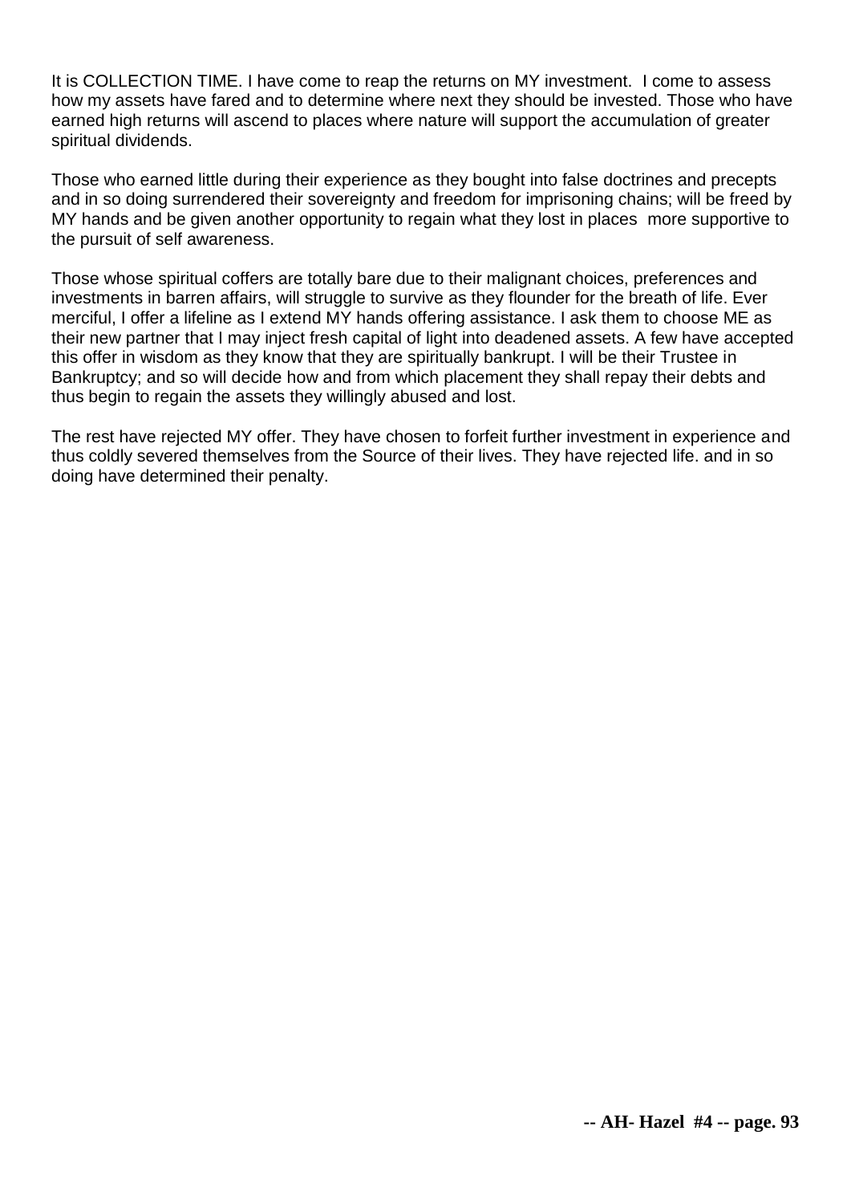It is COLLECTION TIME. I have come to reap the returns on MY investment. I come to assess how my assets have fared and to determine where next they should be invested. Those who have earned high returns will ascend to places where nature will support the accumulation of greater spiritual dividends.

Those who earned little during their experience as they bought into false doctrines and precepts and in so doing surrendered their sovereignty and freedom for imprisoning chains; will be freed by MY hands and be given another opportunity to regain what they lost in places more supportive to the pursuit of self awareness.

Those whose spiritual coffers are totally bare due to their malignant choices, preferences and investments in barren affairs, will struggle to survive as they flounder for the breath of life. Ever merciful, I offer a lifeline as I extend MY hands offering assistance. I ask them to choose ME as their new partner that I may inject fresh capital of light into deadened assets. A few have accepted this offer in wisdom as they know that they are spiritually bankrupt. I will be their Trustee in Bankruptcy; and so will decide how and from which placement they shall repay their debts and thus begin to regain the assets they willingly abused and lost.

The rest have rejected MY offer. They have chosen to forfeit further investment in experience and thus coldly severed themselves from the Source of their lives. They have rejected life. and in so doing have determined their penalty.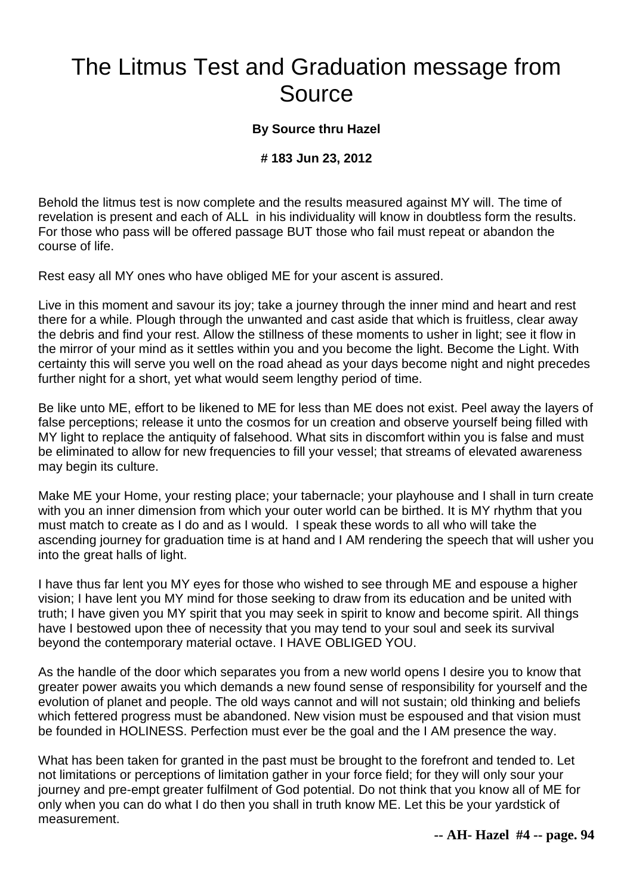# The Litmus Test and Graduation message from Source

**By Source thru Hazel**

**# 183 Jun 23, 2012**

Behold the litmus test is now complete and the results measured against MY will. The time of revelation is present and each of ALL in his individuality will know in doubtless form the results. For those who pass will be offered passage BUT those who fail must repeat or abandon the course of life.

Rest easy all MY ones who have obliged ME for your ascent is assured.

Live in this moment and savour its joy; take a journey through the inner mind and heart and rest there for a while. Plough through the unwanted and cast aside that which is fruitless, clear away the debris and find your rest. Allow the stillness of these moments to usher in light; see it flow in the mirror of your mind as it settles within you and you become the light. Become the Light. With certainty this will serve you well on the road ahead as your days become night and night precedes further night for a short, yet what would seem lengthy period of time.

Be like unto ME, effort to be likened to ME for less than ME does not exist. Peel away the layers of false perceptions; release it unto the cosmos for un creation and observe yourself being filled with MY light to replace the antiquity of falsehood. What sits in discomfort within you is false and must be eliminated to allow for new frequencies to fill your vessel; that streams of elevated awareness may begin its culture.

Make ME your Home, your resting place; your tabernacle; your playhouse and I shall in turn create with you an inner dimension from which your outer world can be birthed. It is MY rhythm that you must match to create as I do and as I would. I speak these words to all who will take the ascending journey for graduation time is at hand and I AM rendering the speech that will usher you into the great halls of light.

I have thus far lent you MY eyes for those who wished to see through ME and espouse a higher vision; I have lent you MY mind for those seeking to draw from its education and be united with truth; I have given you MY spirit that you may seek in spirit to know and become spirit. All things have I bestowed upon thee of necessity that you may tend to your soul and seek its survival beyond the contemporary material octave. I HAVE OBLIGED YOU.

As the handle of the door which separates you from a new world opens I desire you to know that greater power awaits you which demands a new found sense of responsibility for yourself and the evolution of planet and people. The old ways cannot and will not sustain; old thinking and beliefs which fettered progress must be abandoned. New vision must be espoused and that vision must be founded in HOLINESS. Perfection must ever be the goal and the I AM presence the way.

What has been taken for granted in the past must be brought to the forefront and tended to. Let not limitations or perceptions of limitation gather in your force field; for they will only sour your journey and pre-empt greater fulfilment of God potential. Do not think that you know all of ME for only when you can do what I do then you shall in truth know ME. Let this be your yardstick of measurement.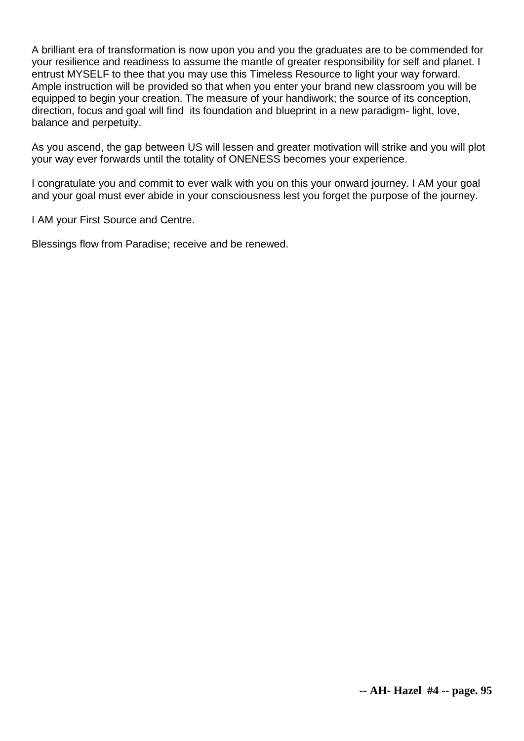A brilliant era of transformation is now upon you and you the graduates are to be commended for your resilience and readiness to assume the mantle of greater responsibility for self and planet. I entrust MYSELF to thee that you may use this Timeless Resource to light your way forward. Ample instruction will be provided so that when you enter your brand new classroom you will be equipped to begin your creation. The measure of your handiwork; the source of its conception, direction, focus and goal will find its foundation and blueprint in a new paradigm- light, love, balance and perpetuity.

As you ascend, the gap between US will lessen and greater motivation will strike and you will plot your way ever forwards until the totality of ONENESS becomes your experience.

I congratulate you and commit to ever walk with you on this your onward journey. I AM your goal and your goal must ever abide in your consciousness lest you forget the purpose of the journey.

I AM your First Source and Centre.

Blessings flow from Paradise; receive and be renewed.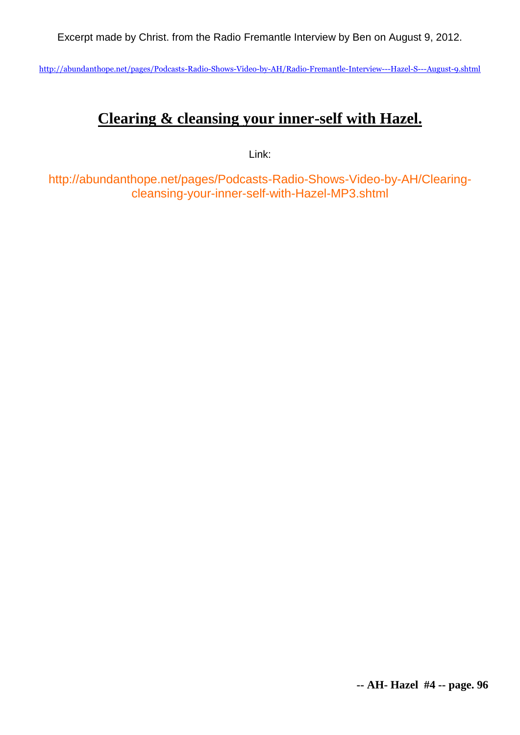Excerpt made by Christ. from the Radio Fremantle Interview by Ben on August 9, 2012.

http://abundanthope.net/pages/Podcasts-Radio-Shows-Video-by-AH/Radio-Fremantle-Interview---Hazel-S---August-9.shtml

# Clearing & cleansing your inner-self with Hazel.

Link:

http://abundanthope.net/pages/Podcasts-Radio-Shows-Video-by-AH/Clearing-cleansing-your-inner-self-with-Hazel-MP3.shtml